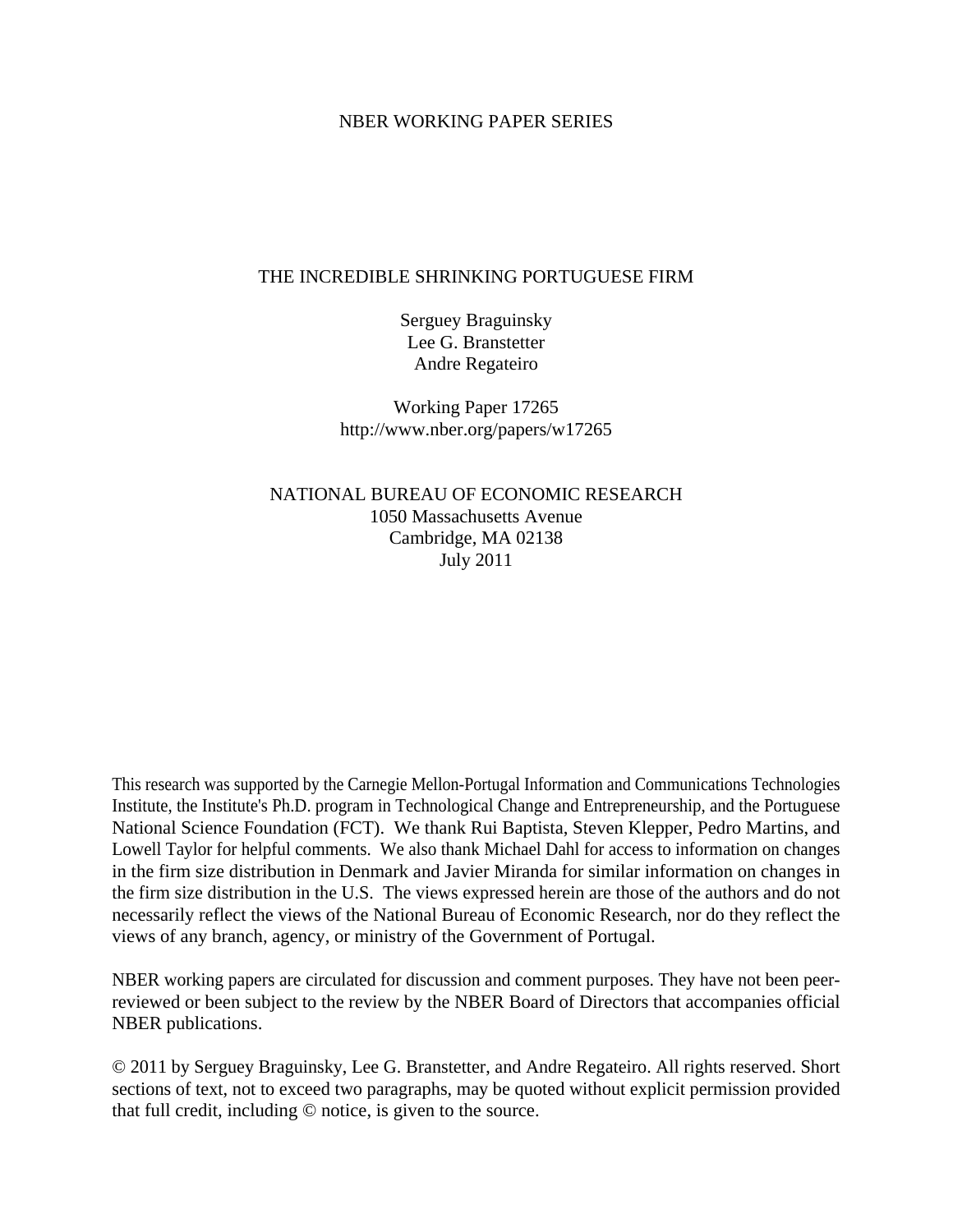NBER WORKING PAPER SERIES

# THE INCREDIBLE SHRINKING PORTUGUESE FIRM

Serguey Braguinsky
Lee G. Branstetter
Andre Regateiro

Working Paper 17265
http://www.nber.org/papers/w17265

NATIONAL BUREAU OF ECONOMIC RESEARCH
1050 Massachusetts Avenue
Cambridge, MA 02138
July 2011

This research was supported by the Carnegie Mellon-Portugal Information and Communications Technologies Institute, the Institute's Ph.D. program in Technological Change and Entrepreneurship, and the Portuguese National Science Foundation (FCT). We thank Rui Baptista, Steven Klepper, Pedro Martins, and Lowell Taylor for helpful comments. We also thank Michael Dahl for access to information on changes in the firm size distribution in Denmark and Javier Miranda for similar information on changes in the firm size distribution in the U.S. The views expressed herein are those of the authors and do not necessarily reflect the views of the National Bureau of Economic Research, nor do they reflect the views of any branch, agency, or ministry of the Government of Portugal.

NBER working papers are circulated for discussion and comment purposes. They have not been peer-reviewed or been subject to the review by the NBER Board of Directors that accompanies official NBER publications.

© 2011 by Serguey Braguinsky, Lee G. Branstetter, and Andre Regateiro. All rights reserved. Short sections of text, not to exceed two paragraphs, may be quoted without explicit permission provided that full credit, including © notice, is given to the source.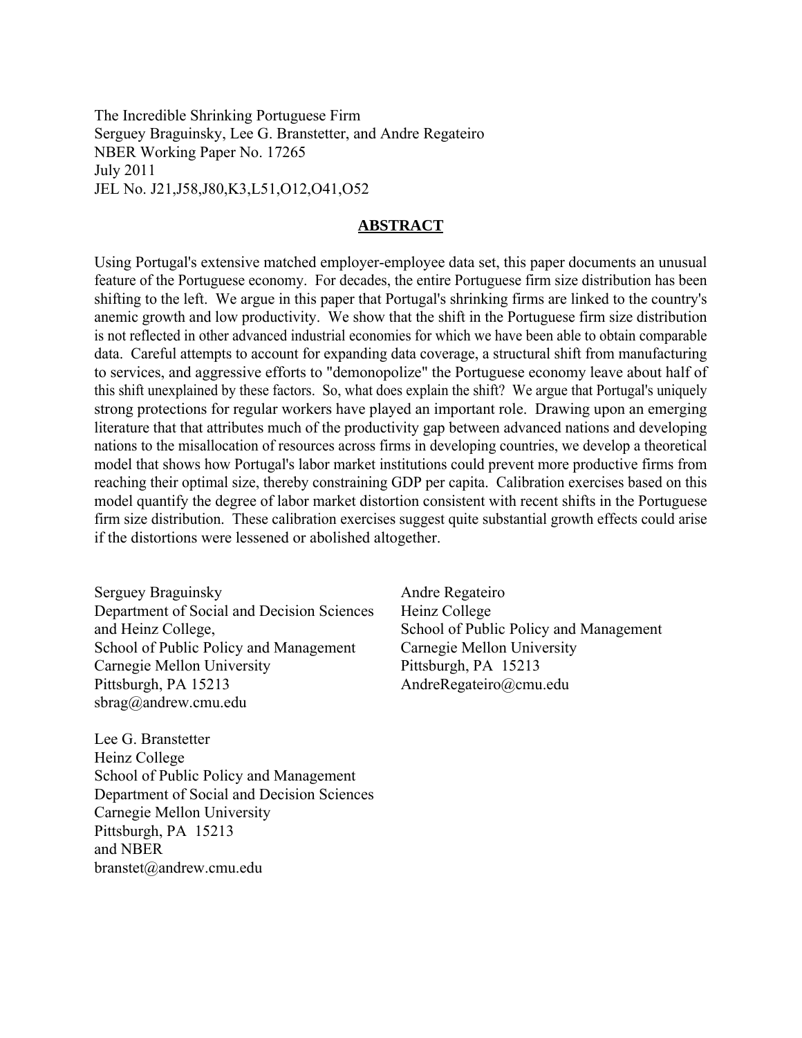The Incredible Shrinking Portuguese Firm
Serguey Braguinsky, Lee G. Branstetter, and Andre Regateiro
NBER Working Paper No. 17265
July 2011
JEL No. J21,J58,J80,K3,L51,O12,O41,O52

## **ABSTRACT**

Using Portugal's extensive matched employer-employee data set, this paper documents an unusual feature of the Portuguese economy. For decades, the entire Portuguese firm size distribution has been shifting to the left. We argue in this paper that Portugal's shrinking firms are linked to the country's anemic growth and low productivity. We show that the shift in the Portuguese firm size distribution is not reflected in other advanced industrial economies for which we have been able to obtain comparable data. Careful attempts to account for expanding data coverage, a structural shift from manufacturing to services, and aggressive efforts to "demonopolize" the Portuguese economy leave about half of this shift unexplained by these factors. So, what does explain the shift? We argue that Portugal's uniquely strong protections for regular workers have played an important role. Drawing upon an emerging literature that that attributes much of the productivity gap between advanced nations and developing nations to the misallocation of resources across firms in developing countries, we develop a theoretical model that shows how Portugal's labor market institutions could prevent more productive firms from reaching their optimal size, thereby constraining GDP per capita. Calibration exercises based on this model quantify the degree of labor market distortion consistent with recent shifts in the Portuguese firm size distribution. These calibration exercises suggest quite substantial growth effects could arise if the distortions were lessened or abolished altogether.

Serguey Braguinsky
Department of Social and Decision Sciences
and Heinz College,
School of Public Policy and Management
Carnegie Mellon University
Pittsburgh, PA 15213
sbrag@andrew.cmu.edu

Lee G. Branstetter
Heinz College
School of Public Policy and Management
Department of Social and Decision Sciences
Carnegie Mellon University
Pittsburgh, PA 15213
and NBER
branstet@andrew.cmu.edu

Andre Regateiro
Heinz College
School of Public Policy and Management
Carnegie Mellon University
Pittsburgh, PA 15213
AndreRegateiro@cmu.edu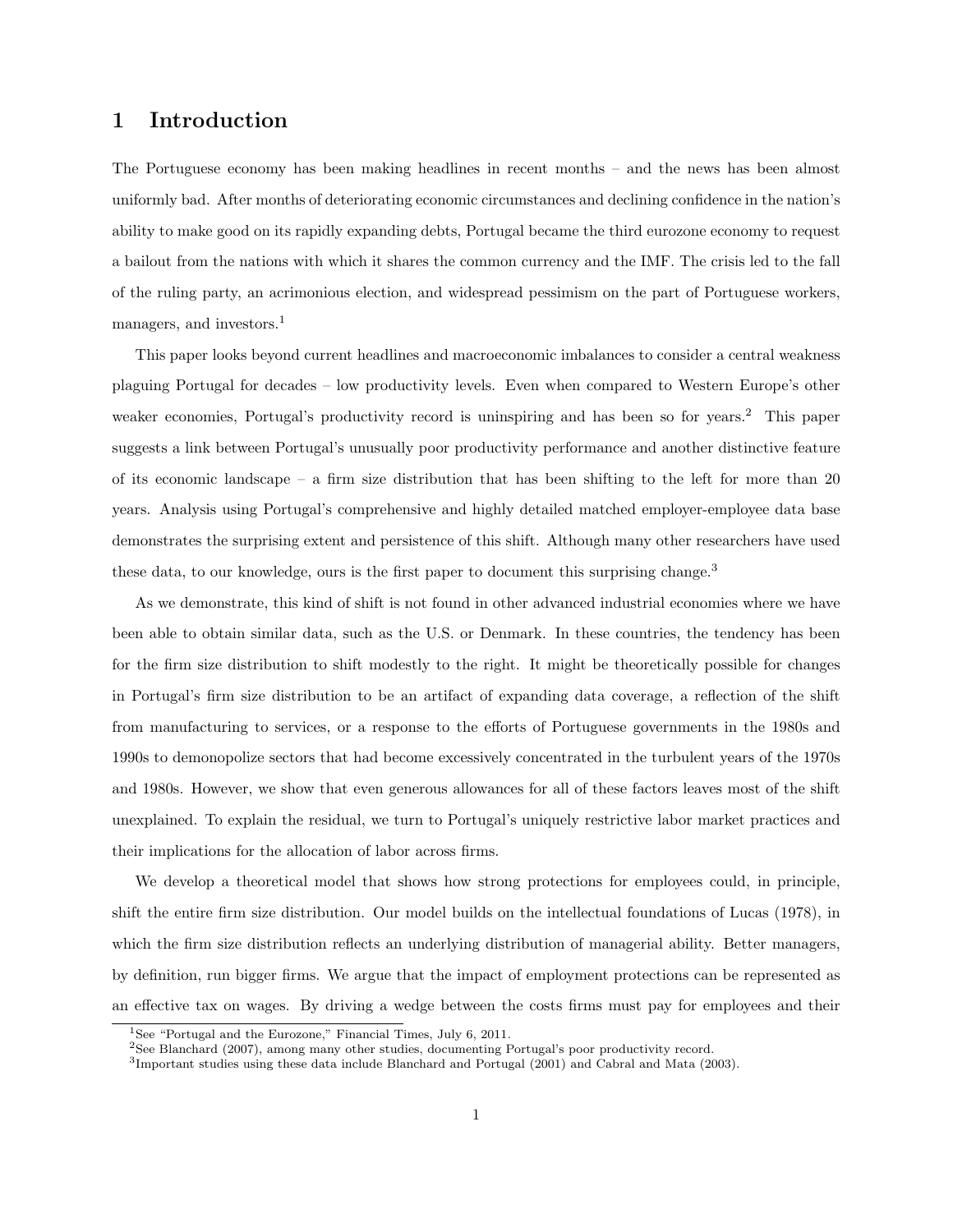# 1 Introduction

The Portuguese economy has been making headlines in recent months – and the news has been almost uniformly bad. After months of deteriorating economic circumstances and declining confidence in the nation's ability to make good on its rapidly expanding debts, Portugal became the third eurozone economy to request a bailout from the nations with which it shares the common currency and the IMF. The crisis led to the fall of the ruling party, an acrimonious election, and widespread pessimism on the part of Portuguese workers, managers, and investors.[1]

This paper looks beyond current headlines and macroeconomic imbalances to consider a central weakness plaguing Portugal for decades – low productivity levels. Even when compared to Western Europe's other weaker economies, Portugal's productivity record is uninspiring and has been so for years.[2] This paper suggests a link between Portugal's unusually poor productivity performance and another distinctive feature of its economic landscape – a firm size distribution that has been shifting to the left for more than 20 years. Analysis using Portugal's comprehensive and highly detailed matched employer-employee data base demonstrates the surprising extent and persistence of this shift. Although many other researchers have used these data, to our knowledge, ours is the first paper to document this surprising change.[3]

As we demonstrate, this kind of shift is not found in other advanced industrial economies where we have been able to obtain similar data, such as the U.S. or Denmark. In these countries, the tendency has been for the firm size distribution to shift modestly to the right. It might be theoretically possible for changes in Portugal's firm size distribution to be an artifact of expanding data coverage, a reflection of the shift from manufacturing to services, or a response to the efforts of Portuguese governments in the 1980s and 1990s to demonopolize sectors that had become excessively concentrated in the turbulent years of the 1970s and 1980s. However, we show that even generous allowances for all of these factors leaves most of the shift unexplained. To explain the residual, we turn to Portugal's uniquely restrictive labor market practices and their implications for the allocation of labor across firms.

We develop a theoretical model that shows how strong protections for employees could, in principle, shift the entire firm size distribution. Our model builds on the intellectual foundations of Lucas (1978), in which the firm size distribution reflects an underlying distribution of managerial ability. Better managers, by definition, run bigger firms. We argue that the impact of employment protections can be represented as an effective tax on wages. By driving a wedge between the costs firms must pay for employees and their

---

[1] See "Portugal and the Eurozone," Financial Times, July 6, 2011.

[2] See Blanchard (2007), among many other studies, documenting Portugal's poor productivity record.

[3] Important studies using these data include Blanchard and Portugal (2001) and Cabral and Mata (2003).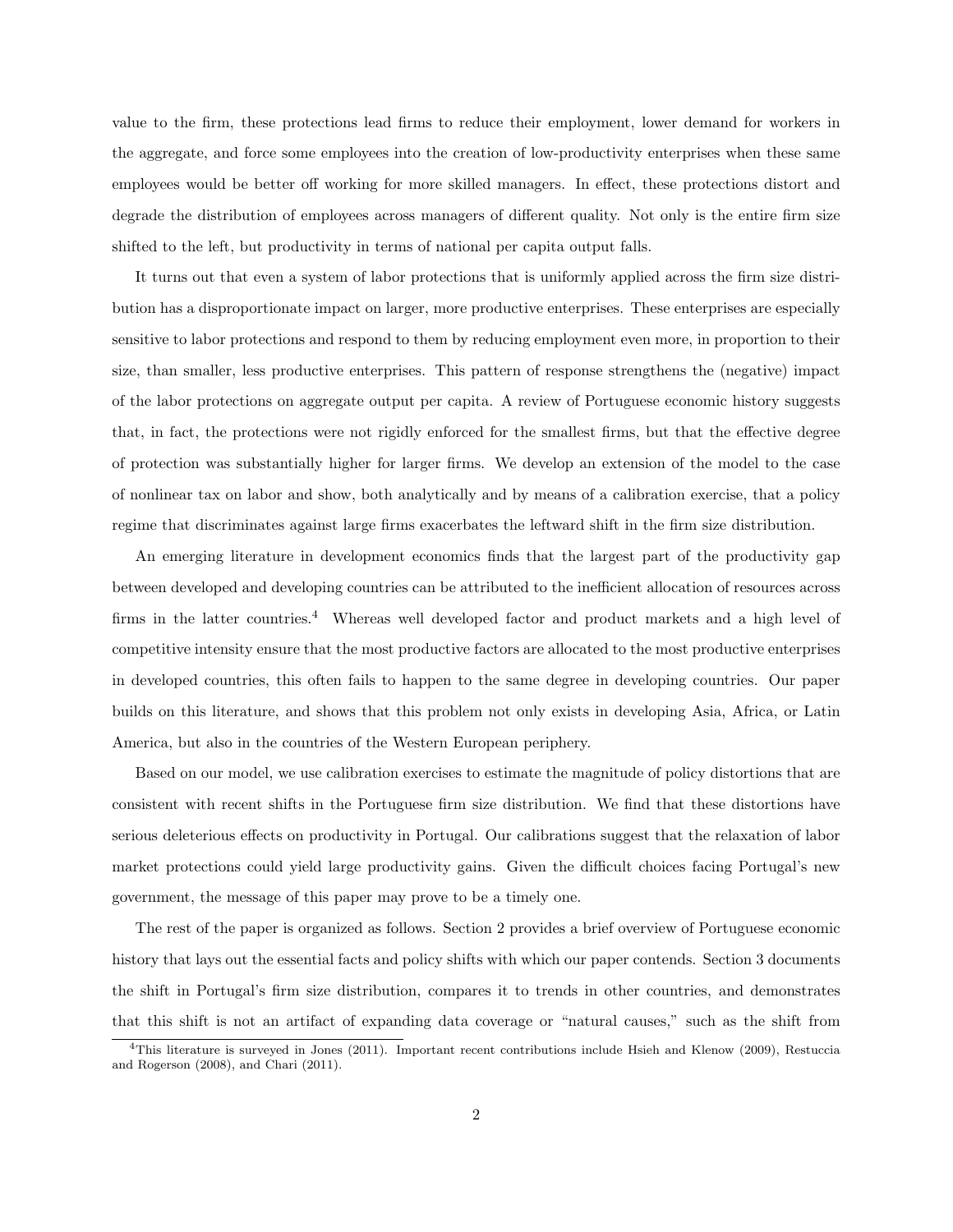value to the firm, these protections lead firms to reduce their employment, lower demand for workers in the aggregate, and force some employees into the creation of low-productivity enterprises when these same employees would be better off working for more skilled managers. In effect, these protections distort and degrade the distribution of employees across managers of different quality. Not only is the entire firm size shifted to the left, but productivity in terms of national per capita output falls.

It turns out that even a system of labor protections that is uniformly applied across the firm size distribution has a disproportionate impact on larger, more productive enterprises. These enterprises are especially sensitive to labor protections and respond to them by reducing employment even more, in proportion to their size, than smaller, less productive enterprises. This pattern of response strengthens the (negative) impact of the labor protections on aggregate output per capita. A review of Portuguese economic history suggests that, in fact, the protections were not rigidly enforced for the smallest firms, but that the effective degree of protection was substantially higher for larger firms. We develop an extension of the model to the case of nonlinear tax on labor and show, both analytically and by means of a calibration exercise, that a policy regime that discriminates against large firms exacerbates the leftward shift in the firm size distribution.

An emerging literature in development economics finds that the largest part of the productivity gap between developed and developing countries can be attributed to the inefficient allocation of resources across firms in the latter countries.[4] Whereas well developed factor and product markets and a high level of competitive intensity ensure that the most productive factors are allocated to the most productive enterprises in developed countries, this often fails to happen to the same degree in developing countries. Our paper builds on this literature, and shows that this problem not only exists in developing Asia, Africa, or Latin America, but also in the countries of the Western European periphery.

Based on our model, we use calibration exercises to estimate the magnitude of policy distortions that are consistent with recent shifts in the Portuguese firm size distribution. We find that these distortions have serious deleterious effects on productivity in Portugal. Our calibrations suggest that the relaxation of labor market protections could yield large productivity gains. Given the difficult choices facing Portugal's new government, the message of this paper may prove to be a timely one.

The rest of the paper is organized as follows. Section 2 provides a brief overview of Portuguese economic history that lays out the essential facts and policy shifts with which our paper contends. Section 3 documents the shift in Portugal's firm size distribution, compares it to trends in other countries, and demonstrates that this shift is not an artifact of expanding data coverage or "natural causes," such as the shift from

[4] This literature is surveyed in Jones (2011). Important recent contributions include Hsieh and Klenow (2009), Restuccia and Rogerson (2008), and Chari (2011).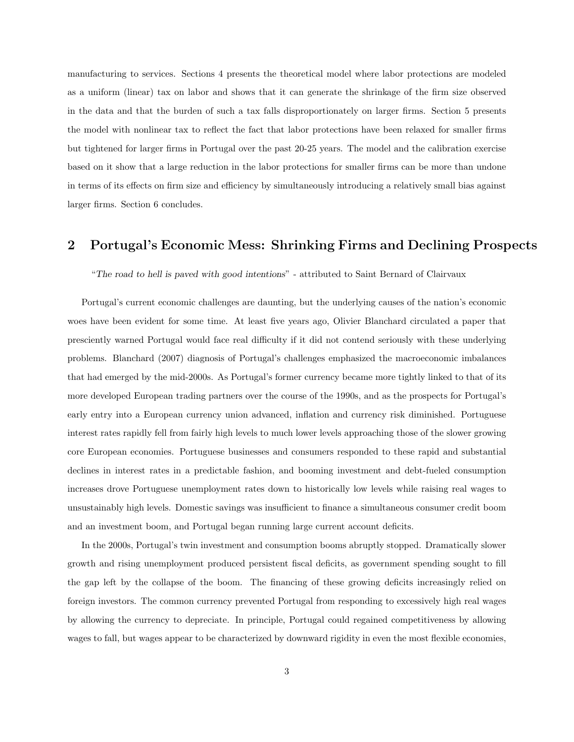manufacturing to services. Sections 4 presents the theoretical model where labor protections are modeled as a uniform (linear) tax on labor and shows that it can generate the shrinkage of the firm size observed in the data and that the burden of such a tax falls disproportionately on larger firms. Section 5 presents the model with nonlinear tax to reflect the fact that labor protections have been relaxed for smaller firms but tightened for larger firms in Portugal over the past 20-25 years. The model and the calibration exercise based on it show that a large reduction in the labor protections for smaller firms can be more than undone in terms of its effects on firm size and efficiency by simultaneously introducing a relatively small bias against larger firms. Section 6 concludes.

## 2 Portugal's Economic Mess: Shrinking Firms and Declining Prospects

"*The road to hell is paved with good intentions*" - attributed to Saint Bernard of Clairvaux

Portugal's current economic challenges are daunting, but the underlying causes of the nation's economic woes have been evident for some time. At least five years ago, Olivier Blanchard circulated a paper that presciently warned Portugal would face real difficulty if it did not contend seriously with these underlying problems. Blanchard (2007) diagnosis of Portugal's challenges emphasized the macroeconomic imbalances that had emerged by the mid-2000s. As Portugal's former currency became more tightly linked to that of its more developed European trading partners over the course of the 1990s, and as the prospects for Portugal's early entry into a European currency union advanced, inflation and currency risk diminished. Portuguese interest rates rapidly fell from fairly high levels to much lower levels approaching those of the slower growing core European economies. Portuguese businesses and consumers responded to these rapid and substantial declines in interest rates in a predictable fashion, and booming investment and debt-fueled consumption increases drove Portuguese unemployment rates down to historically low levels while raising real wages to unsustainably high levels. Domestic savings was insufficient to finance a simultaneous consumer credit boom and an investment boom, and Portugal began running large current account deficits.

In the 2000s, Portugal's twin investment and consumption booms abruptly stopped. Dramatically slower growth and rising unemployment produced persistent fiscal deficits, as government spending sought to fill the gap left by the collapse of the boom. The financing of these growing deficits increasingly relied on foreign investors. The common currency prevented Portugal from responding to excessively high real wages by allowing the currency to depreciate. In principle, Portugal could regained competitiveness by allowing wages to fall, but wages appear to be characterized by downward rigidity in even the most flexible economies,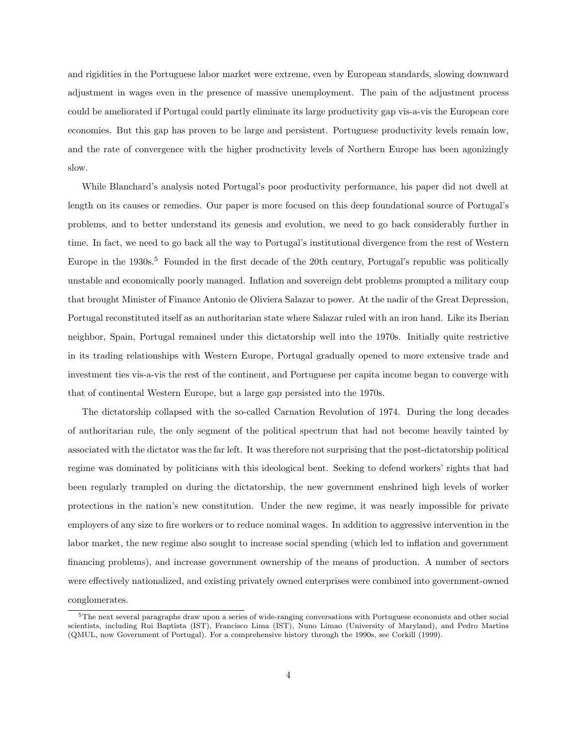and rigidities in the Portuguese labor market were extreme, even by European standards, slowing downward adjustment in wages even in the presence of massive unemployment. The pain of the adjustment process could be ameliorated if Portugal could partly eliminate its large productivity gap vis-a-vis the European core economies. But this gap has proven to be large and persistent. Portuguese productivity levels remain low, and the rate of convergence with the higher productivity levels of Northern Europe has been agonizingly slow.

While Blanchard's analysis noted Portugal's poor productivity performance, his paper did not dwell at length on its causes or remedies. Our paper is more focused on this deep foundational source of Portugal's problems, and to better understand its genesis and evolution, we need to go back considerably further in time. In fact, we need to go back all the way to Portugal's institutional divergence from the rest of Western Europe in the 1930s.[5] Founded in the first decade of the 20th century, Portugal's republic was politically unstable and economically poorly managed. Inflation and sovereign debt problems prompted a military coup that brought Minister of Finance Antonio de Oliviera Salazar to power. At the nadir of the Great Depression, Portugal reconstituted itself as an authoritarian state where Salazar ruled with an iron hand. Like its Iberian neighbor, Spain, Portugal remained under this dictatorship well into the 1970s. Initially quite restrictive in its trading relationships with Western Europe, Portugal gradually opened to more extensive trade and investment ties vis-a-vis the rest of the continent, and Portuguese per capita income began to converge with that of continental Western Europe, but a large gap persisted into the 1970s.

The dictatorship collapsed with the so-called Carnation Revolution of 1974. During the long decades of authoritarian rule, the only segment of the political spectrum that had not become heavily tainted by associated with the dictator was the far left. It was therefore not surprising that the post-dictatorship political regime was dominated by politicians with this ideological bent. Seeking to defend workers' rights that had been regularly trampled on during the dictatorship, the new government enshrined high levels of worker protections in the nation's new constitution. Under the new regime, it was nearly impossible for private employers of any size to fire workers or to reduce nominal wages. In addition to aggressive intervention in the labor market, the new regime also sought to increase social spending (which led to inflation and government financing problems), and increase government ownership of the means of production. A number of sectors were effectively nationalized, and existing privately owned enterprises were combined into government-owned conglomerates.

[5] The next several paragraphs draw upon a series of wide-ranging conversations with Portuguese economists and other social scientists, including Rui Baptista (IST), Francisco Lima (IST), Nuno Limao (University of Maryland), and Pedro Martins (QMUL, now Government of Portugal). For a comprehensive history through the 1990s, see Corkill (1999).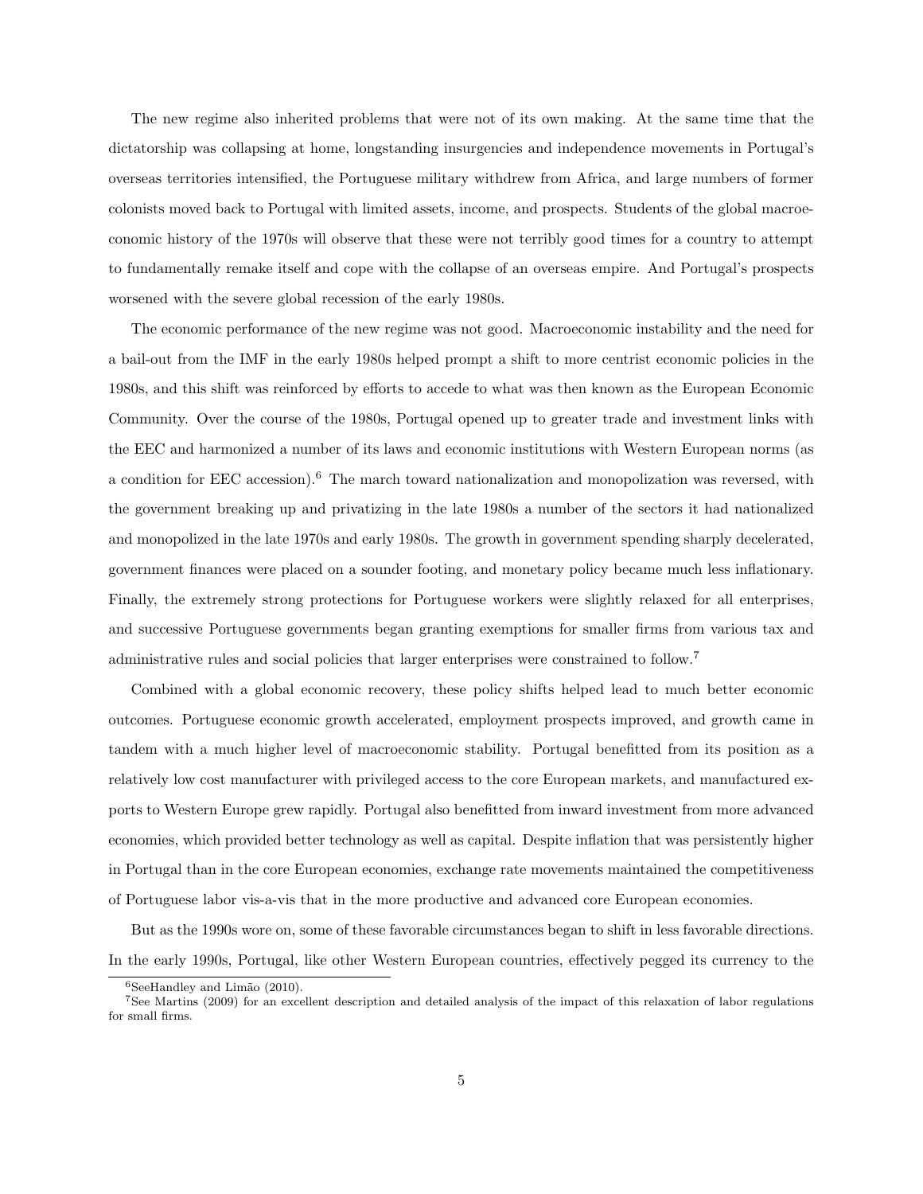The new regime also inherited problems that were not of its own making. At the same time that the dictatorship was collapsing at home, longstanding insurgencies and independence movements in Portugal's overseas territories intensified, the Portuguese military withdrew from Africa, and large numbers of former colonists moved back to Portugal with limited assets, income, and prospects. Students of the global macroeconomic history of the 1970s will observe that these were not terribly good times for a country to attempt to fundamentally remake itself and cope with the collapse of an overseas empire. And Portugal's prospects worsened with the severe global recession of the early 1980s.

The economic performance of the new regime was not good. Macroeconomic instability and the need for a bail-out from the IMF in the early 1980s helped prompt a shift to more centrist economic policies in the 1980s, and this shift was reinforced by efforts to accede to what was then known as the European Economic Community. Over the course of the 1980s, Portugal opened up to greater trade and investment links with the EEC and harmonized a number of its laws and economic institutions with Western European norms (as a condition for EEC accession).[6] The march toward nationalization and monopolization was reversed, with the government breaking up and privatizing in the late 1980s a number of the sectors it had nationalized and monopolized in the late 1970s and early 1980s. The growth in government spending sharply decelerated, government finances were placed on a sounder footing, and monetary policy became much less inflationary. Finally, the extremely strong protections for Portuguese workers were slightly relaxed for all enterprises, and successive Portuguese governments began granting exemptions for smaller firms from various tax and administrative rules and social policies that larger enterprises were constrained to follow.[7]

Combined with a global economic recovery, these policy shifts helped lead to much better economic outcomes. Portuguese economic growth accelerated, employment prospects improved, and growth came in tandem with a much higher level of macroeconomic stability. Portugal benefitted from its position as a relatively low cost manufacturer with privileged access to the core European markets, and manufactured exports to Western Europe grew rapidly. Portugal also benefitted from inward investment from more advanced economies, which provided better technology as well as capital. Despite inflation that was persistently higher in Portugal than in the core European economies, exchange rate movements maintained the competitiveness of Portuguese labor vis-a-vis that in the more productive and advanced core European economies.

But as the 1990s wore on, some of these favorable circumstances began to shift in less favorable directions. In the early 1990s, Portugal, like other Western European countries, effectively pegged its currency to the

[6] SeeHandley and Limão (2010).

[7] See Martins (2009) for an excellent description and detailed analysis of the impact of this relaxation of labor regulations for small firms.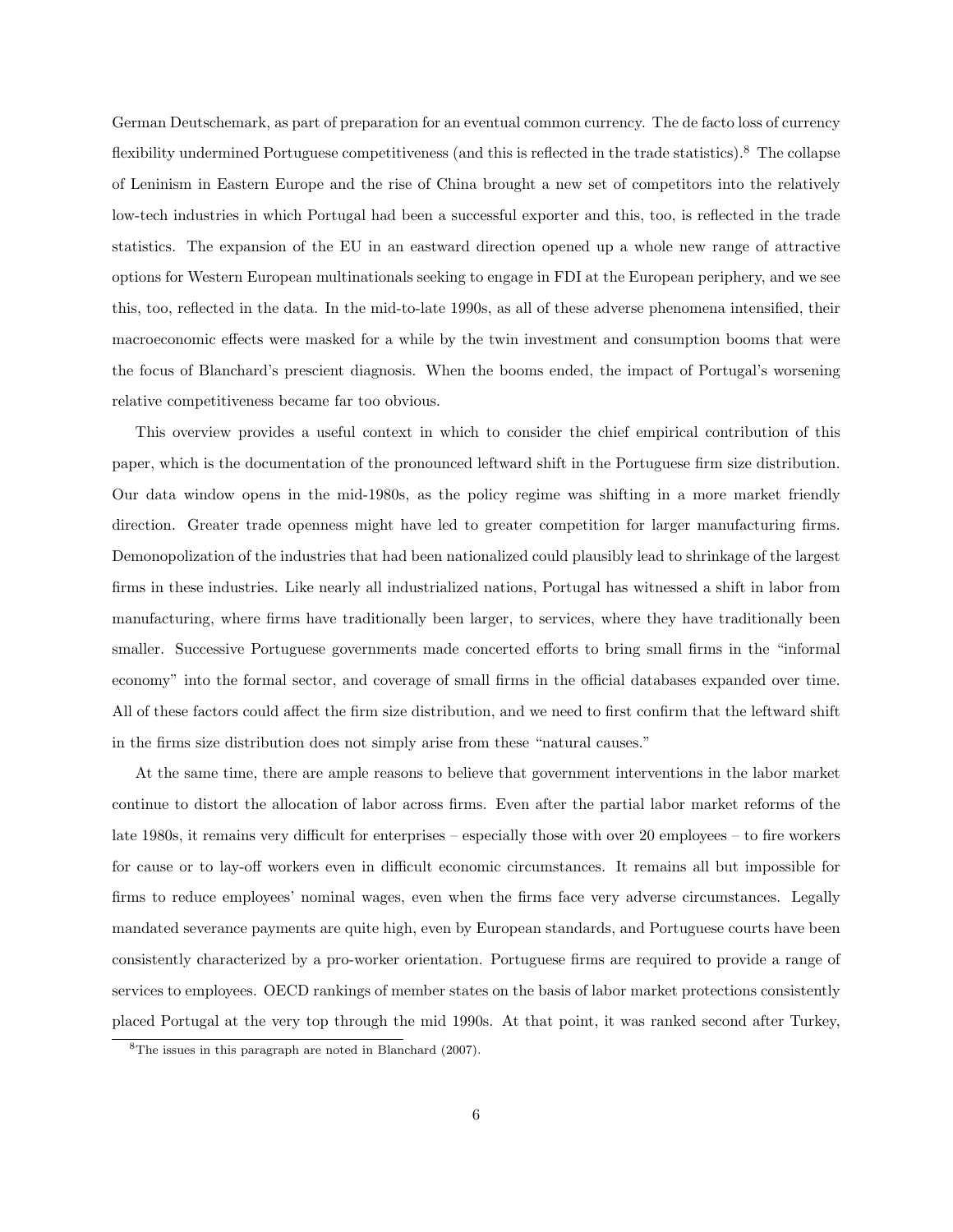German Deutschemark, as part of preparation for an eventual common currency. The de facto loss of currency flexibility undermined Portuguese competitiveness (and this is reflected in the trade statistics).[8] The collapse of Leninism in Eastern Europe and the rise of China brought a new set of competitors into the relatively low-tech industries in which Portugal had been a successful exporter and this, too, is reflected in the trade statistics. The expansion of the EU in an eastward direction opened up a whole new range of attractive options for Western European multinationals seeking to engage in FDI at the European periphery, and we see this, too, reflected in the data. In the mid-to-late 1990s, as all of these adverse phenomena intensified, their macroeconomic effects were masked for a while by the twin investment and consumption booms that were the focus of Blanchard's prescient diagnosis. When the booms ended, the impact of Portugal's worsening relative competitiveness became far too obvious.

This overview provides a useful context in which to consider the chief empirical contribution of this paper, which is the documentation of the pronounced leftward shift in the Portuguese firm size distribution. Our data window opens in the mid-1980s, as the policy regime was shifting in a more market friendly direction. Greater trade openness might have led to greater competition for larger manufacturing firms. Demonopolization of the industries that had been nationalized could plausibly lead to shrinkage of the largest firms in these industries. Like nearly all industrialized nations, Portugal has witnessed a shift in labor from manufacturing, where firms have traditionally been larger, to services, where they have traditionally been smaller. Successive Portuguese governments made concerted efforts to bring small firms in the "informal economy" into the formal sector, and coverage of small firms in the official databases expanded over time. All of these factors could affect the firm size distribution, and we need to first confirm that the leftward shift in the firms size distribution does not simply arise from these "natural causes."

At the same time, there are ample reasons to believe that government interventions in the labor market continue to distort the allocation of labor across firms. Even after the partial labor market reforms of the late 1980s, it remains very difficult for enterprises – especially those with over 20 employees – to fire workers for cause or to lay-off workers even in difficult economic circumstances. It remains all but impossible for firms to reduce employees' nominal wages, even when the firms face very adverse circumstances. Legally mandated severance payments are quite high, even by European standards, and Portuguese courts have been consistently characterized by a pro-worker orientation. Portuguese firms are required to provide a range of services to employees. OECD rankings of member states on the basis of labor market protections consistently placed Portugal at the very top through the mid 1990s. At that point, it was ranked second after Turkey,

[8] The issues in this paragraph are noted in Blanchard (2007).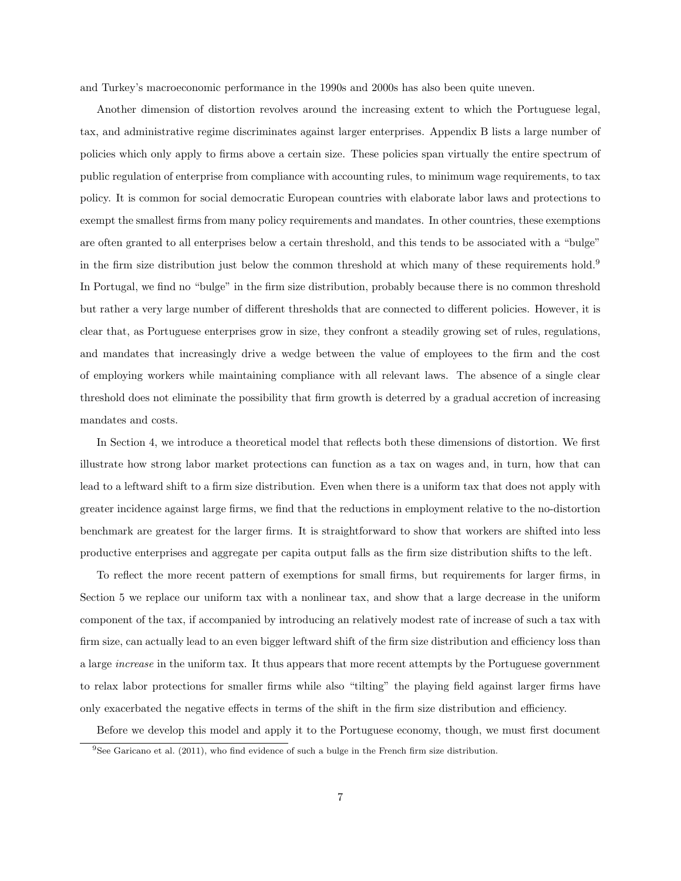and Turkey's macroeconomic performance in the 1990s and 2000s has also been quite uneven.

Another dimension of distortion revolves around the increasing extent to which the Portuguese legal, tax, and administrative regime discriminates against larger enterprises. Appendix B lists a large number of policies which only apply to firms above a certain size. These policies span virtually the entire spectrum of public regulation of enterprise from compliance with accounting rules, to minimum wage requirements, to tax policy. It is common for social democratic European countries with elaborate labor laws and protections to exempt the smallest firms from many policy requirements and mandates. In other countries, these exemptions are often granted to all enterprises below a certain threshold, and this tends to be associated with a "bulge" in the firm size distribution just below the common threshold at which many of these requirements hold.[9] In Portugal, we find no "bulge" in the firm size distribution, probably because there is no common threshold but rather a very large number of different thresholds that are connected to different policies. However, it is clear that, as Portuguese enterprises grow in size, they confront a steadily growing set of rules, regulations, and mandates that increasingly drive a wedge between the value of employees to the firm and the cost of employing workers while maintaining compliance with all relevant laws. The absence of a single clear threshold does not eliminate the possibility that firm growth is deterred by a gradual accretion of increasing mandates and costs.

In Section 4, we introduce a theoretical model that reflects both these dimensions of distortion. We first illustrate how strong labor market protections can function as a tax on wages and, in turn, how that can lead to a leftward shift to a firm size distribution. Even when there is a uniform tax that does not apply with greater incidence against large firms, we find that the reductions in employment relative to the no-distortion benchmark are greatest for the larger firms. It is straightforward to show that workers are shifted into less productive enterprises and aggregate per capita output falls as the firm size distribution shifts to the left.

To reflect the more recent pattern of exemptions for small firms, but requirements for larger firms, in Section 5 we replace our uniform tax with a nonlinear tax, and show that a large decrease in the uniform component of the tax, if accompanied by introducing an relatively modest rate of increase of such a tax with firm size, can actually lead to an even bigger leftward shift of the firm size distribution and efficiency loss than a large *increase* in the uniform tax. It thus appears that more recent attempts by the Portuguese government to relax labor protections for smaller firms while also "tilting" the playing field against larger firms have only exacerbated the negative effects in terms of the shift in the firm size distribution and efficiency.

Before we develop this model and apply it to the Portuguese economy, though, we must first document

[9] See Garicano et al. (2011), who find evidence of such a bulge in the French firm size distribution.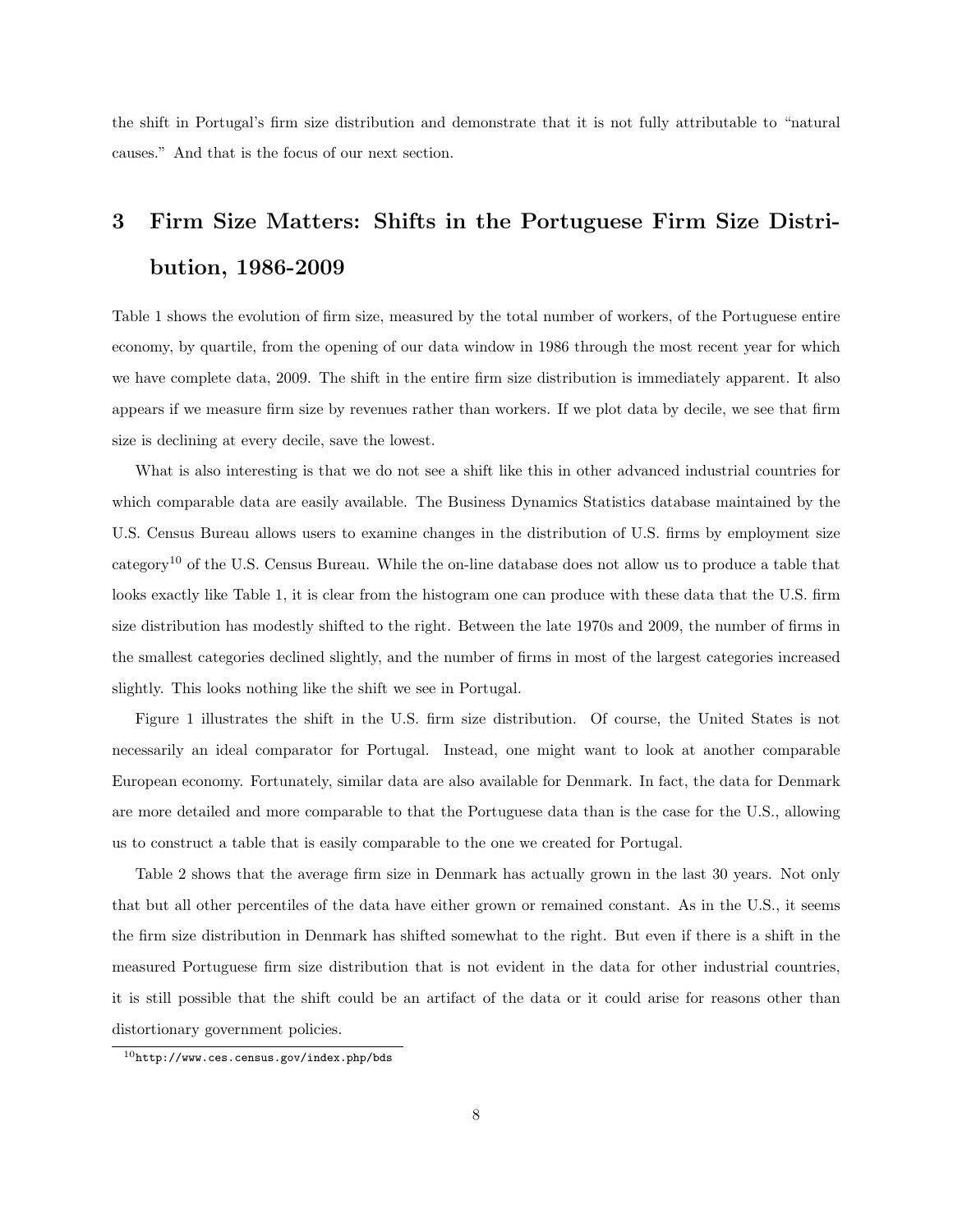the shift in Portugal's firm size distribution and demonstrate that it is not fully attributable to "natural causes." And that is the focus of our next section.

# 3 Firm Size Matters: Shifts in the Portuguese Firm Size Distribution, 1986-2009

Table 1 shows the evolution of firm size, measured by the total number of workers, of the Portuguese entire economy, by quartile, from the opening of our data window in 1986 through the most recent year for which we have complete data, 2009. The shift in the entire firm size distribution is immediately apparent. It also appears if we measure firm size by revenues rather than workers. If we plot data by decile, we see that firm size is declining at every decile, save the lowest.

What is also interesting is that we do not see a shift like this in other advanced industrial countries for which comparable data are easily available. The Business Dynamics Statistics database maintained by the U.S. Census Bureau allows users to examine changes in the distribution of U.S. firms by employment size category[10] of the U.S. Census Bureau. While the on-line database does not allow us to produce a table that looks exactly like Table 1, it is clear from the histogram one can produce with these data that the U.S. firm size distribution has modestly shifted to the right. Between the late 1970s and 2009, the number of firms in the smallest categories declined slightly, and the number of firms in most of the largest categories increased slightly. This looks nothing like the shift we see in Portugal.

Figure 1 illustrates the shift in the U.S. firm size distribution. Of course, the United States is not necessarily an ideal comparator for Portugal. Instead, one might want to look at another comparable European economy. Fortunately, similar data are also available for Denmark. In fact, the data for Denmark are more detailed and more comparable to that the Portuguese data than is the case for the U.S., allowing us to construct a table that is easily comparable to the one we created for Portugal.

Table 2 shows that the average firm size in Denmark has actually grown in the last 30 years. Not only that but all other percentiles of the data have either grown or remained constant. As in the U.S., it seems the firm size distribution in Denmark has shifted somewhat to the right. But even if there is a shift in the measured Portuguese firm size distribution that is not evident in the data for other industrial countries, it is still possible that the shift could be an artifact of the data or it could arise for reasons other than distortionary government policies.

[10] http://www.ces.census.gov/index.php/bds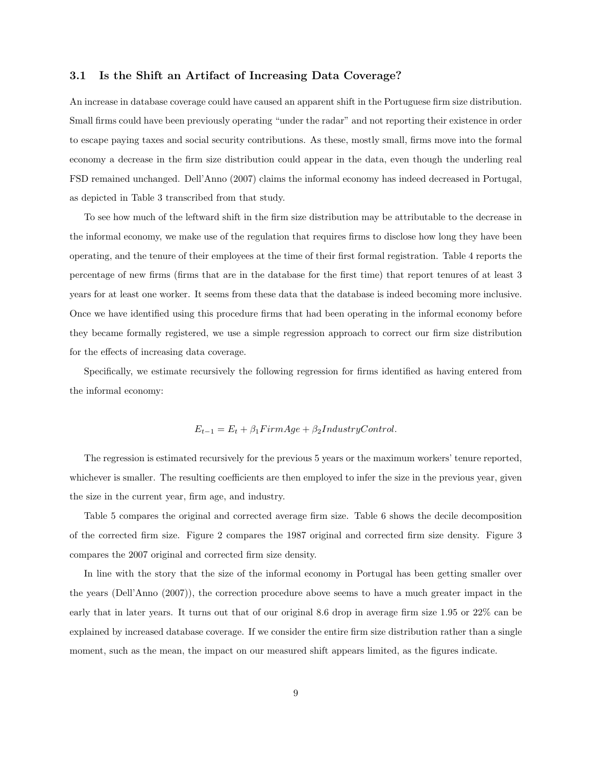### 3.1 Is the Shift an Artifact of Increasing Data Coverage?

An increase in database coverage could have caused an apparent shift in the Portuguese firm size distribution. Small firms could have been previously operating "under the radar" and not reporting their existence in order to escape paying taxes and social security contributions. As these, mostly small, firms move into the formal economy a decrease in the firm size distribution could appear in the data, even though the underling real FSD remained unchanged. Dell'Anno (2007) claims the informal economy has indeed decreased in Portugal, as depicted in Table 3 transcribed from that study.

To see how much of the leftward shift in the firm size distribution may be attributable to the decrease in the informal economy, we make use of the regulation that requires firms to disclose how long they have been operating, and the tenure of their employees at the time of their first formal registration. Table 4 reports the percentage of new firms (firms that are in the database for the first time) that report tenures of at least 3 years for at least one worker. It seems from these data that the database is indeed becoming more inclusive. Once we have identified using this procedure firms that had been operating in the informal economy before they became formally registered, we use a simple regression approach to correct our firm size distribution for the effects of increasing data coverage.

Specifically, we estimate recursively the following regression for firms identified as having entered from the informal economy:

$$E_{t-1} = E_t + \beta_1 FirmAge + \beta_2 IndustryControl.$$

The regression is estimated recursively for the previous 5 years or the maximum workers' tenure reported, whichever is smaller. The resulting coefficients are then employed to infer the size in the previous year, given the size in the current year, firm age, and industry.

Table 5 compares the original and corrected average firm size. Table 6 shows the decile decomposition of the corrected firm size. Figure 2 compares the 1987 original and corrected firm size density. Figure 3 compares the 2007 original and corrected firm size density.

In line with the story that the size of the informal economy in Portugal has been getting smaller over the years (Dell'Anno (2007)), the correction procedure above seems to have a much greater impact in the early that in later years. It turns out that of our original 8.6 drop in average firm size 1.95 or 22% can be explained by increased database coverage. If we consider the entire firm size distribution rather than a single moment, such as the mean, the impact on our measured shift appears limited, as the figures indicate.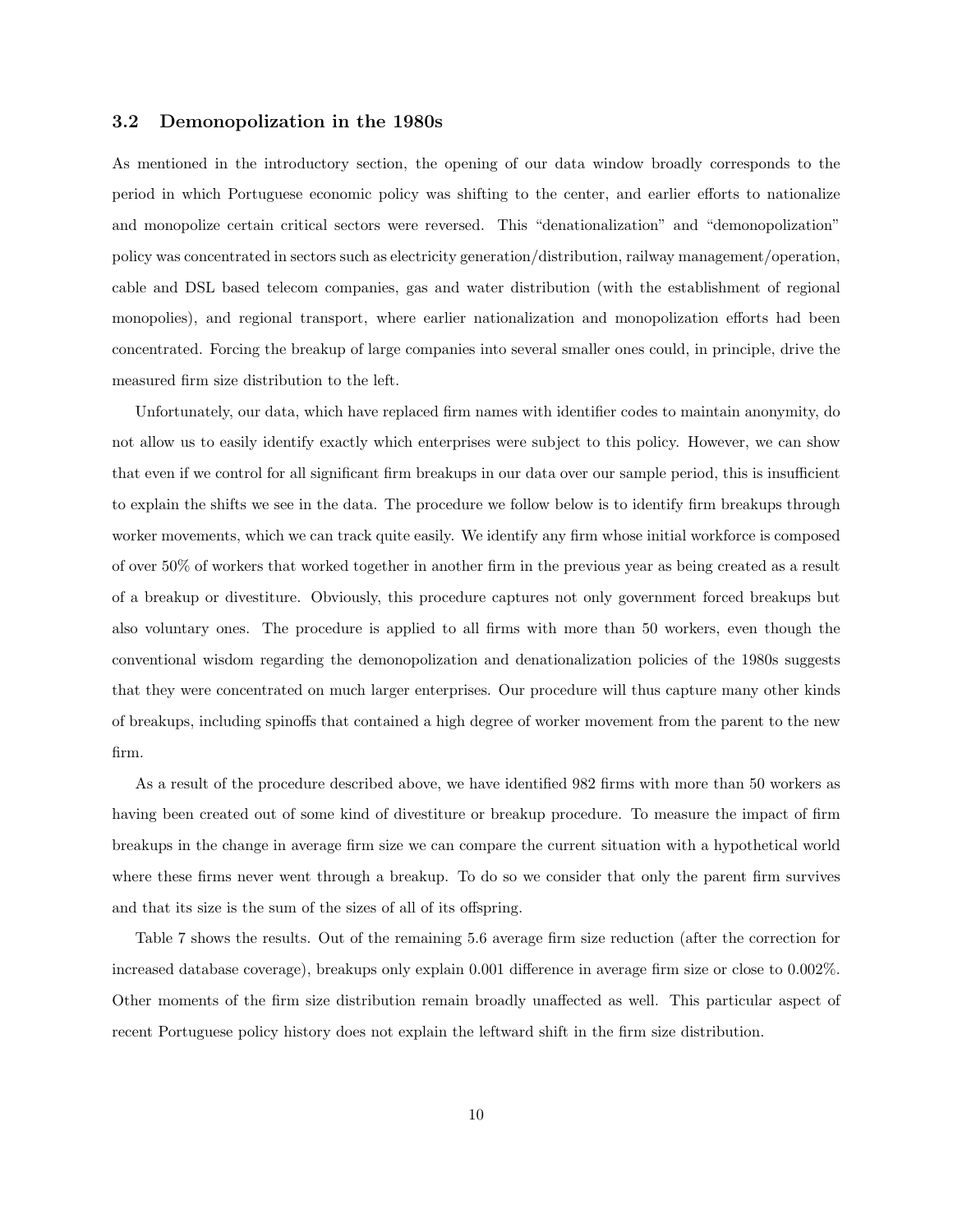### 3.2 Demonopolization in the 1980s

As mentioned in the introductory section, the opening of our data window broadly corresponds to the period in which Portuguese economic policy was shifting to the center, and earlier efforts to nationalize and monopolize certain critical sectors were reversed. This "denationalization" and "demonopolization" policy was concentrated in sectors such as electricity generation/distribution, railway management/operation, cable and DSL based telecom companies, gas and water distribution (with the establishment of regional monopolies), and regional transport, where earlier nationalization and monopolization efforts had been concentrated. Forcing the breakup of large companies into several smaller ones could, in principle, drive the measured firm size distribution to the left.

Unfortunately, our data, which have replaced firm names with identifier codes to maintain anonymity, do not allow us to easily identify exactly which enterprises were subject to this policy. However, we can show that even if we control for all significant firm breakups in our data over our sample period, this is insufficient to explain the shifts we see in the data. The procedure we follow below is to identify firm breakups through worker movements, which we can track quite easily. We identify any firm whose initial workforce is composed of over 50% of workers that worked together in another firm in the previous year as being created as a result of a breakup or divestiture. Obviously, this procedure captures not only government forced breakups but also voluntary ones. The procedure is applied to all firms with more than 50 workers, even though the conventional wisdom regarding the demonopolization and denationalization policies of the 1980s suggests that they were concentrated on much larger enterprises. Our procedure will thus capture many other kinds of breakups, including spinoffs that contained a high degree of worker movement from the parent to the new firm.

As a result of the procedure described above, we have identified 982 firms with more than 50 workers as having been created out of some kind of divestiture or breakup procedure. To measure the impact of firm breakups in the change in average firm size we can compare the current situation with a hypothetical world where these firms never went through a breakup. To do so we consider that only the parent firm survives and that its size is the sum of the sizes of all of its offspring.

Table 7 shows the results. Out of the remaining 5.6 average firm size reduction (after the correction for increased database coverage), breakups only explain 0.001 difference in average firm size or close to 0.002%. Other moments of the firm size distribution remain broadly unaffected as well. This particular aspect of recent Portuguese policy history does not explain the leftward shift in the firm size distribution.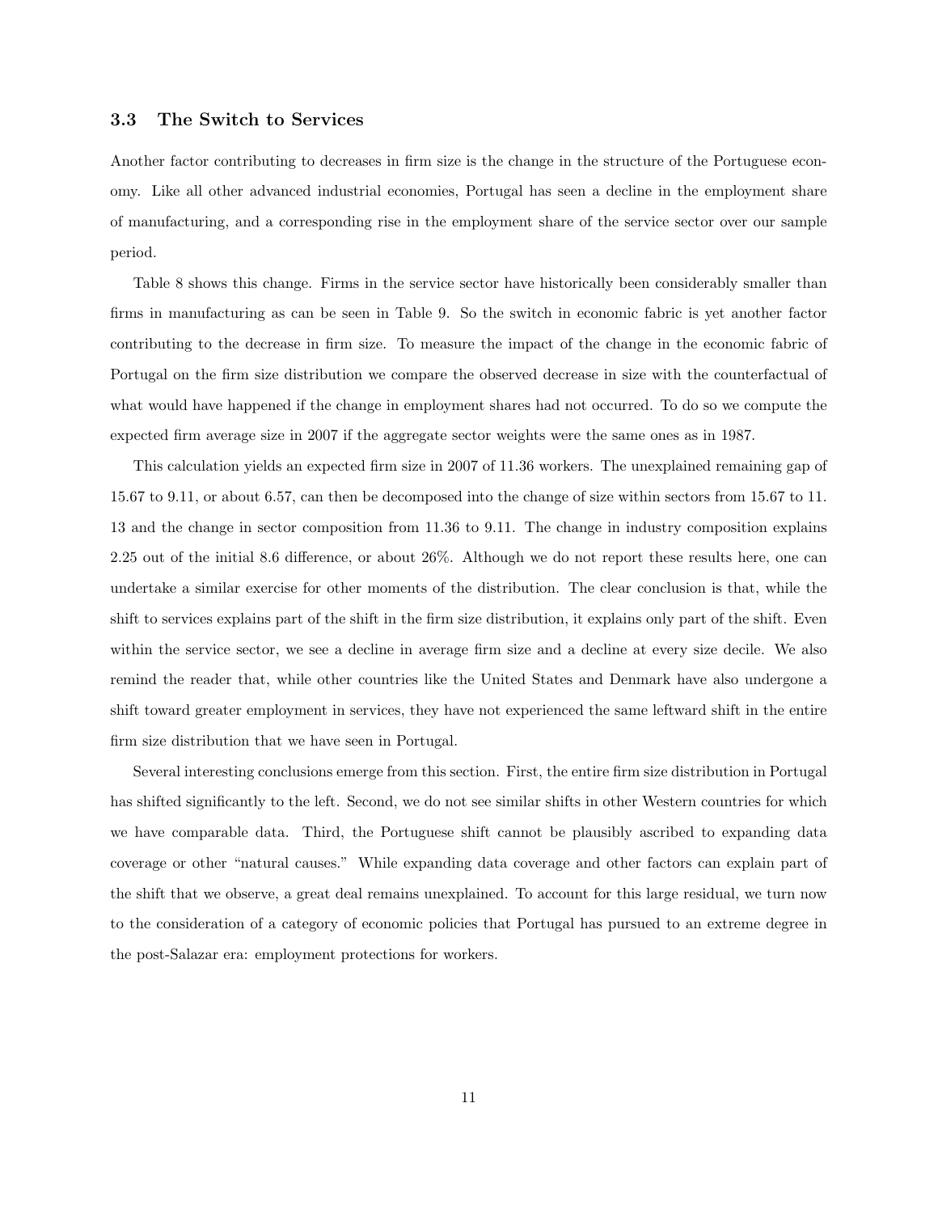### 3.3 The Switch to Services

Another factor contributing to decreases in firm size is the change in the structure of the Portuguese economy. Like all other advanced industrial economies, Portugal has seen a decline in the employment share of manufacturing, and a corresponding rise in the employment share of the service sector over our sample period.

Table 8 shows this change. Firms in the service sector have historically been considerably smaller than firms in manufacturing as can be seen in Table 9. So the switch in economic fabric is yet another factor contributing to the decrease in firm size. To measure the impact of the change in the economic fabric of Portugal on the firm size distribution we compare the observed decrease in size with the counterfactual of what would have happened if the change in employment shares had not occurred. To do so we compute the expected firm average size in 2007 if the aggregate sector weights were the same ones as in 1987.

This calculation yields an expected firm size in 2007 of 11.36 workers. The unexplained remaining gap of 15.67 to 9.11, or about 6.57, can then be decomposed into the change of size within sectors from 15.67 to 11. 13 and the change in sector composition from 11.36 to 9.11. The change in industry composition explains 2.25 out of the initial 8.6 difference, or about 26%. Although we do not report these results here, one can undertake a similar exercise for other moments of the distribution. The clear conclusion is that, while the shift to services explains part of the shift in the firm size distribution, it explains only part of the shift. Even within the service sector, we see a decline in average firm size and a decline at every size decile. We also remind the reader that, while other countries like the United States and Denmark have also undergone a shift toward greater employment in services, they have not experienced the same leftward shift in the entire firm size distribution that we have seen in Portugal.

Several interesting conclusions emerge from this section. First, the entire firm size distribution in Portugal has shifted significantly to the left. Second, we do not see similar shifts in other Western countries for which we have comparable data. Third, the Portuguese shift cannot be plausibly ascribed to expanding data coverage or other "natural causes." While expanding data coverage and other factors can explain part of the shift that we observe, a great deal remains unexplained. To account for this large residual, we turn now to the consideration of a category of economic policies that Portugal has pursued to an extreme degree in the post-Salazar era: employment protections for workers.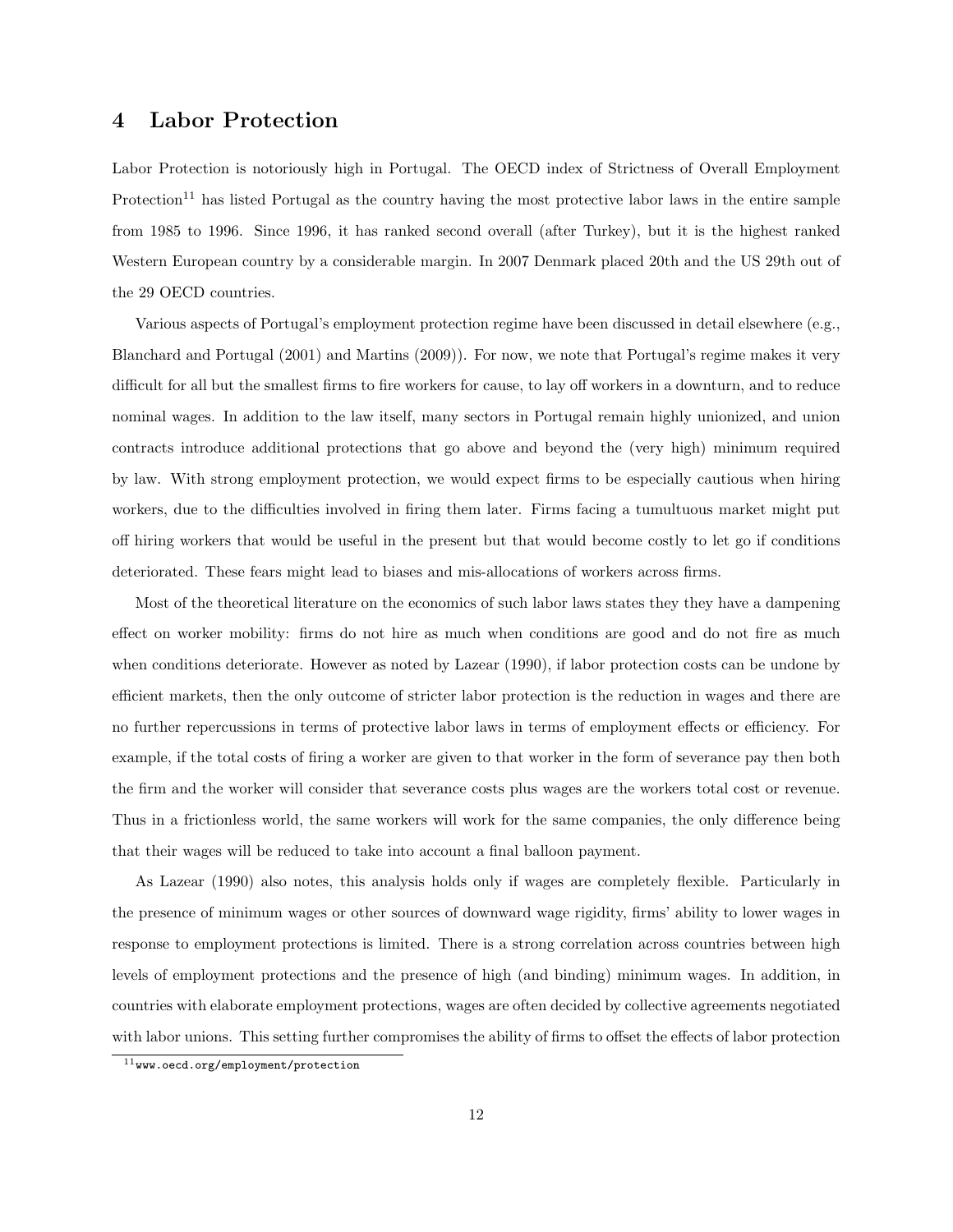## 4 Labor Protection

Labor Protection is notoriously high in Portugal. The OECD index of Strictness of Overall Employment Protection[11] has listed Portugal as the country having the most protective labor laws in the entire sample from 1985 to 1996. Since 1996, it has ranked second overall (after Turkey), but it is the highest ranked Western European country by a considerable margin. In 2007 Denmark placed 20th and the US 29th out of the 29 OECD countries.

Various aspects of Portugal's employment protection regime have been discussed in detail elsewhere (e.g., Blanchard and Portugal (2001) and Martins (2009)). For now, we note that Portugal's regime makes it very difficult for all but the smallest firms to fire workers for cause, to lay off workers in a downturn, and to reduce nominal wages. In addition to the law itself, many sectors in Portugal remain highly unionized, and union contracts introduce additional protections that go above and beyond the (very high) minimum required by law. With strong employment protection, we would expect firms to be especially cautious when hiring workers, due to the difficulties involved in firing them later. Firms facing a tumultuous market might put off hiring workers that would be useful in the present but that would become costly to let go if conditions deteriorated. These fears might lead to biases and mis-allocations of workers across firms.

Most of the theoretical literature on the economics of such labor laws states they they have a dampening effect on worker mobility: firms do not hire as much when conditions are good and do not fire as much when conditions deteriorate. However as noted by Lazear (1990), if labor protection costs can be undone by efficient markets, then the only outcome of stricter labor protection is the reduction in wages and there are no further repercussions in terms of protective labor laws in terms of employment effects or efficiency. For example, if the total costs of firing a worker are given to that worker in the form of severance pay then both the firm and the worker will consider that severance costs plus wages are the workers total cost or revenue. Thus in a frictionless world, the same workers will work for the same companies, the only difference being that their wages will be reduced to take into account a final balloon payment.

As Lazear (1990) also notes, this analysis holds only if wages are completely flexible. Particularly in the presence of minimum wages or other sources of downward wage rigidity, firms' ability to lower wages in response to employment protections is limited. There is a strong correlation across countries between high levels of employment protections and the presence of high (and binding) minimum wages. In addition, in countries with elaborate employment protections, wages are often decided by collective agreements negotiated with labor unions. This setting further compromises the ability of firms to offset the effects of labor protection

[11] `www.oecd.org/employment/protection`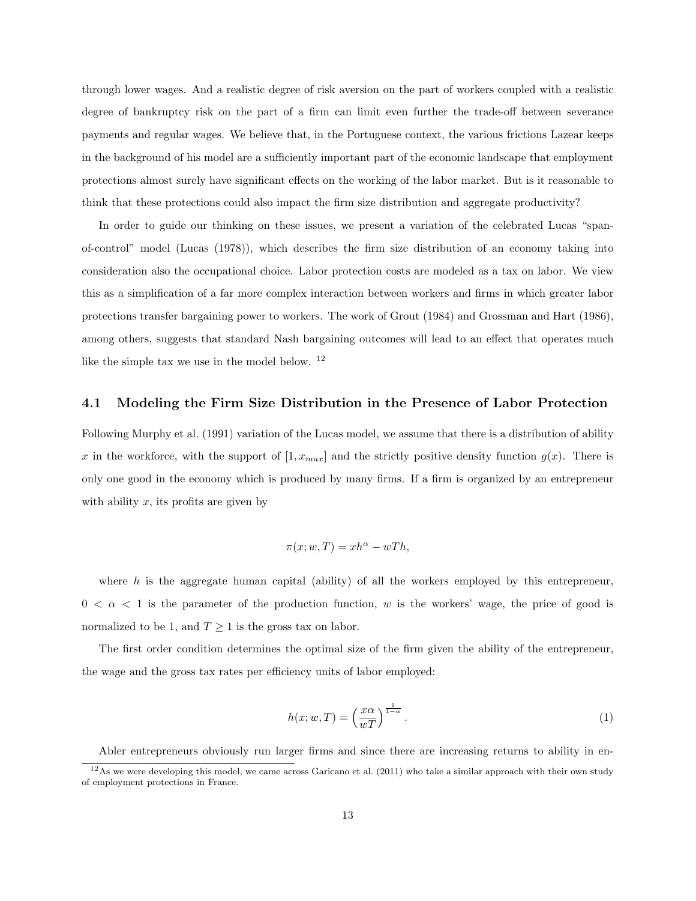through lower wages. And a realistic degree of risk aversion on the part of workers coupled with a realistic degree of bankruptcy risk on the part of a firm can limit even further the trade-off between severance payments and regular wages. We believe that, in the Portuguese context, the various frictions Lazear keeps in the background of his model are a sufficiently important part of the economic landscape that employment protections almost surely have significant effects on the working of the labor market. But is it reasonable to think that these protections could also impact the firm size distribution and aggregate productivity?

In order to guide our thinking on these issues, we present a variation of the celebrated Lucas "span-of-control" model (Lucas (1978)), which describes the firm size distribution of an economy taking into consideration also the occupational choice. Labor protection costs are modeled as a tax on labor. We view this as a simplification of a far more complex interaction between workers and firms in which greater labor protections transfer bargaining power to workers. The work of Grout (1984) and Grossman and Hart (1986), among others, suggests that standard Nash bargaining outcomes will lead to an effect that operates much like the simple tax we use in the model below. [12]

## 4.1 Modeling the Firm Size Distribution in the Presence of Labor Protection

Following Murphy et al. (1991) variation of the Lucas model, we assume that there is a distribution of ability $x$ in the workforce, with the support of $[1, x_{max}]$ and the strictly positive density function $g(x)$. There is only one good in the economy which is produced by many firms. If a firm is organized by an entrepreneur with ability $x$, its profits are given by

$$\pi(x; w, T) = xh^{\alpha} - wTh,$$

where $h$ is the aggregate human capital (ability) of all the workers employed by this entrepreneur, $0 < \alpha < 1$ is the parameter of the production function, $w$ is the workers' wage, the price of good is normalized to be 1, and $T \geq 1$ is the gross tax on labor.

The first order condition determines the optimal size of the firm given the ability of the entrepreneur, the wage and the gross tax rates per efficiency units of labor employed:

$$h(x; w, T) = \left(\frac{x\alpha}{wT}\right)^{\frac{1}{1-\alpha}}. \tag{1}$$

Abler entrepreneurs obviously run larger firms and since there are increasing returns to ability in en-

[12] As we were developing this model, we came across Garicano et al. (2011) who take a similar approach with their own study of employment protections in France.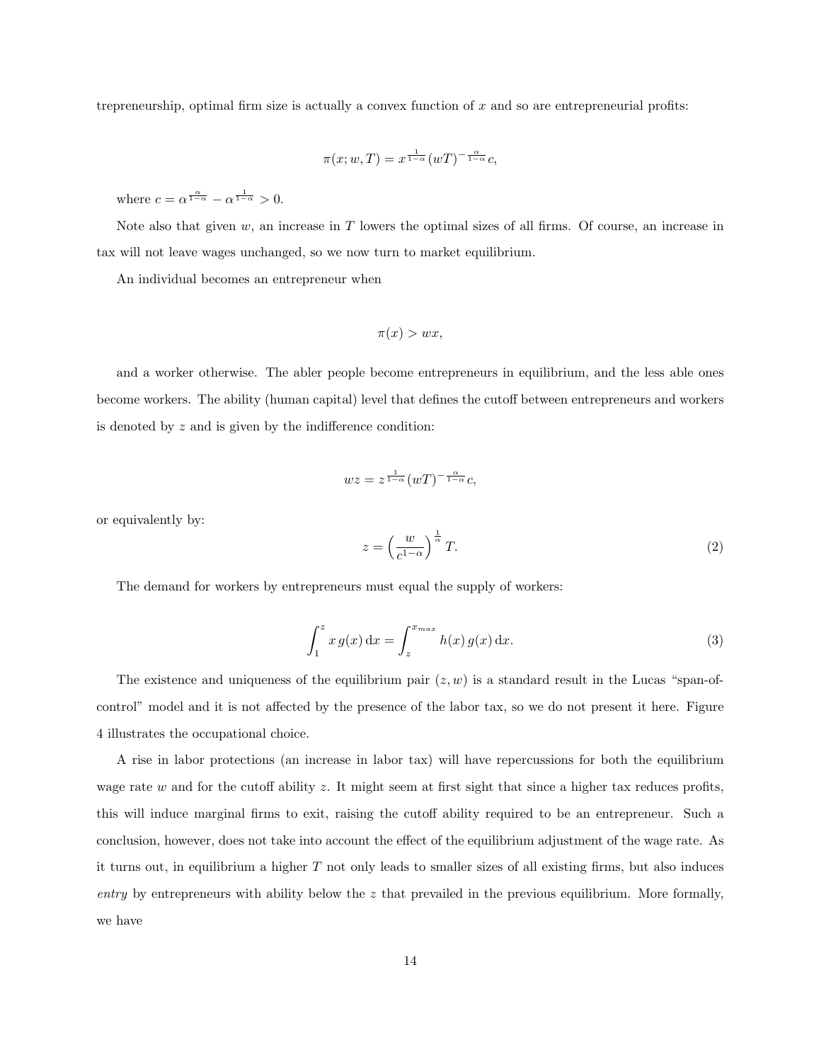trepreneurship, optimal firm size is actually a convex function of $x$ and so are entrepreneurial profits:

$$\pi(x; w, T) = x^{\frac{1}{1-\alpha}} (wT)^{-\frac{\alpha}{1-\alpha}} c,$$

where $c = \alpha^{\frac{\alpha}{1-\alpha}} - \alpha^{\frac{1}{1-\alpha}} > 0$.

Note also that given $w$, an increase in $T$ lowers the optimal sizes of all firms. Of course, an increase in tax will not leave wages unchanged, so we now turn to market equilibrium.

An individual becomes an entrepreneur when

$$\pi(x) > wx,$$

and a worker otherwise. The abler people become entrepreneurs in equilibrium, and the less able ones become workers. The ability (human capital) level that defines the cutoff between entrepreneurs and workers is denoted by $z$ and is given by the indifference condition:

$$wz = z^{\frac{1}{1-\alpha}} (wT)^{-\frac{\alpha}{1-\alpha}} c,$$

or equivalently by:

$$z = \left(\frac{w}{c^{1-\alpha}}\right)^{\frac{1}{\alpha}} T. \tag{2}$$

The demand for workers by entrepreneurs must equal the supply of workers:

$$\int_1^z x\, g(x)\, \mathrm{d}x = \int_z^{x_{max}} h(x)\, g(x)\, \mathrm{d}x. \tag{3}$$

The existence and uniqueness of the equilibrium pair $(z, w)$ is a standard result in the Lucas "span-of-control" model and it is not affected by the presence of the labor tax, so we do not present it here. Figure 4 illustrates the occupational choice.

A rise in labor protections (an increase in labor tax) will have repercussions for both the equilibrium wage rate $w$ and for the cutoff ability $z$. It might seem at first sight that since a higher tax reduces profits, this will induce marginal firms to exit, raising the cutoff ability required to be an entrepreneur. Such a conclusion, however, does not take into account the effect of the equilibrium adjustment of the wage rate. As it turns out, in equilibrium a higher $T$ not only leads to smaller sizes of all existing firms, but also induces *entry* by entrepreneurs with ability below the $z$ that prevailed in the previous equilibrium. More formally, we have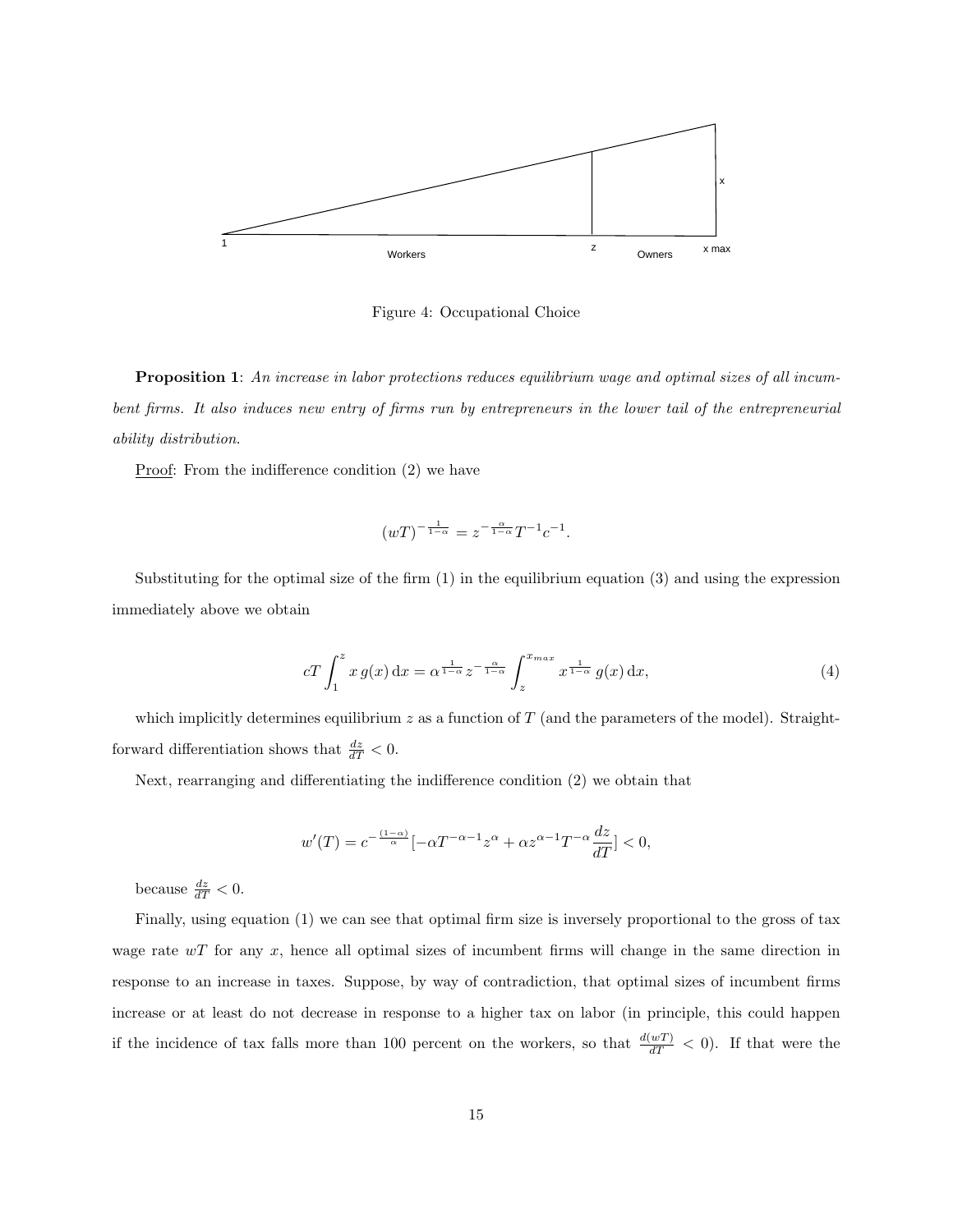Figure 4: Occupational Choice

**Proposition 1**: *An increase in labor protections reduces equilibrium wage and optimal sizes of all incumbent firms. It also induces new entry of firms run by entrepreneurs in the lower tail of the entrepreneurial ability distribution.*

<u>Proof</u>: From the indifference condition (2) we have

$$(wT)^{-\frac{1}{1-\alpha}} = z^{-\frac{\alpha}{1-\alpha}} T^{-1} c^{-1}.$$

Substituting for the optimal size of the firm (1) in the equilibrium equation (3) and using the expression immediately above we obtain

$$cT \int_1^z x\, g(x)\, \mathrm{d}x = \alpha^{\frac{1}{1-\alpha}} z^{-\frac{\alpha}{1-\alpha}} \int_z^{x_{max}} x^{\frac{1}{1-\alpha}}\, g(x)\, \mathrm{d}x, \tag{4}$$

which implicitly determines equilibrium $z$ as a function of $T$ (and the parameters of the model). Straightforward differentiation shows that $\frac{dz}{dT} < 0$.

Next, rearranging and differentiating the indifference condition (2) we obtain that

$$w'(T) = c^{-\frac{(1-\alpha)}{\alpha}} [-\alpha T^{-\alpha-1} z^{\alpha} + \alpha z^{\alpha-1} T^{-\alpha} \frac{dz}{dT}] < 0,$$

because $\frac{dz}{dT} < 0$.

Finally, using equation (1) we can see that optimal firm size is inversely proportional to the gross of tax wage rate $wT$ for any $x$, hence all optimal sizes of incumbent firms will change in the same direction in response to an increase in taxes. Suppose, by way of contradiction, that optimal sizes of incumbent firms increase or at least do not decrease in response to a higher tax on labor (in principle, this could happen if the incidence of tax falls more than 100 percent on the workers, so that $\frac{d(wT)}{dT} < 0$). If that were the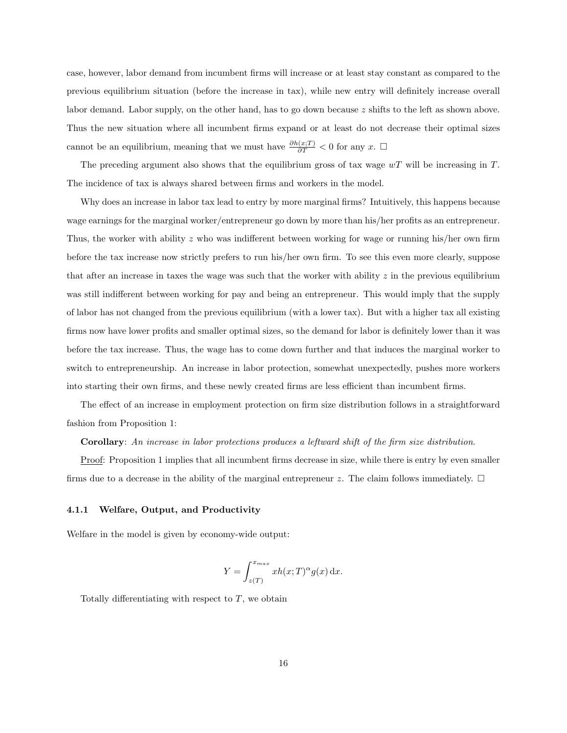case, however, labor demand from incumbent firms will increase or at least stay constant as compared to the previous equilibrium situation (before the increase in tax), while new entry will definitely increase overall labor demand. Labor supply, on the other hand, has to go down because $z$ shifts to the left as shown above. Thus the new situation where all incumbent firms expand or at least do not decrease their optimal sizes cannot be an equilibrium, meaning that we must have $\frac{\partial h(x;T)}{\partial T} < 0$ for any $x$. □

The preceding argument also shows that the equilibrium gross of tax wage $wT$ will be increasing in $T$. The incidence of tax is always shared between firms and workers in the model.

Why does an increase in labor tax lead to entry by more marginal firms? Intuitively, this happens because wage earnings for the marginal worker/entrepreneur go down by more than his/her profits as an entrepreneur. Thus, the worker with ability $z$ who was indifferent between working for wage or running his/her own firm before the tax increase now strictly prefers to run his/her own firm. To see this even more clearly, suppose that after an increase in taxes the wage was such that the worker with ability $z$ in the previous equilibrium was still indifferent between working for pay and being an entrepreneur. This would imply that the supply of labor has not changed from the previous equilibrium (with a lower tax). But with a higher tax all existing firms now have lower profits and smaller optimal sizes, so the demand for labor is definitely lower than it was before the tax increase. Thus, the wage has to come down further and that induces the marginal worker to switch to entrepreneurship. An increase in labor protection, somewhat unexpectedly, pushes more workers into starting their own firms, and these newly created firms are less efficient than incumbent firms.

The effect of an increase in employment protection on firm size distribution follows in a straightforward fashion from Proposition 1:

**Corollary**: *An increase in labor protections produces a leftward shift of the firm size distribution.*

Proof: Proposition 1 implies that all incumbent firms decrease in size, while there is entry by even smaller firms due to a decrease in the ability of the marginal entrepreneur $z$. The claim follows immediately. □

#### 4.1.1 Welfare, Output, and Productivity

Welfare in the model is given by economy-wide output:

$$Y = \int_{z(T)}^{x_{max}} x h(x;T)^{\alpha} g(x) \, \mathrm{d}x.$$

Totally differentiating with respect to $T$, we obtain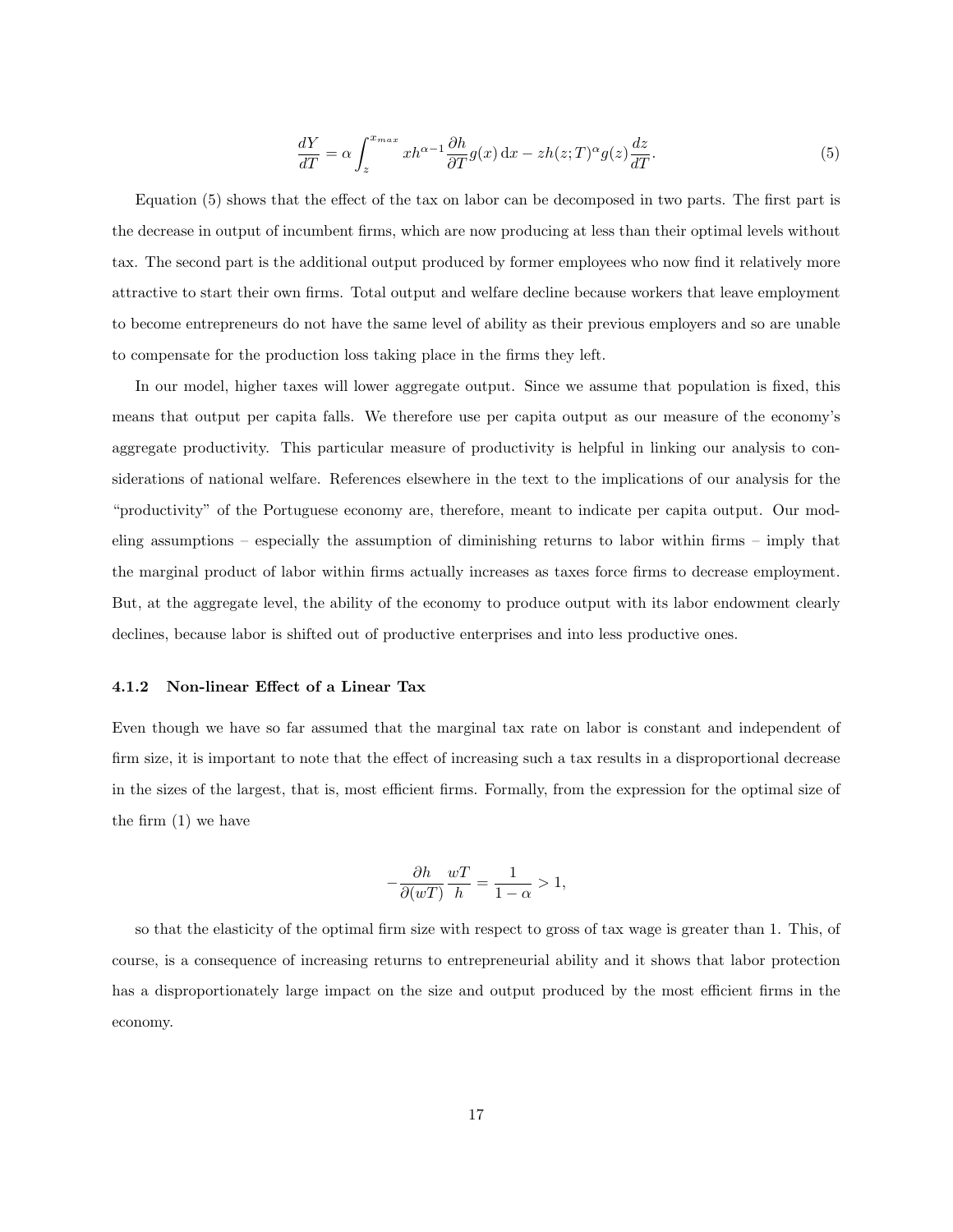$$\frac{dY}{dT} = \alpha \int_{z}^{x_{max}} x h^{\alpha - 1} \frac{\partial h}{\partial T} g(x) \, \mathrm{d}x - z h(z;T)^{\alpha} g(z) \frac{dz}{dT}. \tag{5}$$

Equation (5) shows that the effect of the tax on labor can be decomposed in two parts. The first part is the decrease in output of incumbent firms, which are now producing at less than their optimal levels without tax. The second part is the additional output produced by former employees who now find it relatively more attractive to start their own firms. Total output and welfare decline because workers that leave employment to become entrepreneurs do not have the same level of ability as their previous employers and so are unable to compensate for the production loss taking place in the firms they left.

In our model, higher taxes will lower aggregate output. Since we assume that population is fixed, this means that output per capita falls. We therefore use per capita output as our measure of the economy's aggregate productivity. This particular measure of productivity is helpful in linking our analysis to considerations of national welfare. References elsewhere in the text to the implications of our analysis for the "productivity" of the Portuguese economy are, therefore, meant to indicate per capita output. Our modeling assumptions – especially the assumption of diminishing returns to labor within firms – imply that the marginal product of labor within firms actually increases as taxes force firms to decrease employment. But, at the aggregate level, the ability of the economy to produce output with its labor endowment clearly declines, because labor is shifted out of productive enterprises and into less productive ones.

#### 4.1.2 Non-linear Effect of a Linear Tax

Even though we have so far assumed that the marginal tax rate on labor is constant and independent of firm size, it is important to note that the effect of increasing such a tax results in a disproportional decrease in the sizes of the largest, that is, most efficient firms. Formally, from the expression for the optimal size of the firm (1) we have

$$-\frac{\partial h}{\partial (wT)} \frac{wT}{h} = \frac{1}{1-\alpha} > 1,$$

so that the elasticity of the optimal firm size with respect to gross of tax wage is greater than 1. This, of course, is a consequence of increasing returns to entrepreneurial ability and it shows that labor protection has a disproportionately large impact on the size and output produced by the most efficient firms in the economy.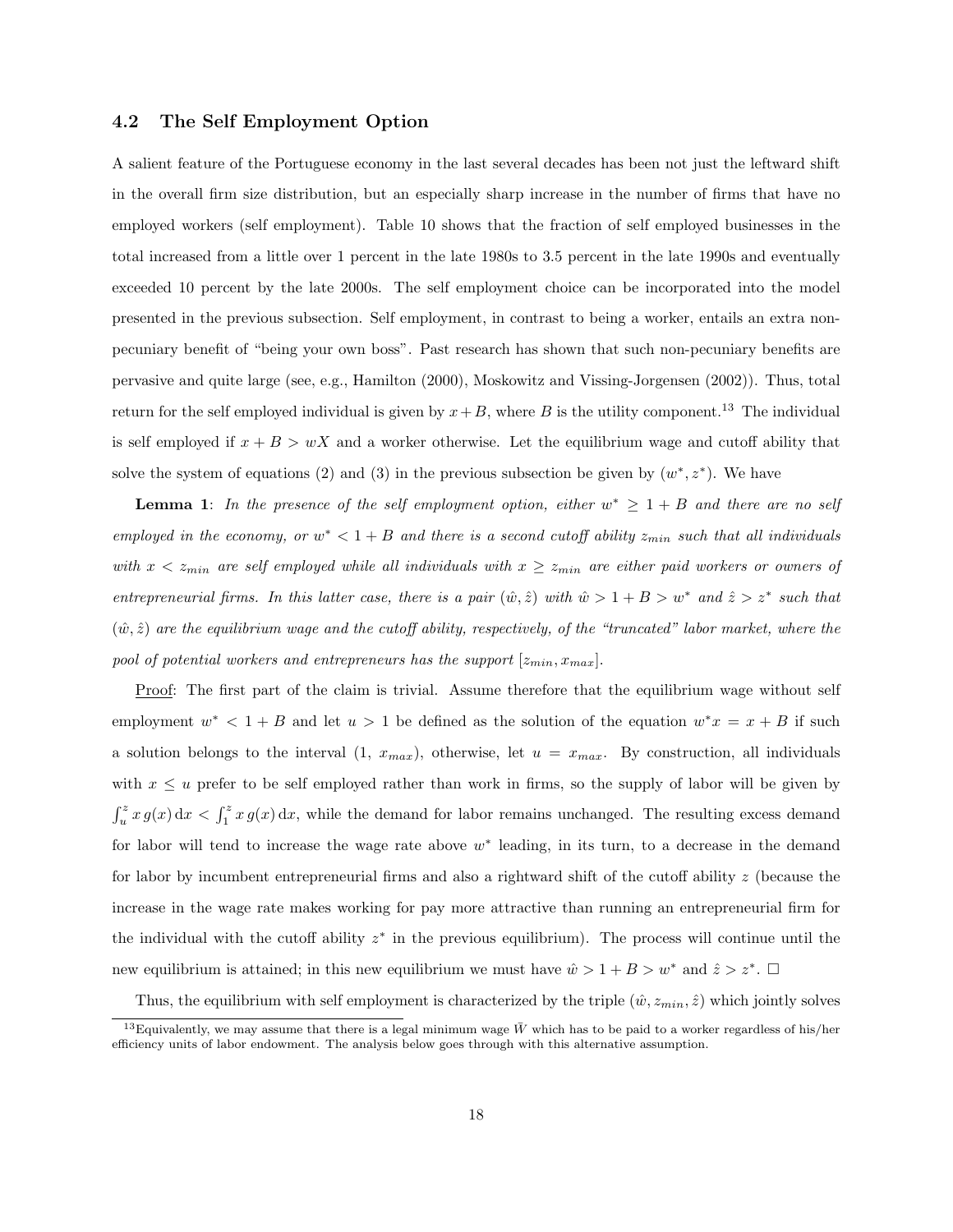### 4.2 The Self Employment Option

A salient feature of the Portuguese economy in the last several decades has been not just the leftward shift in the overall firm size distribution, but an especially sharp increase in the number of firms that have no employed workers (self employment). Table 10 shows that the fraction of self employed businesses in the total increased from a little over 1 percent in the late 1980s to 3.5 percent in the late 1990s and eventually exceeded 10 percent by the late 2000s. The self employment choice can be incorporated into the model presented in the previous subsection. Self employment, in contrast to being a worker, entails an extra non-pecuniary benefit of "being your own boss". Past research has shown that such non-pecuniary benefits are pervasive and quite large (see, e.g., Hamilton (2000), Moskowitz and Vissing-Jorgensen (2002)). Thus, total return for the self employed individual is given by $x + B$, where $B$ is the utility component.[13] The individual is self employed if $x + B > wX$ and a worker otherwise. Let the equilibrium wage and cutoff ability that solve the system of equations (2) and (3) in the previous subsection be given by $(w^*, z^*)$. We have

**Lemma 1**: *In the presence of the self employment option, either $w^* \geq 1 + B$ and there are no self employed in the economy, or $w^* < 1 + B$ and there is a second cutoff ability $z_{min}$ such that all individuals with $x < z_{min}$ are self employed while all individuals with $x \geq z_{min}$ are either paid workers or owners of entrepreneurial firms. In this latter case, there is a pair $(\hat{w}, \hat{z})$ with $\hat{w} > 1 + B > w^*$ and $\hat{z} > z^*$ such that $(\hat{w}, \hat{z})$ are the equilibrium wage and the cutoff ability, respectively, of the "truncated" labor market, where the pool of potential workers and entrepreneurs has the support $[z_{min}, x_{max}]$.*

Proof: The first part of the claim is trivial. Assume therefore that the equilibrium wage without self employment $w^* < 1 + B$ and let $u > 1$ be defined as the solution of the equation $w^* x = x + B$ if such a solution belongs to the interval $(1,\ x_{max})$, otherwise, let $u = x_{max}$. By construction, all individuals with $x \leq u$ prefer to be self employed rather than work in firms, so the supply of labor will be given by $\int_u^z x\, g(x)\, \mathrm{d}x < \int_1^z x\, g(x)\, \mathrm{d}x$, while the demand for labor remains unchanged. The resulting excess demand for labor will tend to increase the wage rate above $w^*$ leading, in its turn, to a decrease in the demand for labor by incumbent entrepreneurial firms and also a rightward shift of the cutoff ability $z$ (because the increase in the wage rate makes working for pay more attractive than running an entrepreneurial firm for the individual with the cutoff ability $z^*$ in the previous equilibrium). The process will continue until the new equilibrium is attained; in this new equilibrium we must have $\hat{w} > 1 + B > w^*$ and $\hat{z} > z^*$. □

Thus, the equilibrium with self employment is characterized by the triple $(\hat{w}, z_{min}, \hat{z})$ which jointly solves

[13] Equivalently, we may assume that there is a legal minimum wage $\bar{W}$ which has to be paid to a worker regardless of his/her efficiency units of labor endowment. The analysis below goes through with this alternative assumption.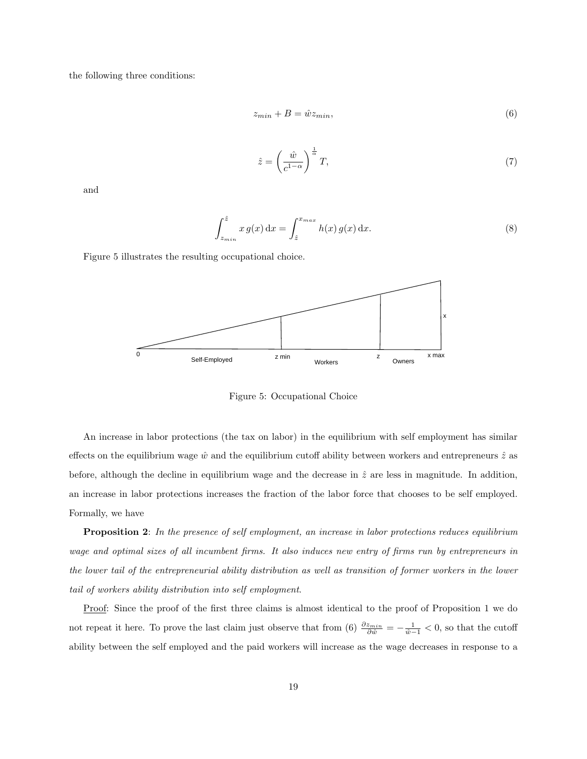the following three conditions:

$$z_{min} + B = \hat{w} z_{min}, \tag{6}$$

$$\hat{z} = \left( \frac{\hat{w}}{c^{1-\alpha}} \right)^{\frac{1}{\alpha}} T, \tag{7}$$

and

$$\int_{z_{min}}^{\hat{z}} x\, g(x)\, \mathrm{d}x = \int_{\hat{z}}^{x_{max}} h(x)\, g(x)\, \mathrm{d}x. \tag{8}$$

Figure 5 illustrates the resulting occupational choice.

Figure 5: Occupational Choice

An increase in labor protections (the tax on labor) in the equilibrium with self employment has similar effects on the equilibrium wage $\hat{w}$ and the equilibrium cutoff ability between workers and entrepreneurs $\hat{z}$ as before, although the decline in equilibrium wage and the decrease in $\hat{z}$ are less in magnitude. In addition, an increase in labor protections increases the fraction of the labor force that chooses to be self employed. Formally, we have

**Proposition 2**: *In the presence of self employment, an increase in labor protections reduces equilibrium wage and optimal sizes of all incumbent firms. It also induces new entry of firms run by entrepreneurs in the lower tail of the entrepreneurial ability distribution as well as transition of former workers in the lower tail of workers ability distribution into self employment.*

Proof: Since the proof of the first three claims is almost identical to the proof of Proposition 1 we do not repeat it here. To prove the last claim just observe that from (6) $\frac{\partial z_{min}}{\partial \hat{w}} = -\frac{1}{\hat{w}-1} < 0$, so that the cutoff ability between the self employed and the paid workers will increase as the wage decreases in response to a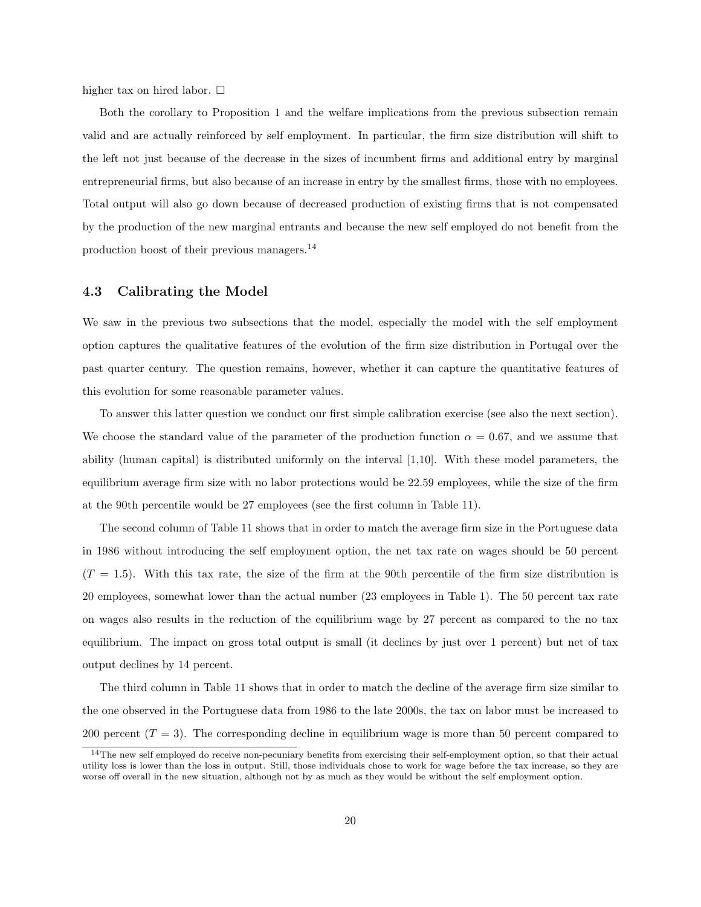higher tax on hired labor. □

Both the corollary to Proposition 1 and the welfare implications from the previous subsection remain valid and are actually reinforced by self employment. In particular, the firm size distribution will shift to the left not just because of the decrease in the sizes of incumbent firms and additional entry by marginal entrepreneurial firms, but also because of an increase in entry by the smallest firms, those with no employees. Total output will also go down because of decreased production of existing firms that is not compensated by the production of the new marginal entrants and because the new self employed do not benefit from the production boost of their previous managers.[14]

### 4.3 Calibrating the Model

We saw in the previous two subsections that the model, especially the model with the self employment option captures the qualitative features of the evolution of the firm size distribution in Portugal over the past quarter century. The question remains, however, whether it can capture the quantitative features of this evolution for some reasonable parameter values.

To answer this latter question we conduct our first simple calibration exercise (see also the next section). We choose the standard value of the parameter of the production function $\alpha = 0.67$, and we assume that ability (human capital) is distributed uniformly on the interval [1,10]. With these model parameters, the equilibrium average firm size with no labor protections would be 22.59 employees, while the size of the firm at the 90th percentile would be 27 employees (see the first column in Table 11).

The second column of Table 11 shows that in order to match the average firm size in the Portuguese data in 1986 without introducing the self employment option, the net tax rate on wages should be 50 percent ($T = 1.5$). With this tax rate, the size of the firm at the 90th percentile of the firm size distribution is 20 employees, somewhat lower than the actual number (23 employees in Table 1). The 50 percent tax rate on wages also results in the reduction of the equilibrium wage by 27 percent as compared to the no tax equilibrium. The impact on gross total output is small (it declines by just over 1 percent) but net of tax output declines by 14 percent.

The third column in Table 11 shows that in order to match the decline of the average firm size similar to the one observed in the Portuguese data from 1986 to the late 2000s, the tax on labor must be increased to 200 percent ($T = 3$). The corresponding decline in equilibrium wage is more than 50 percent compared to

[14]The new self employed do receive non-pecuniary benefits from exercising their self-employment option, so that their actual utility loss is lower than the loss in output. Still, those individuals chose to work for wage before the tax increase, so they are worse off overall in the new situation, although not by as much as they would be without the self employment option.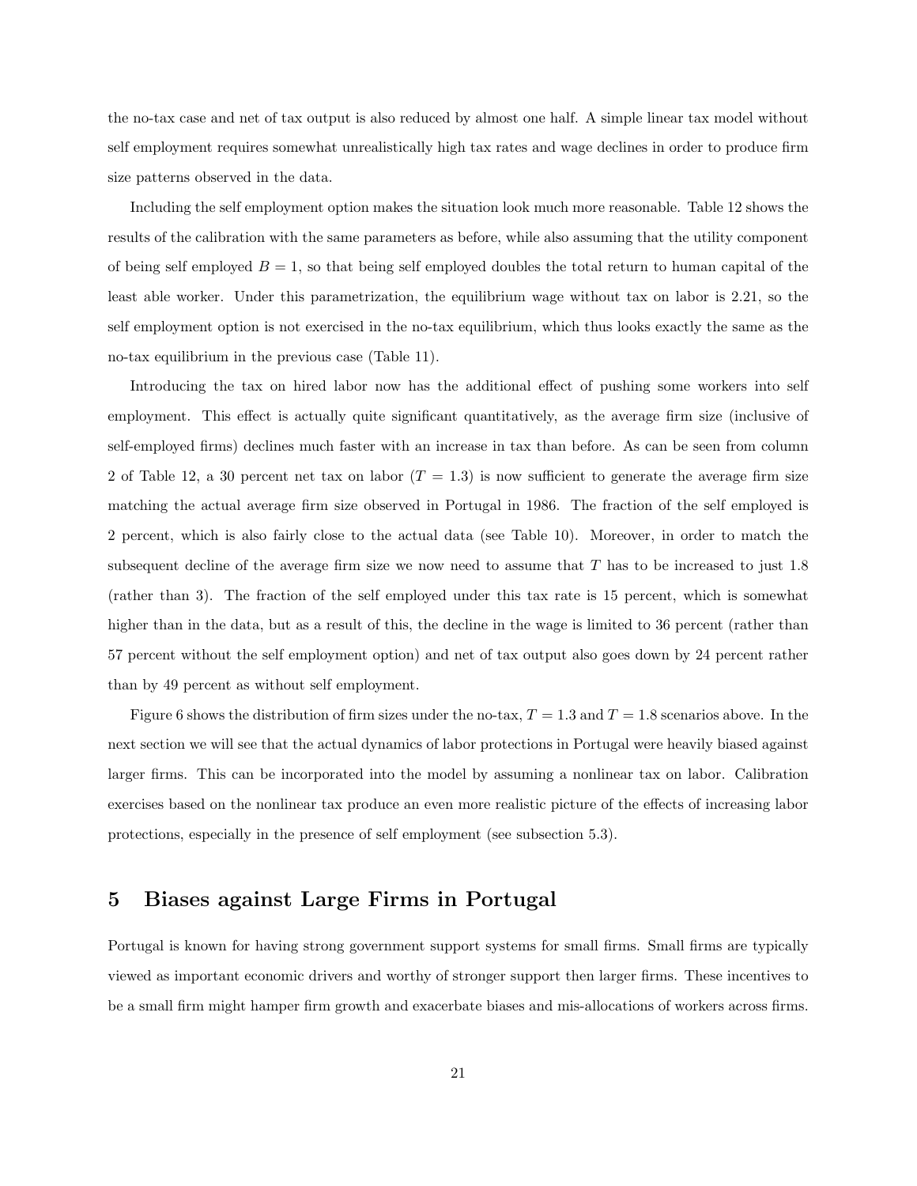the no-tax case and net of tax output is also reduced by almost one half. A simple linear tax model without self employment requires somewhat unrealistically high tax rates and wage declines in order to produce firm size patterns observed in the data.

Including the self employment option makes the situation look much more reasonable. Table 12 shows the results of the calibration with the same parameters as before, while also assuming that the utility component of being self employed $B = 1$, so that being self employed doubles the total return to human capital of the least able worker. Under this parametrization, the equilibrium wage without tax on labor is 2.21, so the self employment option is not exercised in the no-tax equilibrium, which thus looks exactly the same as the no-tax equilibrium in the previous case (Table 11).

Introducing the tax on hired labor now has the additional effect of pushing some workers into self employment. This effect is actually quite significant quantitatively, as the average firm size (inclusive of self-employed firms) declines much faster with an increase in tax than before. As can be seen from column 2 of Table 12, a 30 percent net tax on labor ($T = 1.3$) is now sufficient to generate the average firm size matching the actual average firm size observed in Portugal in 1986. The fraction of the self employed is 2 percent, which is also fairly close to the actual data (see Table 10). Moreover, in order to match the subsequent decline of the average firm size we now need to assume that $T$ has to be increased to just 1.8 (rather than 3). The fraction of the self employed under this tax rate is 15 percent, which is somewhat higher than in the data, but as a result of this, the decline in the wage is limited to 36 percent (rather than 57 percent without the self employment option) and net of tax output also goes down by 24 percent rather than by 49 percent as without self employment.

Figure 6 shows the distribution of firm sizes under the no-tax, $T = 1.3$ and $T = 1.8$ scenarios above. In the next section we will see that the actual dynamics of labor protections in Portugal were heavily biased against larger firms. This can be incorporated into the model by assuming a nonlinear tax on labor. Calibration exercises based on the nonlinear tax produce an even more realistic picture of the effects of increasing labor protections, especially in the presence of self employment (see subsection 5.3).

# 5 Biases against Large Firms in Portugal

Portugal is known for having strong government support systems for small firms. Small firms are typically viewed as important economic drivers and worthy of stronger support then larger firms. These incentives to be a small firm might hamper firm growth and exacerbate biases and mis-allocations of workers across firms.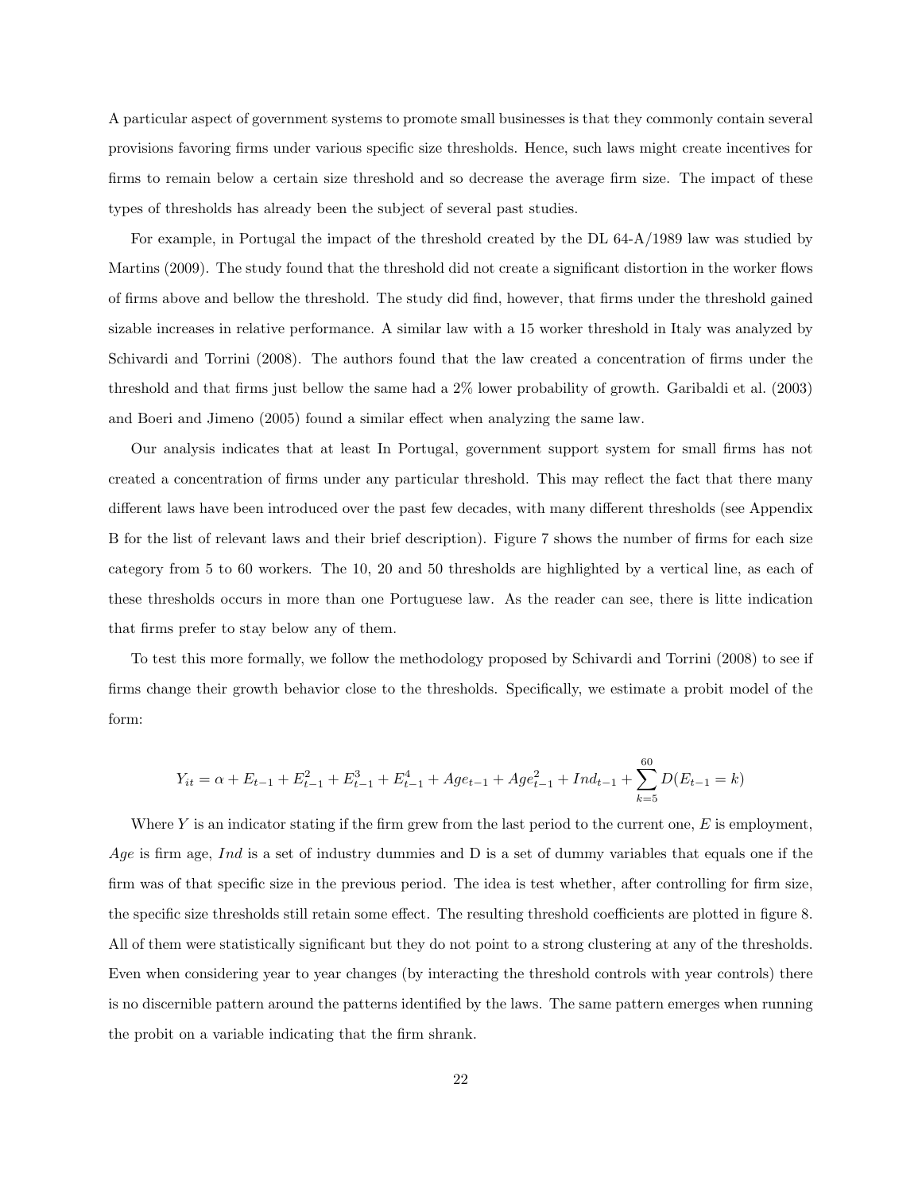A particular aspect of government systems to promote small businesses is that they commonly contain several provisions favoring firms under various specific size thresholds. Hence, such laws might create incentives for firms to remain below a certain size threshold and so decrease the average firm size. The impact of these types of thresholds has already been the subject of several past studies.

For example, in Portugal the impact of the threshold created by the DL 64-A/1989 law was studied by Martins (2009). The study found that the threshold did not create a significant distortion in the worker flows of firms above and bellow the threshold. The study did find, however, that firms under the threshold gained sizable increases in relative performance. A similar law with a 15 worker threshold in Italy was analyzed by Schivardi and Torrini (2008). The authors found that the law created a concentration of firms under the threshold and that firms just bellow the same had a 2% lower probability of growth. Garibaldi et al. (2003) and Boeri and Jimeno (2005) found a similar effect when analyzing the same law.

Our analysis indicates that at least In Portugal, government support system for small firms has not created a concentration of firms under any particular threshold. This may reflect the fact that there many different laws have been introduced over the past few decades, with many different thresholds (see Appendix B for the list of relevant laws and their brief description). Figure 7 shows the number of firms for each size category from 5 to 60 workers. The 10, 20 and 50 thresholds are highlighted by a vertical line, as each of these thresholds occurs in more than one Portuguese law. As the reader can see, there is litte indication that firms prefer to stay below any of them.

To test this more formally, we follow the methodology proposed by Schivardi and Torrini (2008) to see if firms change their growth behavior close to the thresholds. Specifically, we estimate a probit model of the form:

$$Y_{it} = \alpha + E_{t-1} + E_{t-1}^2 + E_{t-1}^3 + E_{t-1}^4 + Age_{t-1} + Age_{t-1}^2 + Ind_{t-1} + \sum_{k=5}^{60} D(E_{t-1} = k)$$

Where $Y$ is an indicator stating if the firm grew from the last period to the current one, $E$ is employment, $Age$ is firm age, $Ind$ is a set of industry dummies and D is a set of dummy variables that equals one if the firm was of that specific size in the previous period. The idea is test whether, after controlling for firm size, the specific size thresholds still retain some effect. The resulting threshold coefficients are plotted in figure 8. All of them were statistically significant but they do not point to a strong clustering at any of the thresholds. Even when considering year to year changes (by interacting the threshold controls with year controls) there is no discernible pattern around the patterns identified by the laws. The same pattern emerges when running the probit on a variable indicating that the firm shrank.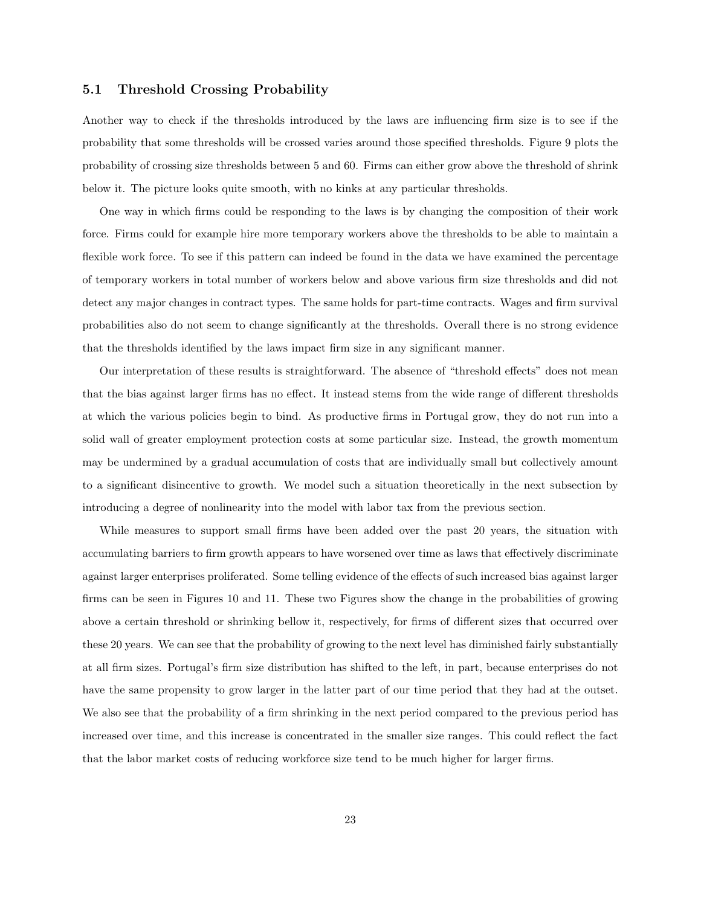### 5.1 Threshold Crossing Probability

Another way to check if the thresholds introduced by the laws are influencing firm size is to see if the probability that some thresholds will be crossed varies around those specified thresholds. Figure 9 plots the probability of crossing size thresholds between 5 and 60. Firms can either grow above the threshold of shrink below it. The picture looks quite smooth, with no kinks at any particular thresholds.

One way in which firms could be responding to the laws is by changing the composition of their work force. Firms could for example hire more temporary workers above the thresholds to be able to maintain a flexible work force. To see if this pattern can indeed be found in the data we have examined the percentage of temporary workers in total number of workers below and above various firm size thresholds and did not detect any major changes in contract types. The same holds for part-time contracts. Wages and firm survival probabilities also do not seem to change significantly at the thresholds. Overall there is no strong evidence that the thresholds identified by the laws impact firm size in any significant manner.

Our interpretation of these results is straightforward. The absence of "threshold effects" does not mean that the bias against larger firms has no effect. It instead stems from the wide range of different thresholds at which the various policies begin to bind. As productive firms in Portugal grow, they do not run into a solid wall of greater employment protection costs at some particular size. Instead, the growth momentum may be undermined by a gradual accumulation of costs that are individually small but collectively amount to a significant disincentive to growth. We model such a situation theoretically in the next subsection by introducing a degree of nonlinearity into the model with labor tax from the previous section.

While measures to support small firms have been added over the past 20 years, the situation with accumulating barriers to firm growth appears to have worsened over time as laws that effectively discriminate against larger enterprises proliferated. Some telling evidence of the effects of such increased bias against larger firms can be seen in Figures 10 and 11. These two Figures show the change in the probabilities of growing above a certain threshold or shrinking bellow it, respectively, for firms of different sizes that occurred over these 20 years. We can see that the probability of growing to the next level has diminished fairly substantially at all firm sizes. Portugal's firm size distribution has shifted to the left, in part, because enterprises do not have the same propensity to grow larger in the latter part of our time period that they had at the outset. We also see that the probability of a firm shrinking in the next period compared to the previous period has increased over time, and this increase is concentrated in the smaller size ranges. This could reflect the fact that the labor market costs of reducing workforce size tend to be much higher for larger firms.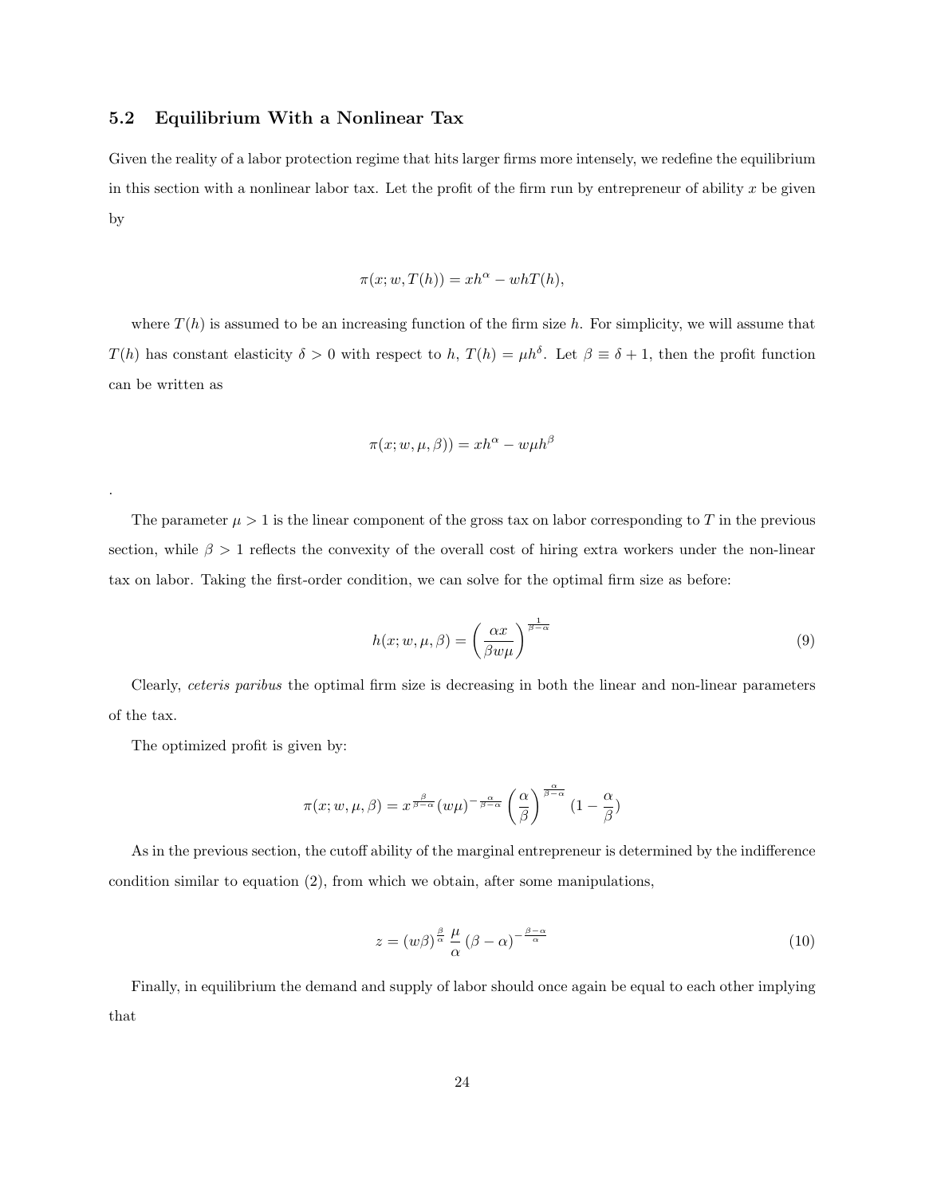### 5.2 Equilibrium With a Nonlinear Tax

Given the reality of a labor protection regime that hits larger firms more intensely, we redefine the equilibrium in this section with a nonlinear labor tax. Let the profit of the firm run by entrepreneur of ability $x$ be given by

$$\pi(x; w, T(h)) = xh^{\alpha} - whT(h),$$

where $T(h)$ is assumed to be an increasing function of the firm size $h$. For simplicity, we will assume that $T(h)$ has constant elasticity $\delta > 0$ with respect to $h$, $T(h) = \mu h^{\delta}$. Let $\beta \equiv \delta + 1$, then the profit function can be written as

$$\pi(x; w, \mu, \beta)) = xh^{\alpha} - w\mu h^{\beta}$$

.

The parameter $\mu > 1$ is the linear component of the gross tax on labor corresponding to $T$ in the previous section, while $\beta > 1$ reflects the convexity of the overall cost of hiring extra workers under the non-linear tax on labor. Taking the first-order condition, we can solve for the optimal firm size as before:

$$h(x; w, \mu, \beta) = \left(\frac{\alpha x}{\beta w \mu}\right)^{\frac{1}{\beta - \alpha}} \tag{9}$$

Clearly, *ceteris paribus* the optimal firm size is decreasing in both the linear and non-linear parameters of the tax.

The optimized profit is given by:

$$\pi(x; w, \mu, \beta) = x^{\frac{\beta}{\beta-\alpha}} (w\mu)^{-\frac{\alpha}{\beta-\alpha}} \left(\frac{\alpha}{\beta}\right)^{\frac{\alpha}{\beta-\alpha}} (1 - \frac{\alpha}{\beta})$$

As in the previous section, the cutoff ability of the marginal entrepreneur is determined by the indifference condition similar to equation (2), from which we obtain, after some manipulations,

$$z = (w\beta)^{\frac{\beta}{\alpha}} \frac{\mu}{\alpha} (\beta - \alpha)^{-\frac{\beta-\alpha}{\alpha}} \tag{10}$$

Finally, in equilibrium the demand and supply of labor should once again be equal to each other implying that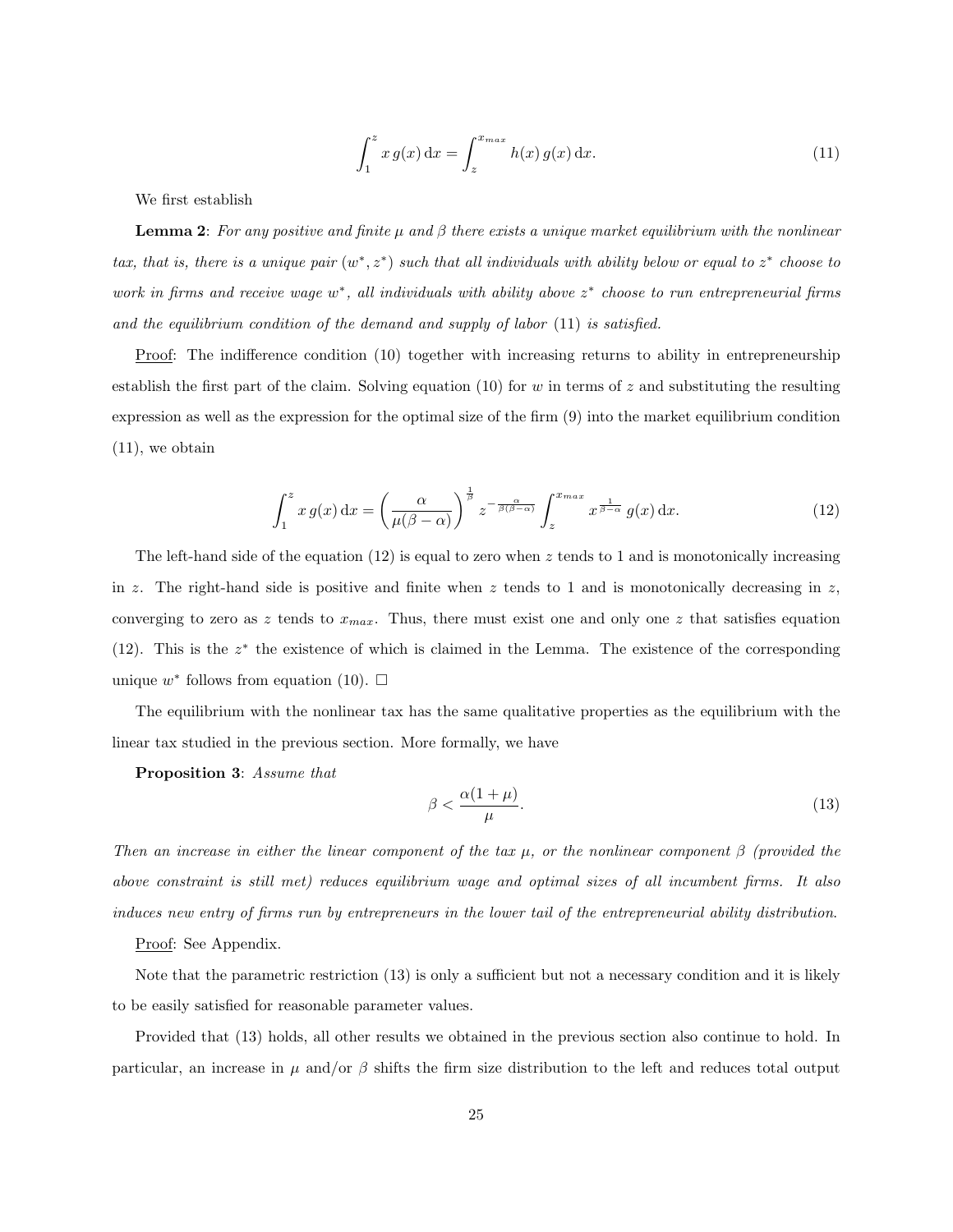$$\int_1^z x\, g(x)\, \mathrm{d}x = \int_z^{x_{max}} h(x)\, g(x)\, \mathrm{d}x. \tag{11}$$

We first establish

**Lemma 2**: *For any positive and finite $\mu$ and $\beta$ there exists a unique market equilibrium with the nonlinear tax, that is, there is a unique pair $(w^*, z^*)$ such that all individuals with ability below or equal to $z^*$ choose to work in firms and receive wage $w^*$, all individuals with ability above $z^*$ choose to run entrepreneurial firms and the equilibrium condition of the demand and supply of labor* (11) *is satisfied.*

Proof: The indifference condition (10) together with increasing returns to ability in entrepreneurship establish the first part of the claim. Solving equation (10) for $w$ in terms of $z$ and substituting the resulting expression as well as the expression for the optimal size of the firm (9) into the market equilibrium condition (11), we obtain

$$\int_1^z x\, g(x)\, \mathrm{d}x = \left( \frac{\alpha}{\mu(\beta - \alpha)} \right)^{\frac{1}{\beta}} z^{-\frac{\alpha}{\beta(\beta-\alpha)}} \int_z^{x_{max}} x^{\frac{1}{\beta-\alpha}}\, g(x)\, \mathrm{d}x. \tag{12}$$

The left-hand side of the equation (12) is equal to zero when $z$ tends to 1 and is monotonically increasing in $z$. The right-hand side is positive and finite when $z$ tends to 1 and is monotonically decreasing in $z$, converging to zero as $z$ tends to $x_{max}$. Thus, there must exist one and only one $z$ that satisfies equation (12). This is the $z^*$ the existence of which is claimed in the Lemma. The existence of the corresponding unique $w^*$ follows from equation (10). □

The equilibrium with the nonlinear tax has the same qualitative properties as the equilibrium with the linear tax studied in the previous section. More formally, we have

**Proposition 3**: *Assume that*

$$\beta < \frac{\alpha(1+\mu)}{\mu}. \tag{13}$$

*Then an increase in either the linear component of the tax $\mu$, or the nonlinear component $\beta$ (provided the above constraint is still met) reduces equilibrium wage and optimal sizes of all incumbent firms. It also induces new entry of firms run by entrepreneurs in the lower tail of the entrepreneurial ability distribution.*

Proof: See Appendix.

Note that the parametric restriction (13) is only a sufficient but not a necessary condition and it is likely to be easily satisfied for reasonable parameter values.

Provided that (13) holds, all other results we obtained in the previous section also continue to hold. In particular, an increase in $\mu$ and/or $\beta$ shifts the firm size distribution to the left and reduces total output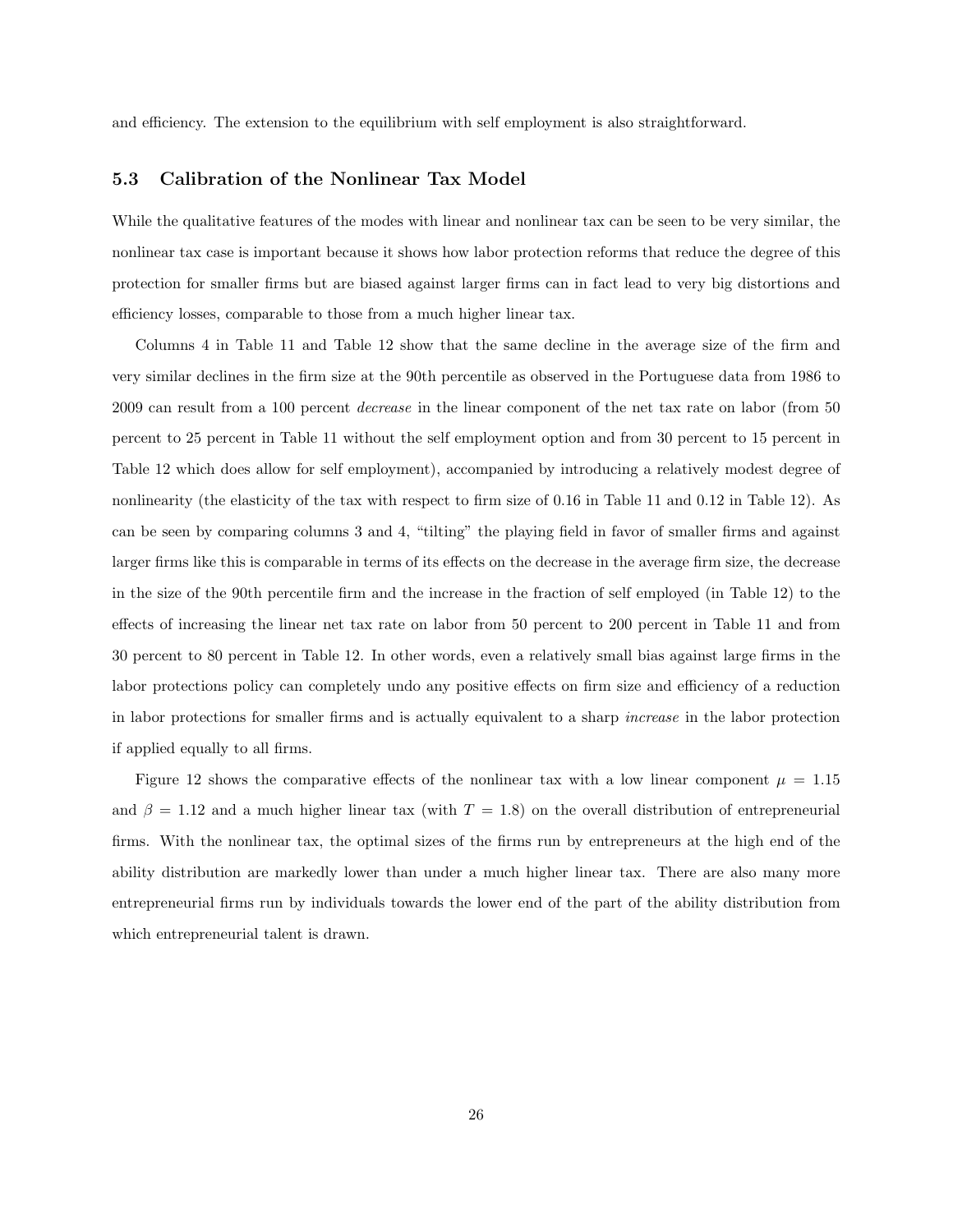and efficiency. The extension to the equilibrium with self employment is also straightforward.

### 5.3 Calibration of the Nonlinear Tax Model

While the qualitative features of the modes with linear and nonlinear tax can be seen to be very similar, the nonlinear tax case is important because it shows how labor protection reforms that reduce the degree of this protection for smaller firms but are biased against larger firms can in fact lead to very big distortions and efficiency losses, comparable to those from a much higher linear tax.

Columns 4 in Table 11 and Table 12 show that the same decline in the average size of the firm and very similar declines in the firm size at the 90th percentile as observed in the Portuguese data from 1986 to 2009 can result from a 100 percent *decrease* in the linear component of the net tax rate on labor (from 50 percent to 25 percent in Table 11 without the self employment option and from 30 percent to 15 percent in Table 12 which does allow for self employment), accompanied by introducing a relatively modest degree of nonlinearity (the elasticity of the tax with respect to firm size of 0.16 in Table 11 and 0.12 in Table 12). As can be seen by comparing columns 3 and 4, "tilting" the playing field in favor of smaller firms and against larger firms like this is comparable in terms of its effects on the decrease in the average firm size, the decrease in the size of the 90th percentile firm and the increase in the fraction of self employed (in Table 12) to the effects of increasing the linear net tax rate on labor from 50 percent to 200 percent in Table 11 and from 30 percent to 80 percent in Table 12. In other words, even a relatively small bias against large firms in the labor protections policy can completely undo any positive effects on firm size and efficiency of a reduction in labor protections for smaller firms and is actually equivalent to a sharp *increase* in the labor protection if applied equally to all firms.

Figure 12 shows the comparative effects of the nonlinear tax with a low linear component $\mu = 1.15$ and $\beta = 1.12$ and a much higher linear tax (with $T = 1.8$) on the overall distribution of entrepreneurial firms. With the nonlinear tax, the optimal sizes of the firms run by entrepreneurs at the high end of the ability distribution are markedly lower than under a much higher linear tax. There are also many more entrepreneurial firms run by individuals towards the lower end of the part of the ability distribution from which entrepreneurial talent is drawn.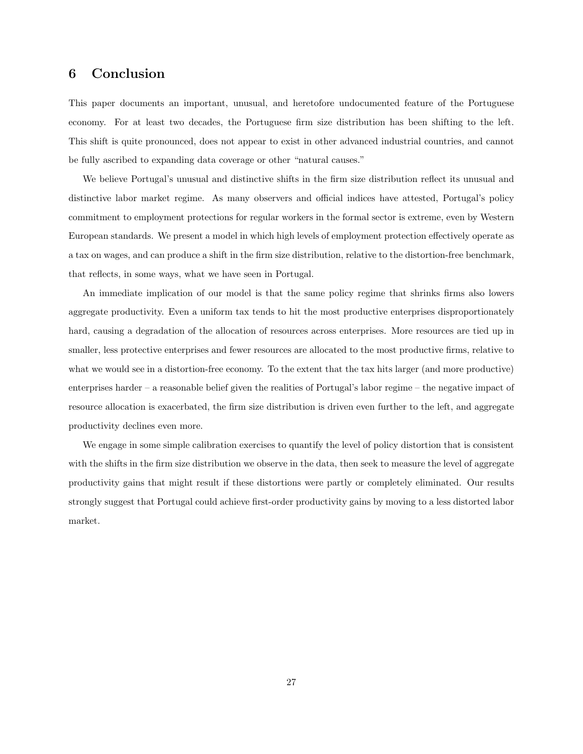# 6 Conclusion

This paper documents an important, unusual, and heretofore undocumented feature of the Portuguese economy. For at least two decades, the Portuguese firm size distribution has been shifting to the left. This shift is quite pronounced, does not appear to exist in other advanced industrial countries, and cannot be fully ascribed to expanding data coverage or other "natural causes."

We believe Portugal's unusual and distinctive shifts in the firm size distribution reflect its unusual and distinctive labor market regime. As many observers and official indices have attested, Portugal's policy commitment to employment protections for regular workers in the formal sector is extreme, even by Western European standards. We present a model in which high levels of employment protection effectively operate as a tax on wages, and can produce a shift in the firm size distribution, relative to the distortion-free benchmark, that reflects, in some ways, what we have seen in Portugal.

An immediate implication of our model is that the same policy regime that shrinks firms also lowers aggregate productivity. Even a uniform tax tends to hit the most productive enterprises disproportionately hard, causing a degradation of the allocation of resources across enterprises. More resources are tied up in smaller, less protective enterprises and fewer resources are allocated to the most productive firms, relative to what we would see in a distortion-free economy. To the extent that the tax hits larger (and more productive) enterprises harder – a reasonable belief given the realities of Portugal's labor regime – the negative impact of resource allocation is exacerbated, the firm size distribution is driven even further to the left, and aggregate productivity declines even more.

We engage in some simple calibration exercises to quantify the level of policy distortion that is consistent with the shifts in the firm size distribution we observe in the data, then seek to measure the level of aggregate productivity gains that might result if these distortions were partly or completely eliminated. Our results strongly suggest that Portugal could achieve first-order productivity gains by moving to a less distorted labor market.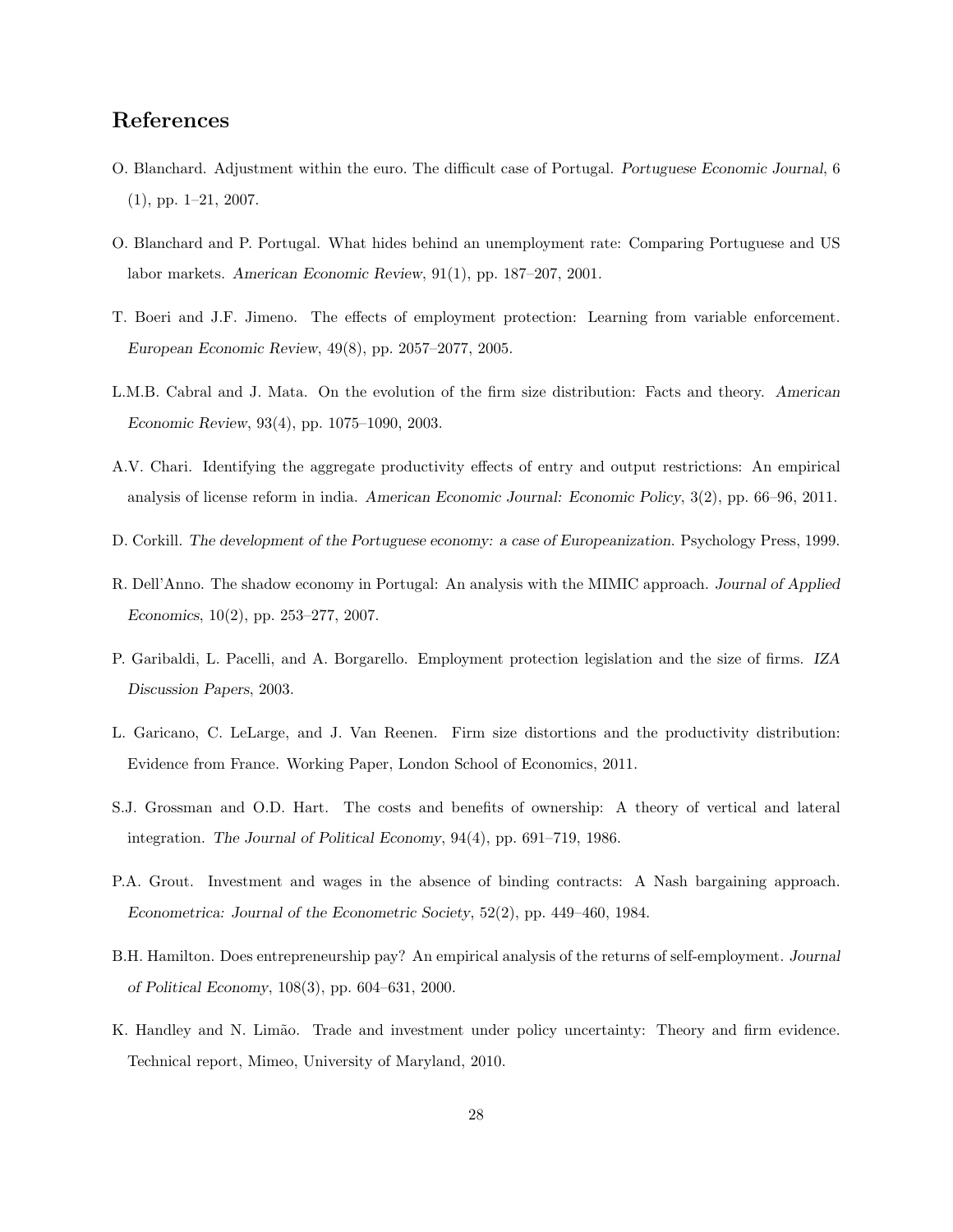## References

O. Blanchard. Adjustment within the euro. The difficult case of Portugal. *Portuguese Economic Journal*, 6 (1), pp. 1–21, 2007.

O. Blanchard and P. Portugal. What hides behind an unemployment rate: Comparing Portuguese and US labor markets. *American Economic Review*, 91(1), pp. 187–207, 2001.

T. Boeri and J.F. Jimeno. The effects of employment protection: Learning from variable enforcement. *European Economic Review*, 49(8), pp. 2057–2077, 2005.

L.M.B. Cabral and J. Mata. On the evolution of the firm size distribution: Facts and theory. *American Economic Review*, 93(4), pp. 1075–1090, 2003.

A.V. Chari. Identifying the aggregate productivity effects of entry and output restrictions: An empirical analysis of license reform in india. *American Economic Journal: Economic Policy*, 3(2), pp. 66–96, 2011.

D. Corkill. *The development of the Portuguese economy: a case of Europeanization*. Psychology Press, 1999.

R. Dell'Anno. The shadow economy in Portugal: An analysis with the MIMIC approach. *Journal of Applied Economics*, 10(2), pp. 253–277, 2007.

P. Garibaldi, L. Pacelli, and A. Borgarello. Employment protection legislation and the size of firms. *IZA Discussion Papers*, 2003.

L. Garicano, C. LeLarge, and J. Van Reenen. Firm size distortions and the productivity distribution: Evidence from France. Working Paper, London School of Economics, 2011.

S.J. Grossman and O.D. Hart. The costs and benefits of ownership: A theory of vertical and lateral integration. *The Journal of Political Economy*, 94(4), pp. 691–719, 1986.

P.A. Grout. Investment and wages in the absence of binding contracts: A Nash bargaining approach. *Econometrica: Journal of the Econometric Society*, 52(2), pp. 449–460, 1984.

B.H. Hamilton. Does entrepreneurship pay? An empirical analysis of the returns of self-employment. *Journal of Political Economy*, 108(3), pp. 604–631, 2000.

K. Handley and N. Limão. Trade and investment under policy uncertainty: Theory and firm evidence. Technical report, Mimeo, University of Maryland, 2010.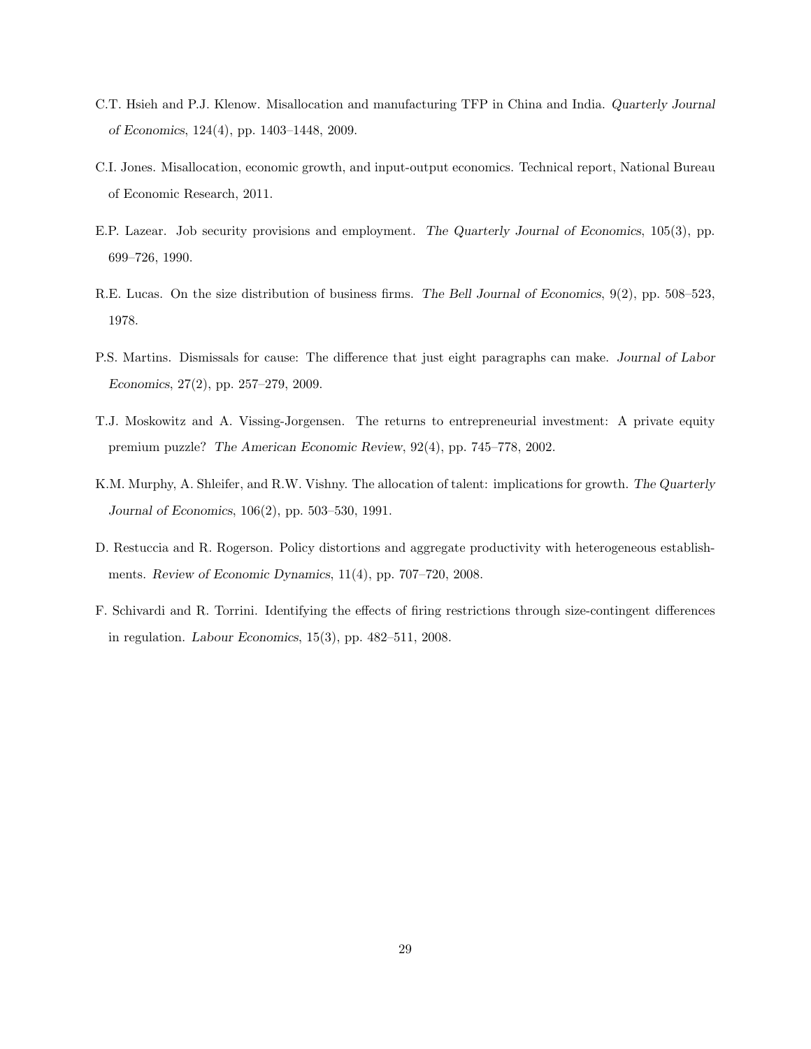C.T. Hsieh and P.J. Klenow. Misallocation and manufacturing TFP in China and India. *Quarterly Journal of Economics*, 124(4), pp. 1403–1448, 2009.

C.I. Jones. Misallocation, economic growth, and input-output economics. Technical report, National Bureau of Economic Research, 2011.

E.P. Lazear. Job security provisions and employment. *The Quarterly Journal of Economics*, 105(3), pp. 699–726, 1990.

R.E. Lucas. On the size distribution of business firms. *The Bell Journal of Economics*, 9(2), pp. 508–523, 1978.

P.S. Martins. Dismissals for cause: The difference that just eight paragraphs can make. *Journal of Labor Economics*, 27(2), pp. 257–279, 2009.

T.J. Moskowitz and A. Vissing-Jorgensen. The returns to entrepreneurial investment: A private equity premium puzzle? *The American Economic Review*, 92(4), pp. 745–778, 2002.

K.M. Murphy, A. Shleifer, and R.W. Vishny. The allocation of talent: implications for growth. *The Quarterly Journal of Economics*, 106(2), pp. 503–530, 1991.

D. Restuccia and R. Rogerson. Policy distortions and aggregate productivity with heterogeneous establishments. *Review of Economic Dynamics*, 11(4), pp. 707–720, 2008.

F. Schivardi and R. Torrini. Identifying the effects of firing restrictions through size-contingent differences in regulation. *Labour Economics*, 15(3), pp. 482–511, 2008.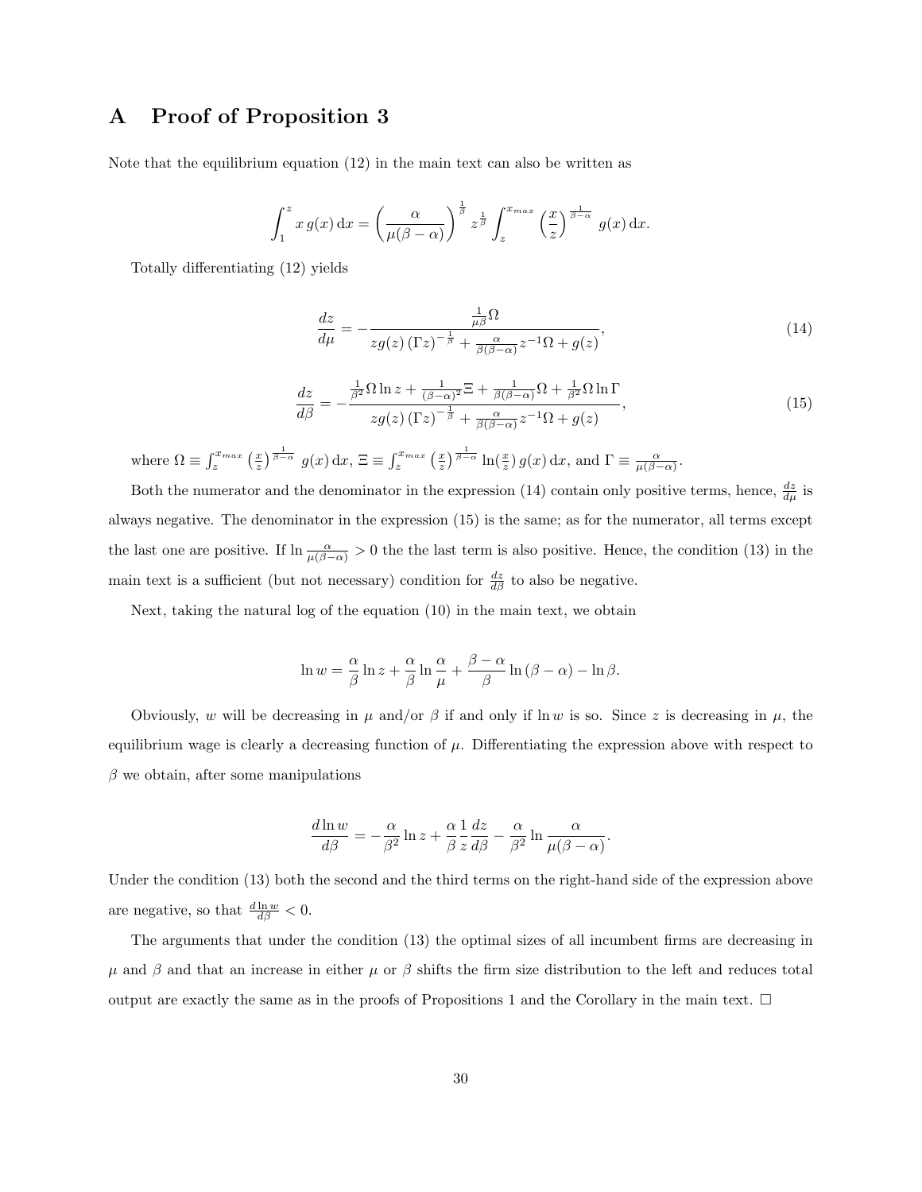# A Proof of Proposition 3

Note that the equilibrium equation (12) in the main text can also be written as

$$\int_1^z x\, g(x)\, \mathrm{d}x = \left(\frac{\alpha}{\mu(\beta-\alpha)}\right)^{\frac{1}{\beta}} z^{\frac{1}{\beta}} \int_z^{x_{max}} \left(\frac{x}{z}\right)^{\frac{1}{\beta-\alpha}} g(x)\, \mathrm{d}x.$$

Totally differentiating (12) yields

$$\frac{dz}{d\mu} = -\frac{\frac{1}{\mu\beta}\Omega}{zg(z)\left(\Gamma z\right)^{-\frac{1}{\beta}} + \frac{\alpha}{\beta(\beta-\alpha)}z^{-1}\Omega + g(z)}, \tag{14}$$

$$\frac{dz}{d\beta} = -\frac{\frac{1}{\beta^2}\Omega \ln z + \frac{1}{(\beta-\alpha)^2}\Xi + \frac{1}{\beta(\beta-\alpha)}\Omega + \frac{1}{\beta^2}\Omega \ln \Gamma}{zg(z)\left(\Gamma z\right)^{-\frac{1}{\beta}} + \frac{\alpha}{\beta(\beta-\alpha)}z^{-1}\Omega + g(z)}, \tag{15}$$

where $\Omega \equiv \int_z^{x_{max}} \left(\frac{x}{z}\right)^{\frac{1}{\beta-\alpha}} g(x)\, \mathrm{d}x$, $\Xi \equiv \int_z^{x_{max}} \left(\frac{x}{z}\right)^{\frac{1}{\beta-\alpha}} \ln(\frac{x}{z})\, g(x)\, \mathrm{d}x$, and $\Gamma \equiv \frac{\alpha}{\mu(\beta-\alpha)}$.

Both the numerator and the denominator in the expression (14) contain only positive terms, hence, $\frac{dz}{d\mu}$ is always negative. The denominator in the expression (15) is the same; as for the numerator, all terms except the last one are positive. If $\ln \frac{\alpha}{\mu(\beta-\alpha)} > 0$ the the last term is also positive. Hence, the condition (13) in the main text is a sufficient (but not necessary) condition for $\frac{dz}{d\beta}$ to also be negative.

Next, taking the natural log of the equation (10) in the main text, we obtain

$$\ln w = \frac{\alpha}{\beta}\ln z + \frac{\alpha}{\beta}\ln\frac{\alpha}{\mu} + \frac{\beta-\alpha}{\beta}\ln\left(\beta-\alpha\right) - \ln\beta.$$

Obviously, $w$ will be decreasing in $\mu$ and/or $\beta$ if and only if $\ln w$ is so. Since $z$ is decreasing in $\mu$, the equilibrium wage is clearly a decreasing function of $\mu$. Differentiating the expression above with respect to $\beta$ we obtain, after some manipulations

$$\frac{d\ln w}{d\beta} = -\frac{\alpha}{\beta^2}\ln z + \frac{\alpha}{\beta}\frac{1}{z}\frac{dz}{d\beta} - \frac{\alpha}{\beta^2}\ln\frac{\alpha}{\mu(\beta-\alpha)}.$$

Under the condition (13) both the second and the third terms on the right-hand side of the expression above are negative, so that $\frac{d\ln w}{d\beta} < 0$.

The arguments that under the condition (13) the optimal sizes of all incumbent firms are decreasing in $\mu$ and $\beta$ and that an increase in either $\mu$ or $\beta$ shifts the firm size distribution to the left and reduces total output are exactly the same as in the proofs of Propositions 1 and the Corollary in the main text. □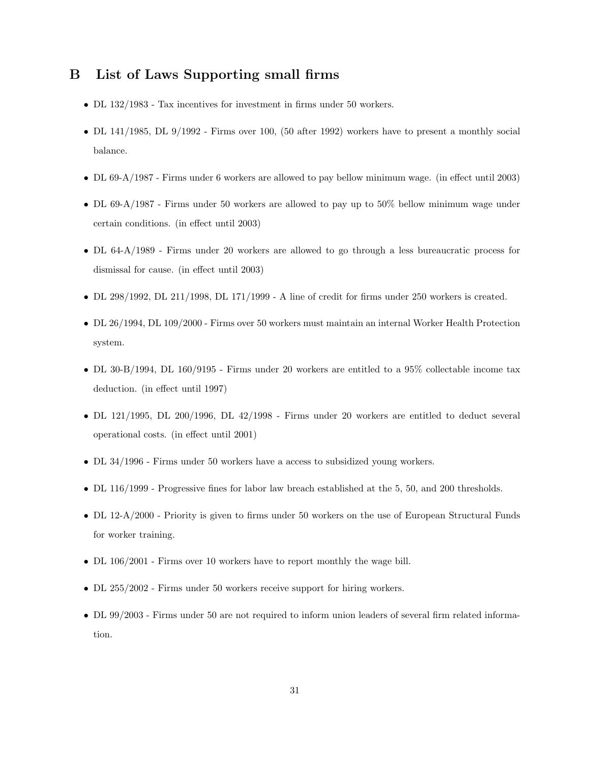# B List of Laws Supporting small firms

- DL 132/1983 - Tax incentives for investment in firms under 50 workers.
- DL 141/1985, DL 9/1992 - Firms over 100, (50 after 1992) workers have to present a monthly social balance.
- DL 69-A/1987 - Firms under 6 workers are allowed to pay bellow minimum wage. (in effect until 2003)
- DL 69-A/1987 - Firms under 50 workers are allowed to pay up to 50% bellow minimum wage under certain conditions. (in effect until 2003)
- DL 64-A/1989 - Firms under 20 workers are allowed to go through a less bureaucratic process for dismissal for cause. (in effect until 2003)
- DL 298/1992, DL 211/1998, DL 171/1999 - A line of credit for firms under 250 workers is created.
- DL 26/1994, DL 109/2000 - Firms over 50 workers must maintain an internal Worker Health Protection system.
- DL 30-B/1994, DL 160/9195 - Firms under 20 workers are entitled to a 95% collectable income tax deduction. (in effect until 1997)
- DL 121/1995, DL 200/1996, DL 42/1998 - Firms under 20 workers are entitled to deduct several operational costs. (in effect until 2001)
- DL 34/1996 - Firms under 50 workers have a access to subsidized young workers.
- DL 116/1999 - Progressive fines for labor law breach established at the 5, 50, and 200 thresholds.
- DL 12-A/2000 - Priority is given to firms under 50 workers on the use of European Structural Funds for worker training.
- DL 106/2001 - Firms over 10 workers have to report monthly the wage bill.
- DL 255/2002 - Firms under 50 workers receive support for hiring workers.
- DL 99/2003 - Firms under 50 are not required to inform union leaders of several firm related information.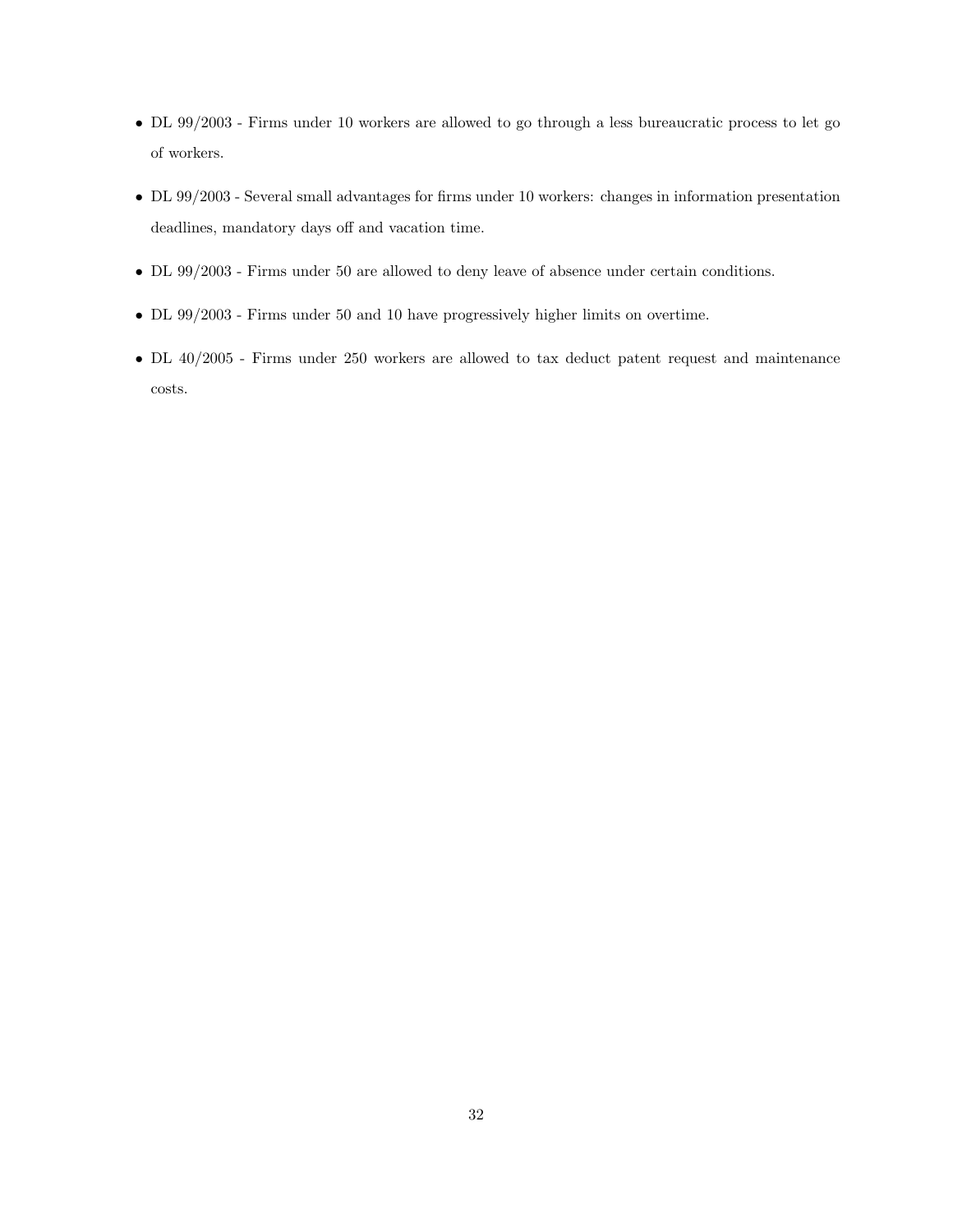- DL 99/2003 - Firms under 10 workers are allowed to go through a less bureaucratic process to let go of workers.
- DL 99/2003 - Several small advantages for firms under 10 workers: changes in information presentation deadlines, mandatory days off and vacation time.
- DL 99/2003 - Firms under 50 are allowed to deny leave of absence under certain conditions.
- DL 99/2003 - Firms under 50 and 10 have progressively higher limits on overtime.
- DL 40/2005 - Firms under 250 workers are allowed to tax deduct patent request and maintenance costs.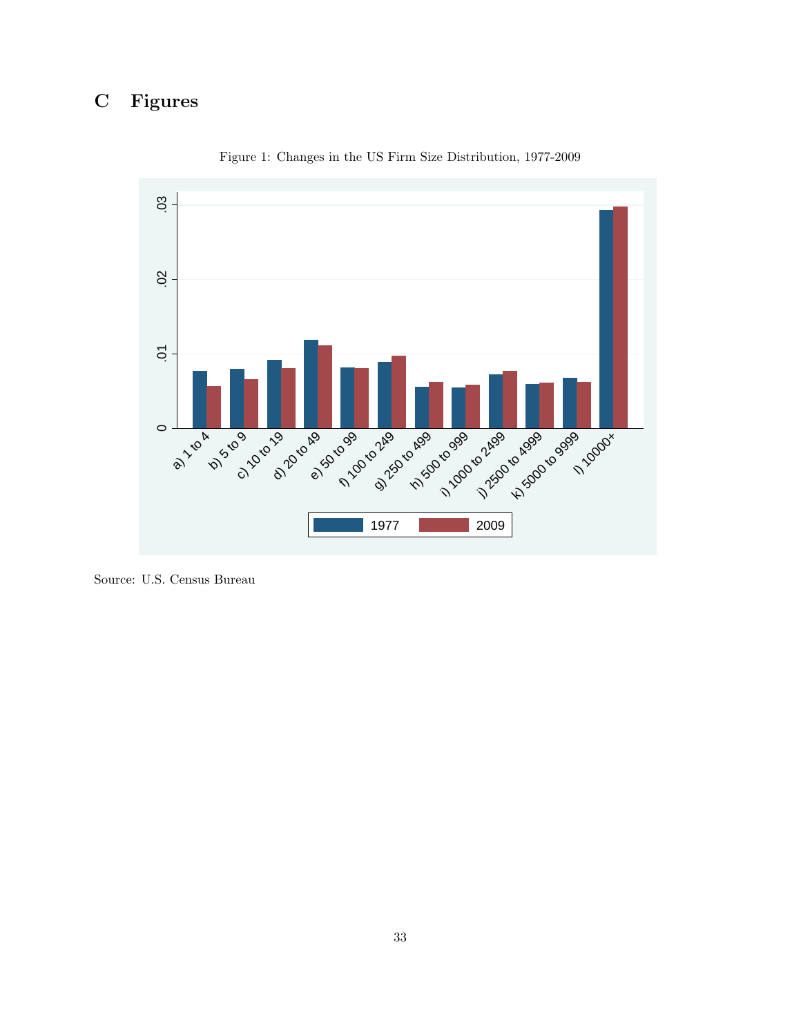# C Figures

Figure 1: Changes in the US Firm Size Distribution, 1977-2009

Source: U.S. Census Bureau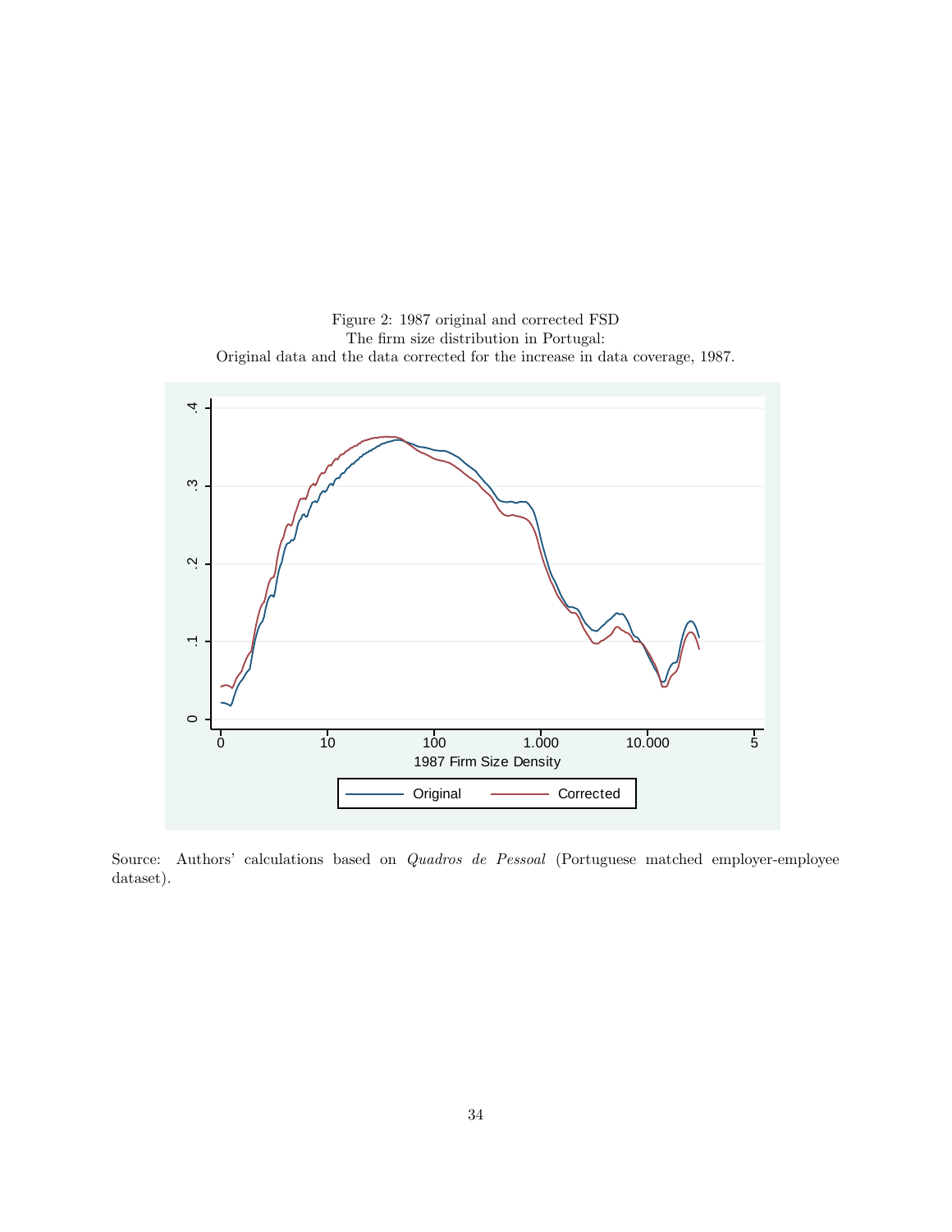Figure 2: 1987 original and corrected FSD

The firm size distribution in Portugal:
Original data and the data corrected for the increase in data coverage, 1987.

Source: Authors' calculations based on *Quadros de Pessoal* (Portuguese matched employer-employee dataset).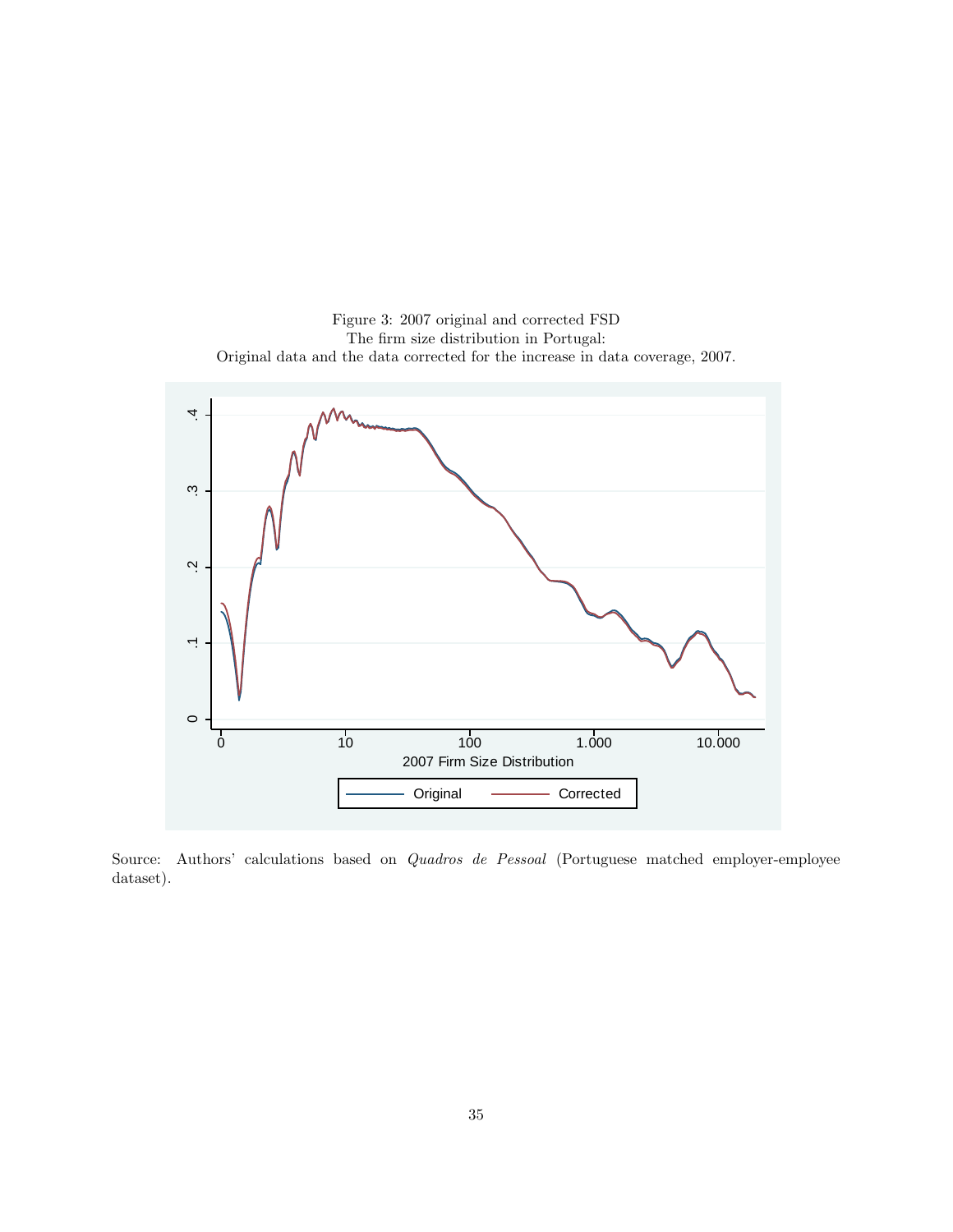Figure 3: 2007 original and corrected FSD
The firm size distribution in Portugal:
Original data and the data corrected for the increase in data coverage, 2007.

Source: Authors' calculations based on *Quadros de Pessoal* (Portuguese matched employer-employee dataset).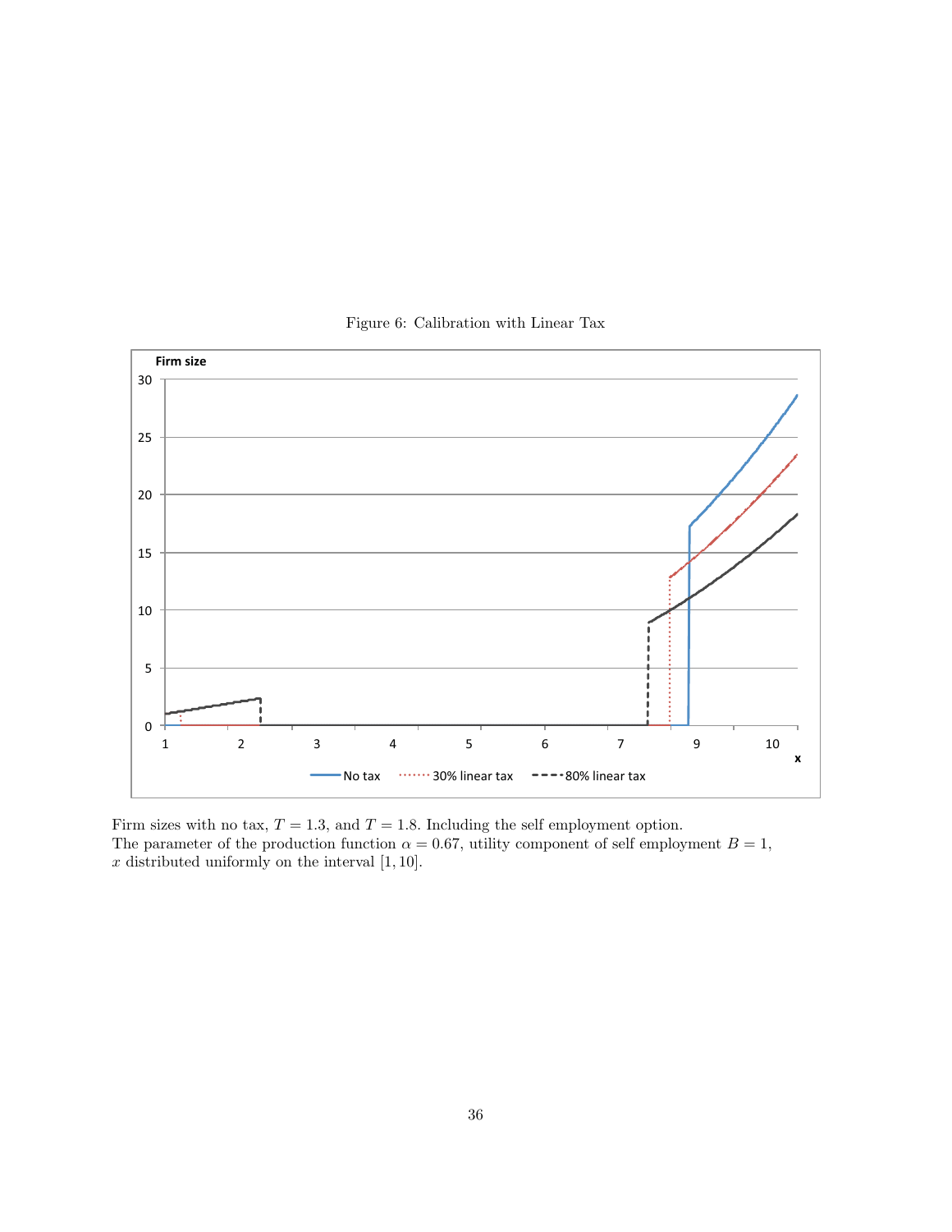Figure 6: Calibration with Linear Tax

Firm sizes with no tax, $T = 1.3$, and $T = 1.8$. Including the self employment option.
The parameter of the production function $\alpha = 0.67$, utility component of self employment $B = 1$, $x$ distributed uniformly on the interval $[1, 10]$.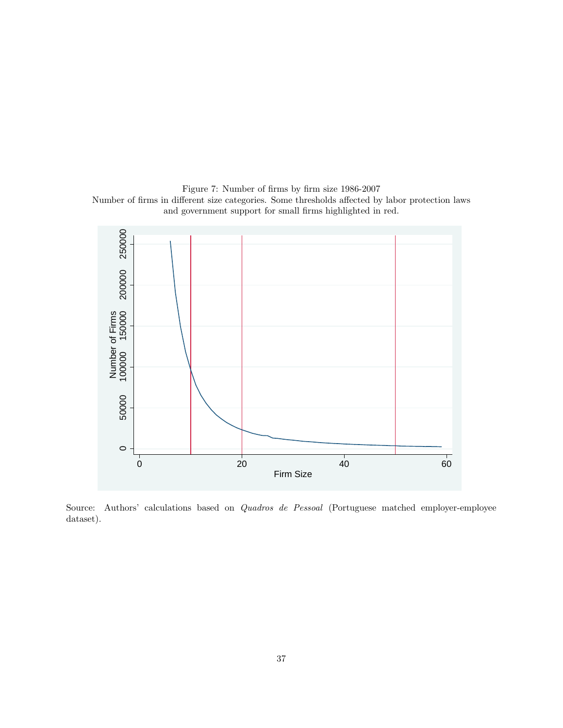Figure 7: Number of firms by firm size 1986-2007

Number of firms in different size categories. Some thresholds affected by labor protection laws and government support for small firms highlighted in red.

Source: Authors' calculations based on *Quadros de Pessoal* (Portuguese matched employer-employee dataset).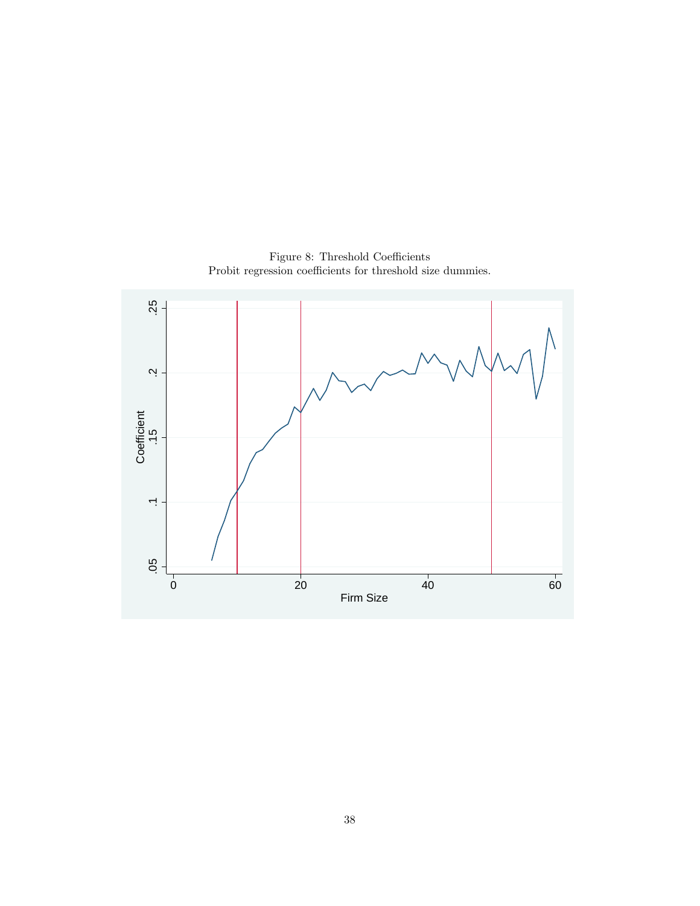Figure 8: Threshold Coefficients
Probit regression coefficients for threshold size dummies.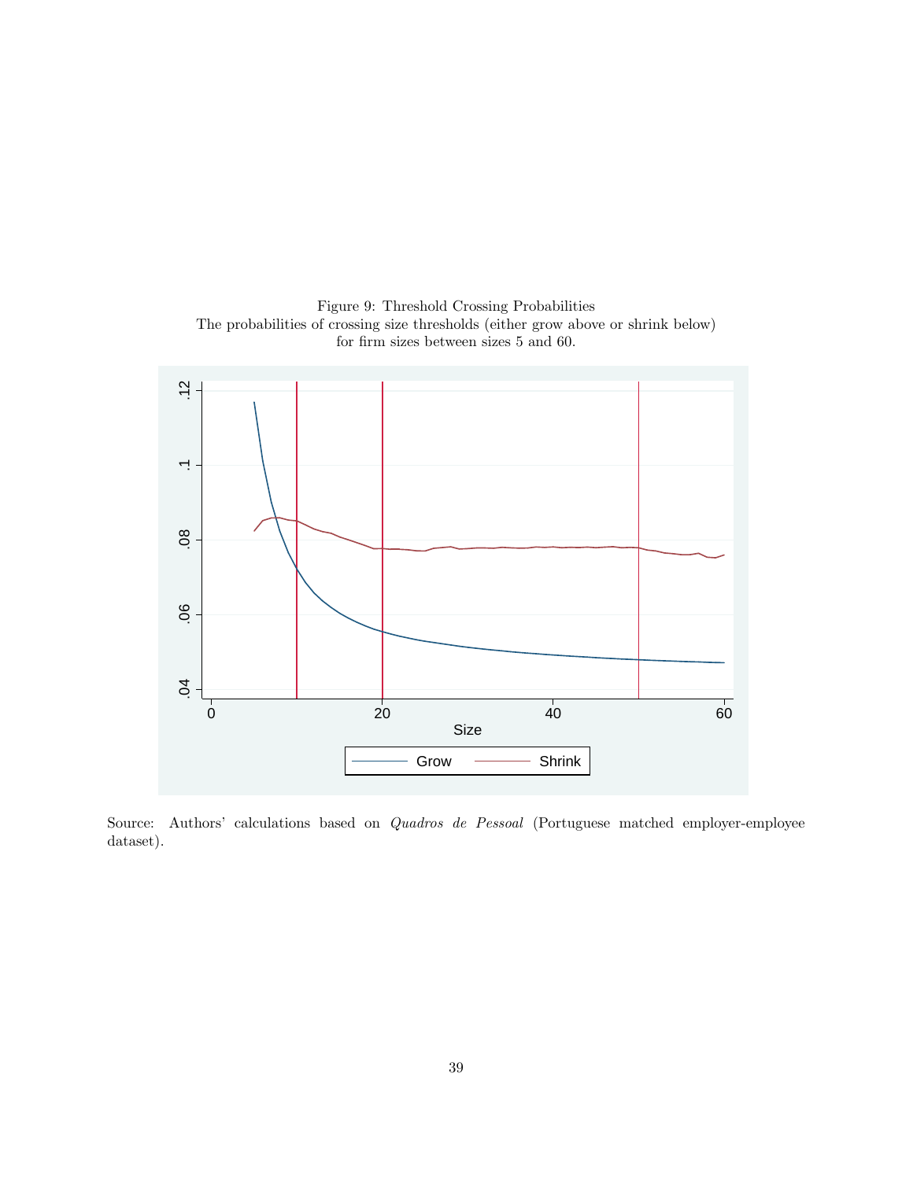Figure 9: Threshold Crossing Probabilities
The probabilities of crossing size thresholds (either grow above or shrink below) for firm sizes between sizes 5 and 60.

Source: Authors' calculations based on *Quadros de Pessoal* (Portuguese matched employer-employee dataset).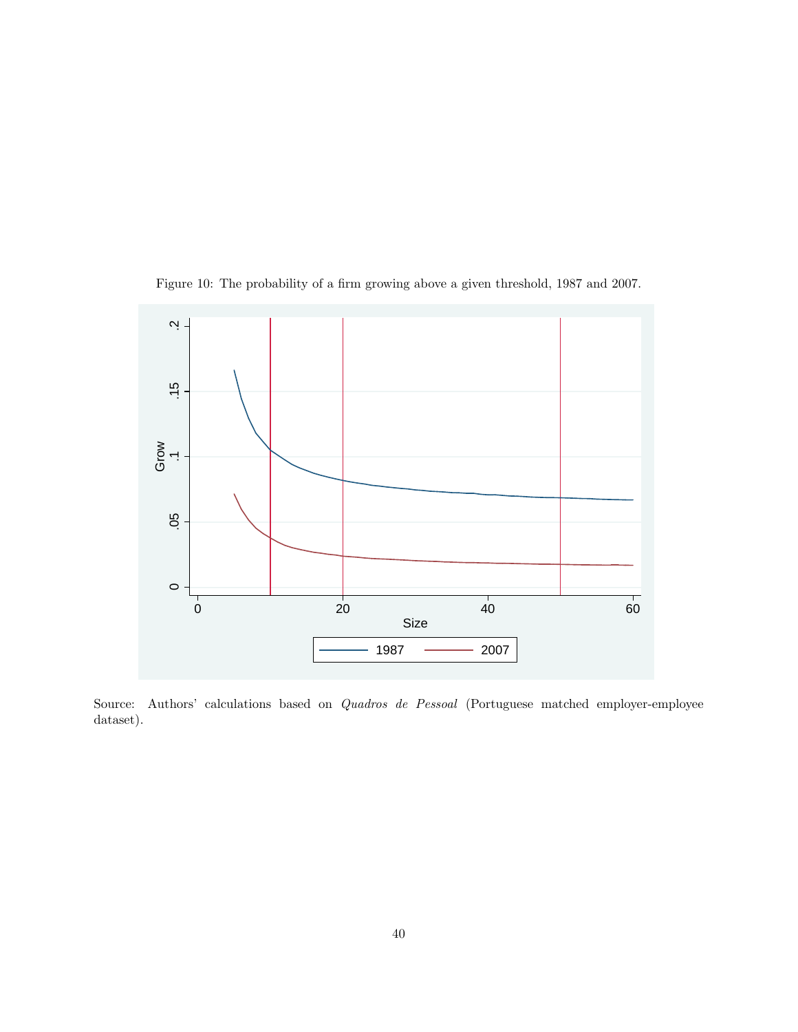Figure 10: The probability of a firm growing above a given threshold, 1987 and 2007.

Source: Authors' calculations based on *Quadros de Pessoal* (Portuguese matched employer-employee dataset).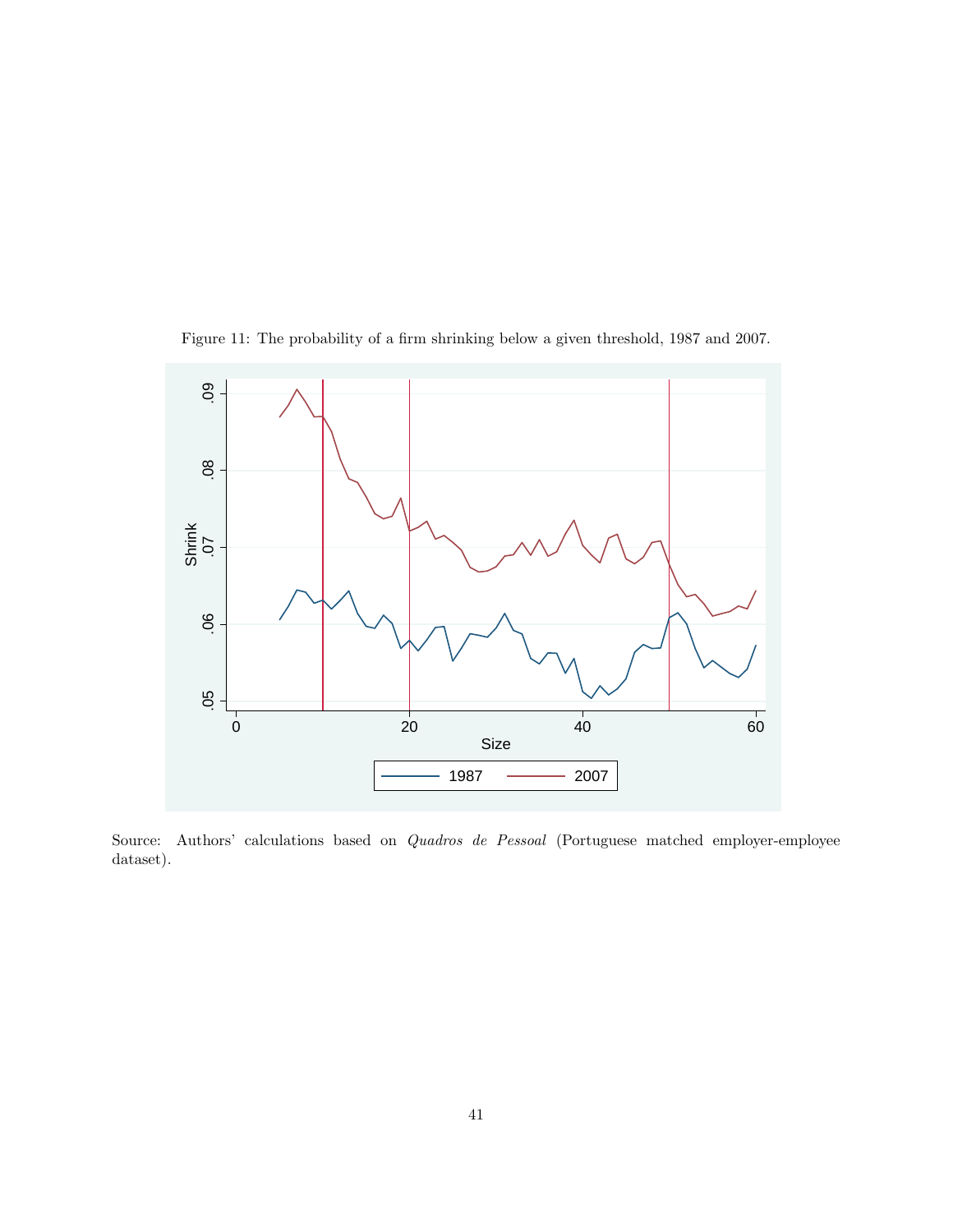Figure 11: The probability of a firm shrinking below a given threshold, 1987 and 2007.

Source: Authors' calculations based on *Quadros de Pessoal* (Portuguese matched employer-employee dataset).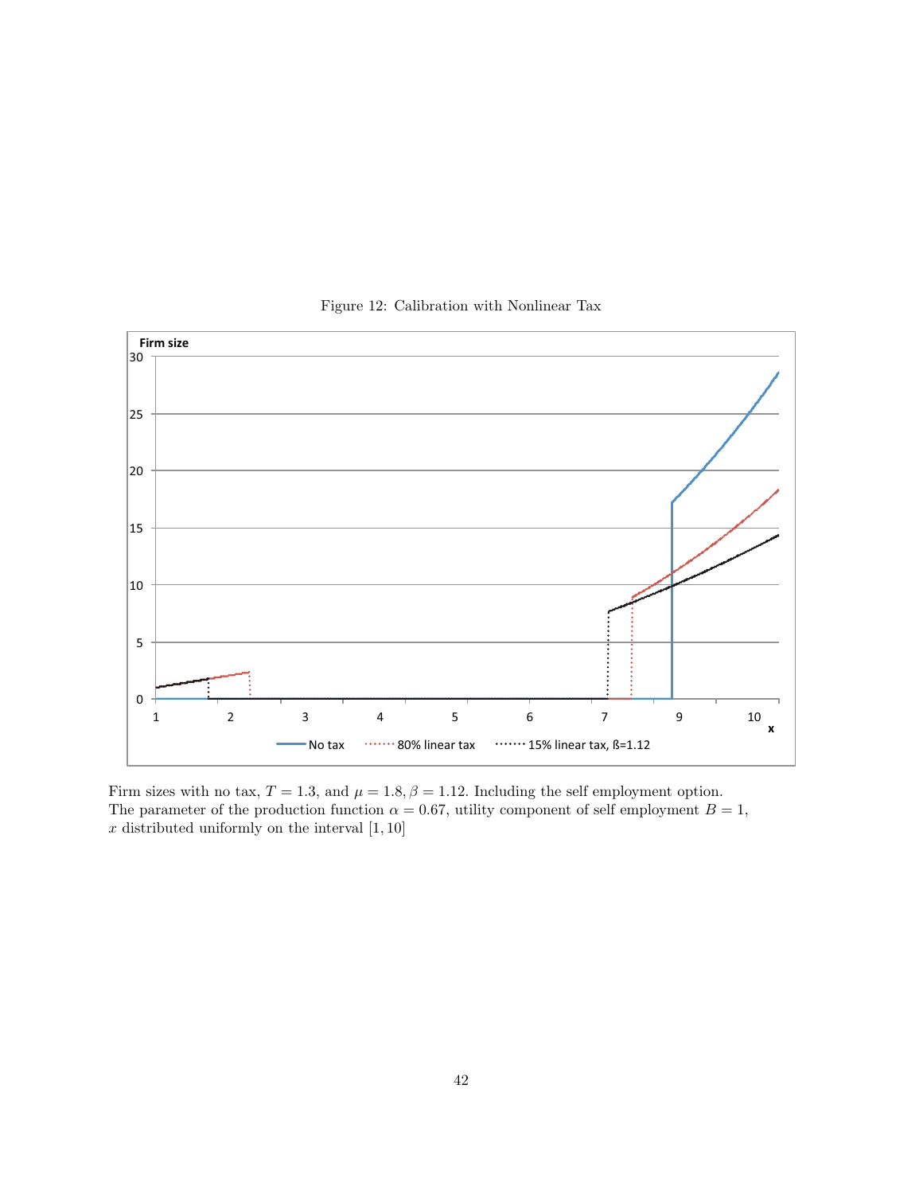Figure 12: Calibration with Nonlinear Tax

Firm sizes with no tax, $T = 1.3$, and $\mu = 1.8, \beta = 1.12$. Including the self employment option. The parameter of the production function $\alpha = 0.67$, utility component of self employment $B = 1$, $x$ distributed uniformly on the interval $[1, 10]$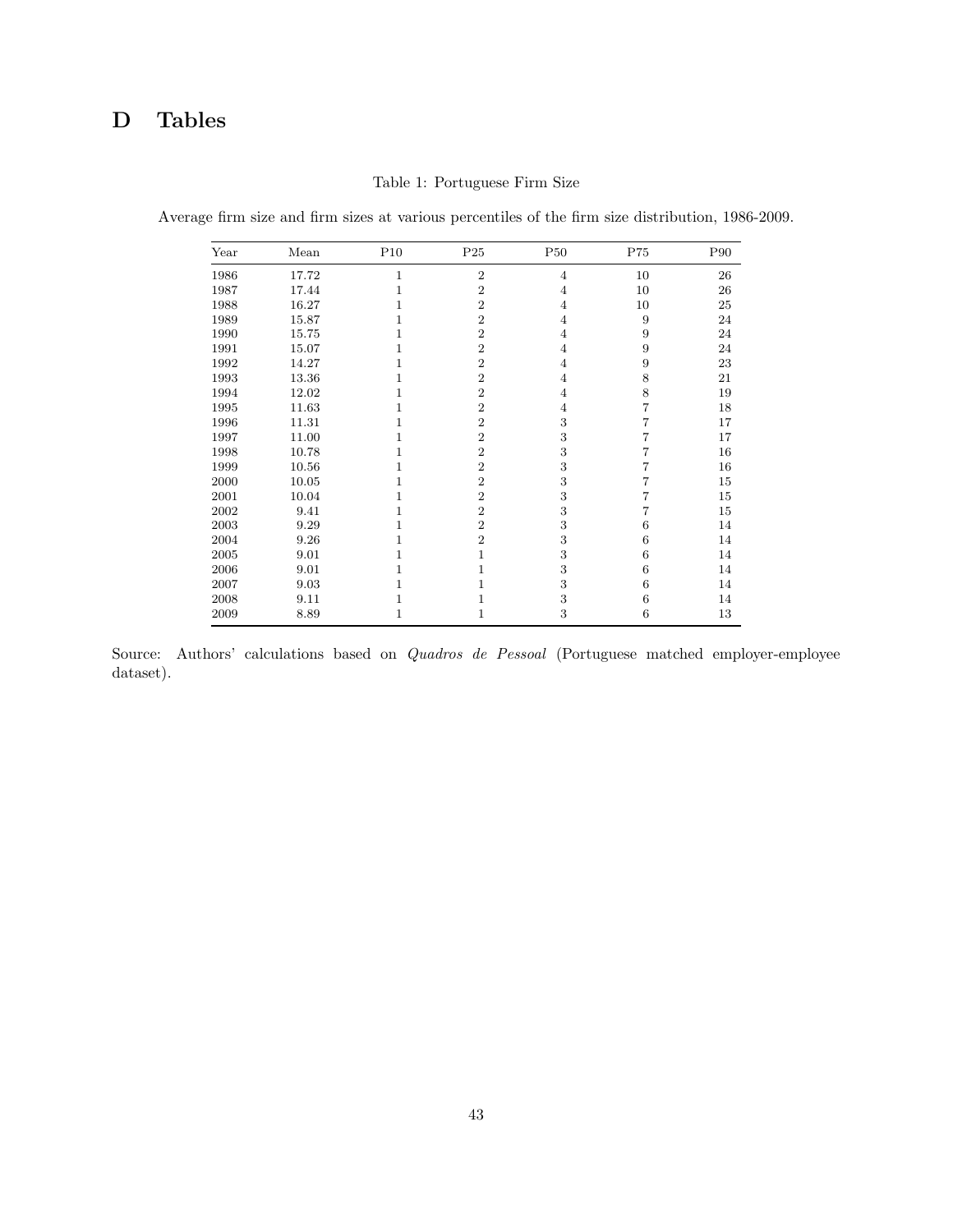# D Tables

Table 1: Portuguese Firm Size

Average firm size and firm sizes at various percentiles of the firm size distribution, 1986-2009.

| Year | Mean | P10 | P25 | P50 | P75 | P90 |
|---|---|---|---|---|---|---|
| 1986 | 17.72 | 1 | 2 | 4 | 10 | 26 |
| 1987 | 17.44 | 1 | 2 | 4 | 10 | 26 |
| 1988 | 16.27 | 1 | 2 | 4 | 10 | 25 |
| 1989 | 15.87 | 1 | 2 | 4 | 9 | 24 |
| 1990 | 15.75 | 1 | 2 | 4 | 9 | 24 |
| 1991 | 15.07 | 1 | 2 | 4 | 9 | 24 |
| 1992 | 14.27 | 1 | 2 | 4 | 9 | 23 |
| 1993 | 13.36 | 1 | 2 | 4 | 8 | 21 |
| 1994 | 12.02 | 1 | 2 | 4 | 8 | 19 |
| 1995 | 11.63 | 1 | 2 | 4 | 7 | 18 |
| 1996 | 11.31 | 1 | 2 | 3 | 7 | 17 |
| 1997 | 11.00 | 1 | 2 | 3 | 7 | 17 |
| 1998 | 10.78 | 1 | 2 | 3 | 7 | 16 |
| 1999 | 10.56 | 1 | 2 | 3 | 7 | 16 |
| 2000 | 10.05 | 1 | 2 | 3 | 7 | 15 |
| 2001 | 10.04 | 1 | 2 | 3 | 7 | 15 |
| 2002 | 9.41 | 1 | 2 | 3 | 7 | 15 |
| 2003 | 9.29 | 1 | 2 | 3 | 6 | 14 |
| 2004 | 9.26 | 1 | 2 | 3 | 6 | 14 |
| 2005 | 9.01 | 1 | 1 | 3 | 6 | 14 |
| 2006 | 9.01 | 1 | 1 | 3 | 6 | 14 |
| 2007 | 9.03 | 1 | 1 | 3 | 6 | 14 |
| 2008 | 9.11 | 1 | 1 | 3 | 6 | 14 |
| 2009 | 8.89 | 1 | 1 | 3 | 6 | 13 |

Source: Authors' calculations based on *Quadros de Pessoal* (Portuguese matched employer-employee dataset).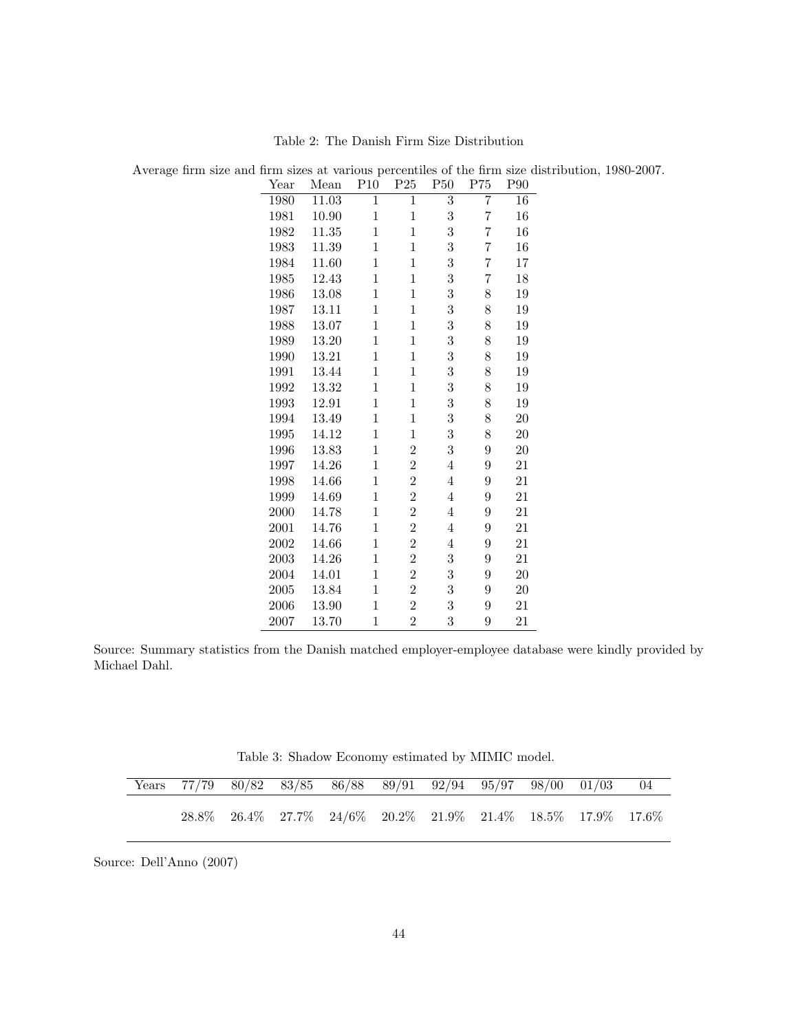Table 2: The Danish Firm Size Distribution

Average firm size and firm sizes at various percentiles of the firm size distribution, 1980-2007.

| Year | Mean | P10 | P25 | P50 | P75 | P90 |
|---|---|---|---|---|---|---|
| 1980 | 11.03 | 1 | 1 | 3 | 7 | 16 |
| 1981 | 10.90 | 1 | 1 | 3 | 7 | 16 |
| 1982 | 11.35 | 1 | 1 | 3 | 7 | 16 |
| 1983 | 11.39 | 1 | 1 | 3 | 7 | 16 |
| 1984 | 11.60 | 1 | 1 | 3 | 7 | 17 |
| 1985 | 12.43 | 1 | 1 | 3 | 7 | 18 |
| 1986 | 13.08 | 1 | 1 | 3 | 8 | 19 |
| 1987 | 13.11 | 1 | 1 | 3 | 8 | 19 |
| 1988 | 13.07 | 1 | 1 | 3 | 8 | 19 |
| 1989 | 13.20 | 1 | 1 | 3 | 8 | 19 |
| 1990 | 13.21 | 1 | 1 | 3 | 8 | 19 |
| 1991 | 13.44 | 1 | 1 | 3 | 8 | 19 |
| 1992 | 13.32 | 1 | 1 | 3 | 8 | 19 |
| 1993 | 12.91 | 1 | 1 | 3 | 8 | 19 |
| 1994 | 13.49 | 1 | 1 | 3 | 8 | 20 |
| 1995 | 14.12 | 1 | 1 | 3 | 8 | 20 |
| 1996 | 13.83 | 1 | 2 | 3 | 9 | 20 |
| 1997 | 14.26 | 1 | 2 | 4 | 9 | 21 |
| 1998 | 14.66 | 1 | 2 | 4 | 9 | 21 |
| 1999 | 14.69 | 1 | 2 | 4 | 9 | 21 |
| 2000 | 14.78 | 1 | 2 | 4 | 9 | 21 |
| 2001 | 14.76 | 1 | 2 | 4 | 9 | 21 |
| 2002 | 14.66 | 1 | 2 | 4 | 9 | 21 |
| 2003 | 14.26 | 1 | 2 | 3 | 9 | 21 |
| 2004 | 14.01 | 1 | 2 | 3 | 9 | 20 |
| 2005 | 13.84 | 1 | 2 | 3 | 9 | 20 |
| 2006 | 13.90 | 1 | 2 | 3 | 9 | 21 |
| 2007 | 13.70 | 1 | 2 | 3 | 9 | 21 |

Source: Summary statistics from the Danish matched employer-employee database were kindly provided by Michael Dahl.

Table 3: Shadow Economy estimated by MIMIC model.

| Years | 77/79 | 80/82 | 83/85 | 86/88 | 89/91 | 92/94 | 95/97 | 98/00 | 01/03 | 04 |
|---|---|---|---|---|---|---|---|---|---|---|
| | 28.8% | 26.4% | 27.7% | 24/6% | 20.2% | 21.9% | 21.4% | 18.5% | 17.9% | 17.6% |

Source: Dell'Anno (2007)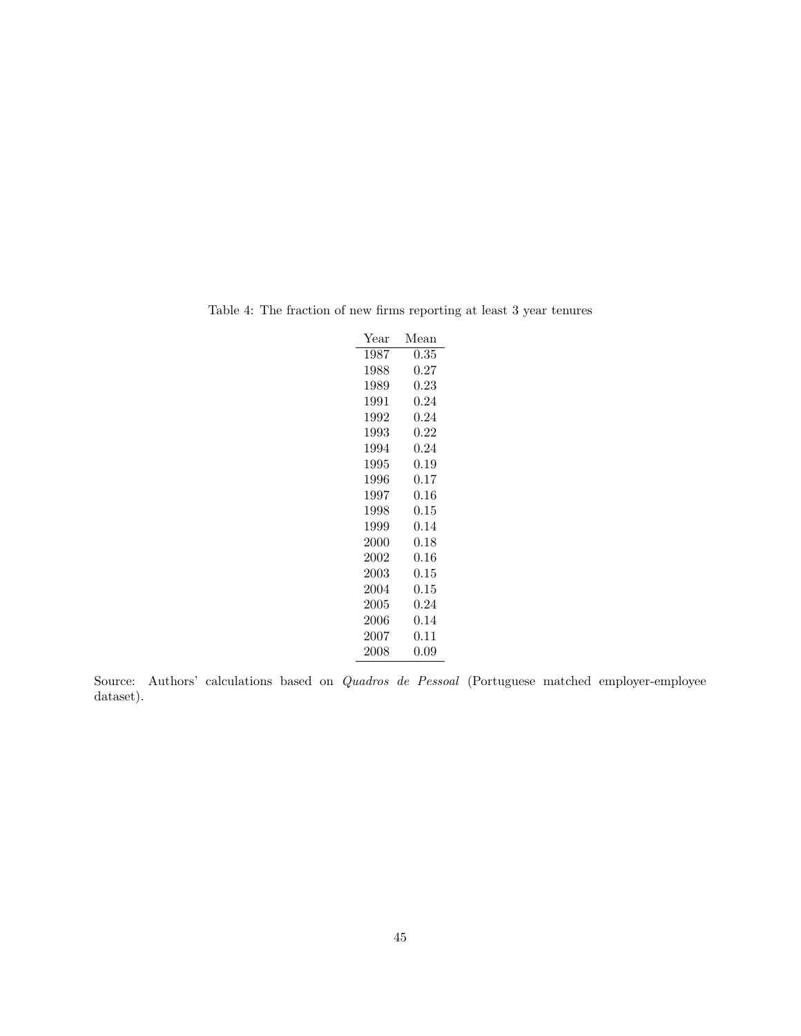Table 4: The fraction of new firms reporting at least 3 year tenures

| Year | Mean |
|---|---|
| 1987 | 0.35 |
| 1988 | 0.27 |
| 1989 | 0.23 |
| 1991 | 0.24 |
| 1992 | 0.24 |
| 1993 | 0.22 |
| 1994 | 0.24 |
| 1995 | 0.19 |
| 1996 | 0.17 |
| 1997 | 0.16 |
| 1998 | 0.15 |
| 1999 | 0.14 |
| 2000 | 0.18 |
| 2002 | 0.16 |
| 2003 | 0.15 |
| 2004 | 0.15 |
| 2005 | 0.24 |
| 2006 | 0.14 |
| 2007 | 0.11 |
| 2008 | 0.09 |

Source: Authors' calculations based on *Quadros de Pessoal* (Portuguese matched employer-employee dataset).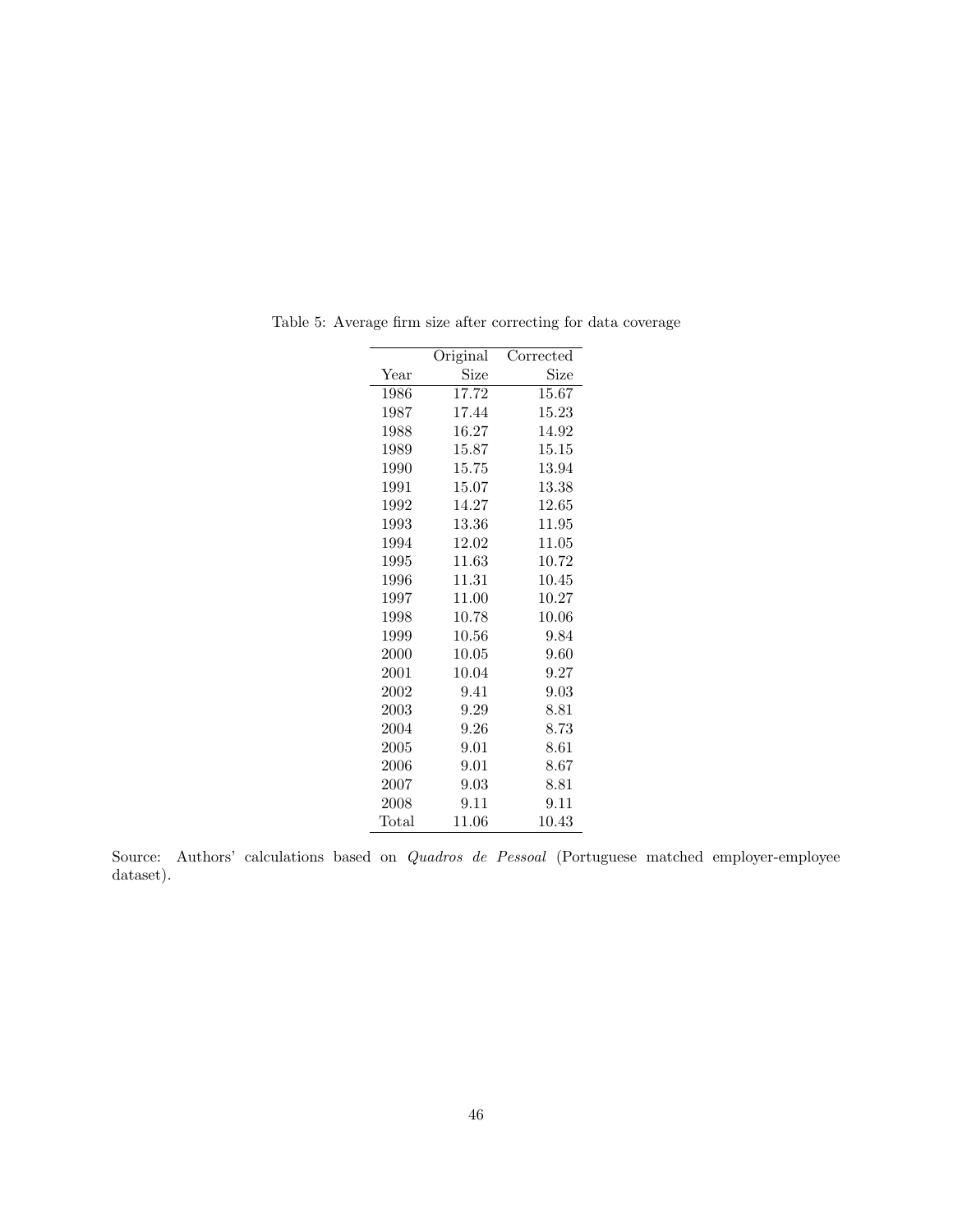Table 5: Average firm size after correcting for data coverage

| Year | Original Size | Corrected Size |
|---|---|---|
| 1986 | 17.72 | 15.67 |
| 1987 | 17.44 | 15.23 |
| 1988 | 16.27 | 14.92 |
| 1989 | 15.87 | 15.15 |
| 1990 | 15.75 | 13.94 |
| 1991 | 15.07 | 13.38 |
| 1992 | 14.27 | 12.65 |
| 1993 | 13.36 | 11.95 |
| 1994 | 12.02 | 11.05 |
| 1995 | 11.63 | 10.72 |
| 1996 | 11.31 | 10.45 |
| 1997 | 11.00 | 10.27 |
| 1998 | 10.78 | 10.06 |
| 1999 | 10.56 | 9.84 |
| 2000 | 10.05 | 9.60 |
| 2001 | 10.04 | 9.27 |
| 2002 | 9.41 | 9.03 |
| 2003 | 9.29 | 8.81 |
| 2004 | 9.26 | 8.73 |
| 2005 | 9.01 | 8.61 |
| 2006 | 9.01 | 8.67 |
| 2007 | 9.03 | 8.81 |
| 2008 | 9.11 | 9.11 |
| Total | 11.06 | 10.43 |

Source: Authors' calculations based on *Quadros de Pessoal* (Portuguese matched employer-employee dataset).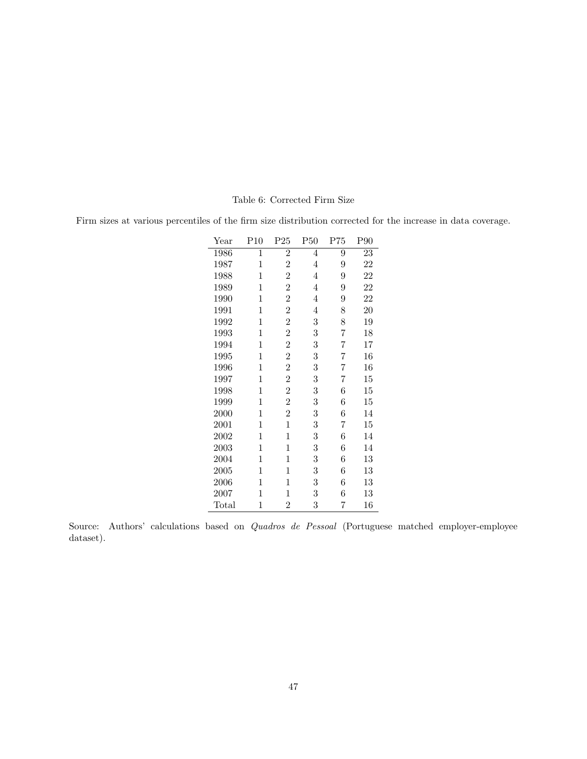Table 6: Corrected Firm Size

Firm sizes at various percentiles of the firm size distribution corrected for the increase in data coverage.

| Year | P10 | P25 | P50 | P75 | P90 |
|---|---|---|---|---|---|
| 1986 | 1 | 2 | 4 | 9 | 23 |
| 1987 | 1 | 2 | 4 | 9 | 22 |
| 1988 | 1 | 2 | 4 | 9 | 22 |
| 1989 | 1 | 2 | 4 | 9 | 22 |
| 1990 | 1 | 2 | 4 | 9 | 22 |
| 1991 | 1 | 2 | 4 | 8 | 20 |
| 1992 | 1 | 2 | 3 | 8 | 19 |
| 1993 | 1 | 2 | 3 | 7 | 18 |
| 1994 | 1 | 2 | 3 | 7 | 17 |
| 1995 | 1 | 2 | 3 | 7 | 16 |
| 1996 | 1 | 2 | 3 | 7 | 16 |
| 1997 | 1 | 2 | 3 | 7 | 15 |
| 1998 | 1 | 2 | 3 | 6 | 15 |
| 1999 | 1 | 2 | 3 | 6 | 15 |
| 2000 | 1 | 2 | 3 | 6 | 14 |
| 2001 | 1 | 1 | 3 | 7 | 15 |
| 2002 | 1 | 1 | 3 | 6 | 14 |
| 2003 | 1 | 1 | 3 | 6 | 14 |
| 2004 | 1 | 1 | 3 | 6 | 13 |
| 2005 | 1 | 1 | 3 | 6 | 13 |
| 2006 | 1 | 1 | 3 | 6 | 13 |
| 2007 | 1 | 1 | 3 | 6 | 13 |
| Total | 1 | 2 | 3 | 7 | 16 |

Source: Authors' calculations based on *Quadros de Pessoal* (Portuguese matched employer-employee dataset).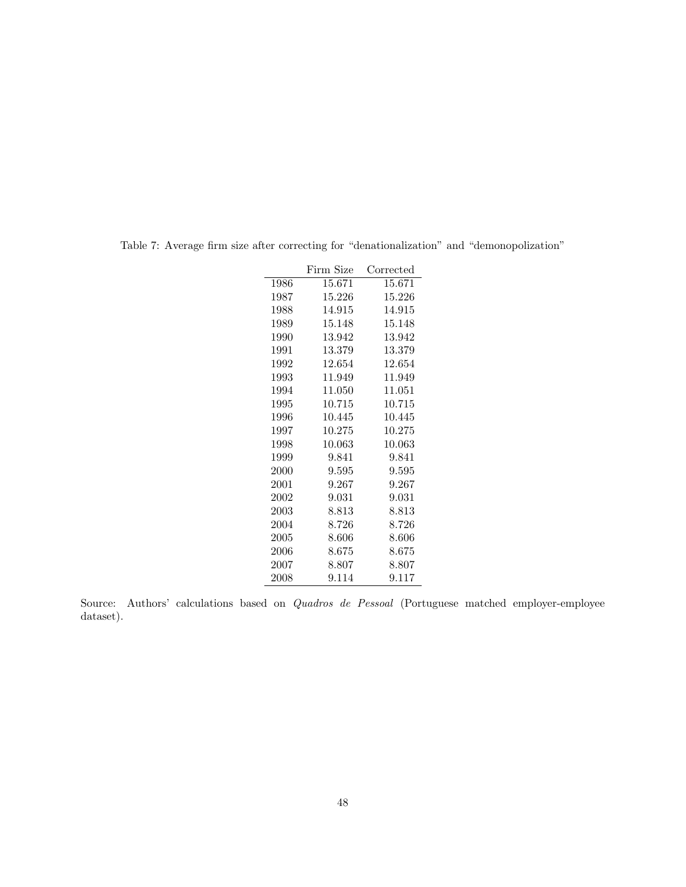Table 7: Average firm size after correcting for "denationalization" and "demonopolization"

| | Firm Size | Corrected |
|---|---|---|
| 1986 | 15.671 | 15.671 |
| 1987 | 15.226 | 15.226 |
| 1988 | 14.915 | 14.915 |
| 1989 | 15.148 | 15.148 |
| 1990 | 13.942 | 13.942 |
| 1991 | 13.379 | 13.379 |
| 1992 | 12.654 | 12.654 |
| 1993 | 11.949 | 11.949 |
| 1994 | 11.050 | 11.051 |
| 1995 | 10.715 | 10.715 |
| 1996 | 10.445 | 10.445 |
| 1997 | 10.275 | 10.275 |
| 1998 | 10.063 | 10.063 |
| 1999 | 9.841 | 9.841 |
| 2000 | 9.595 | 9.595 |
| 2001 | 9.267 | 9.267 |
| 2002 | 9.031 | 9.031 |
| 2003 | 8.813 | 8.813 |
| 2004 | 8.726 | 8.726 |
| 2005 | 8.606 | 8.606 |
| 2006 | 8.675 | 8.675 |
| 2007 | 8.807 | 8.807 |
| 2008 | 9.114 | 9.117 |

Source: Authors' calculations based on *Quadros de Pessoal* (Portuguese matched employer-employee dataset).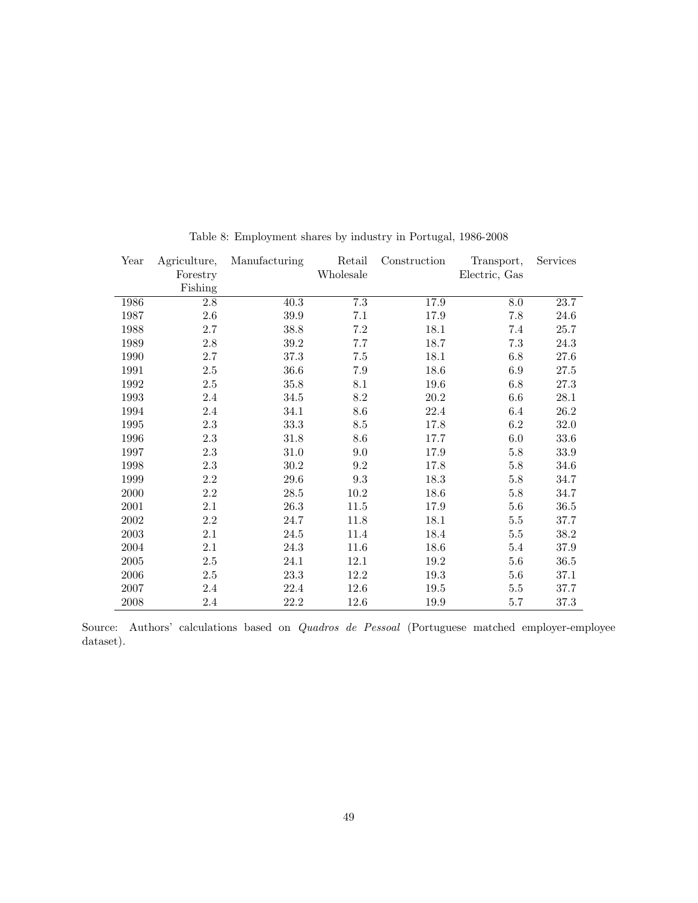Table 8: Employment shares by industry in Portugal, 1986-2008

| Year | Agriculture, Forestry Fishing | Manufacturing | Retail Wholesale | Construction | Transport, Electric, Gas | Services |
|---|---|---|---|---|---|---|
| 1986 | 2.8 | 40.3 | 7.3 | 17.9 | 8.0 | 23.7 |
| 1987 | 2.6 | 39.9 | 7.1 | 17.9 | 7.8 | 24.6 |
| 1988 | 2.7 | 38.8 | 7.2 | 18.1 | 7.4 | 25.7 |
| 1989 | 2.8 | 39.2 | 7.7 | 18.7 | 7.3 | 24.3 |
| 1990 | 2.7 | 37.3 | 7.5 | 18.1 | 6.8 | 27.6 |
| 1991 | 2.5 | 36.6 | 7.9 | 18.6 | 6.9 | 27.5 |
| 1992 | 2.5 | 35.8 | 8.1 | 19.6 | 6.8 | 27.3 |
| 1993 | 2.4 | 34.5 | 8.2 | 20.2 | 6.6 | 28.1 |
| 1994 | 2.4 | 34.1 | 8.6 | 22.4 | 6.4 | 26.2 |
| 1995 | 2.3 | 33.3 | 8.5 | 17.8 | 6.2 | 32.0 |
| 1996 | 2.3 | 31.8 | 8.6 | 17.7 | 6.0 | 33.6 |
| 1997 | 2.3 | 31.0 | 9.0 | 17.9 | 5.8 | 33.9 |
| 1998 | 2.3 | 30.2 | 9.2 | 17.8 | 5.8 | 34.6 |
| 1999 | 2.2 | 29.6 | 9.3 | 18.3 | 5.8 | 34.7 |
| 2000 | 2.2 | 28.5 | 10.2 | 18.6 | 5.8 | 34.7 |
| 2001 | 2.1 | 26.3 | 11.5 | 17.9 | 5.6 | 36.5 |
| 2002 | 2.2 | 24.7 | 11.8 | 18.1 | 5.5 | 37.7 |
| 2003 | 2.1 | 24.5 | 11.4 | 18.4 | 5.5 | 38.2 |
| 2004 | 2.1 | 24.3 | 11.6 | 18.6 | 5.4 | 37.9 |
| 2005 | 2.5 | 24.1 | 12.1 | 19.2 | 5.6 | 36.5 |
| 2006 | 2.5 | 23.3 | 12.2 | 19.3 | 5.6 | 37.1 |
| 2007 | 2.4 | 22.4 | 12.6 | 19.5 | 5.5 | 37.7 |
| 2008 | 2.4 | 22.2 | 12.6 | 19.9 | 5.7 | 37.3 |

Source: Authors' calculations based on *Quadros de Pessoal* (Portuguese matched employer-employee dataset).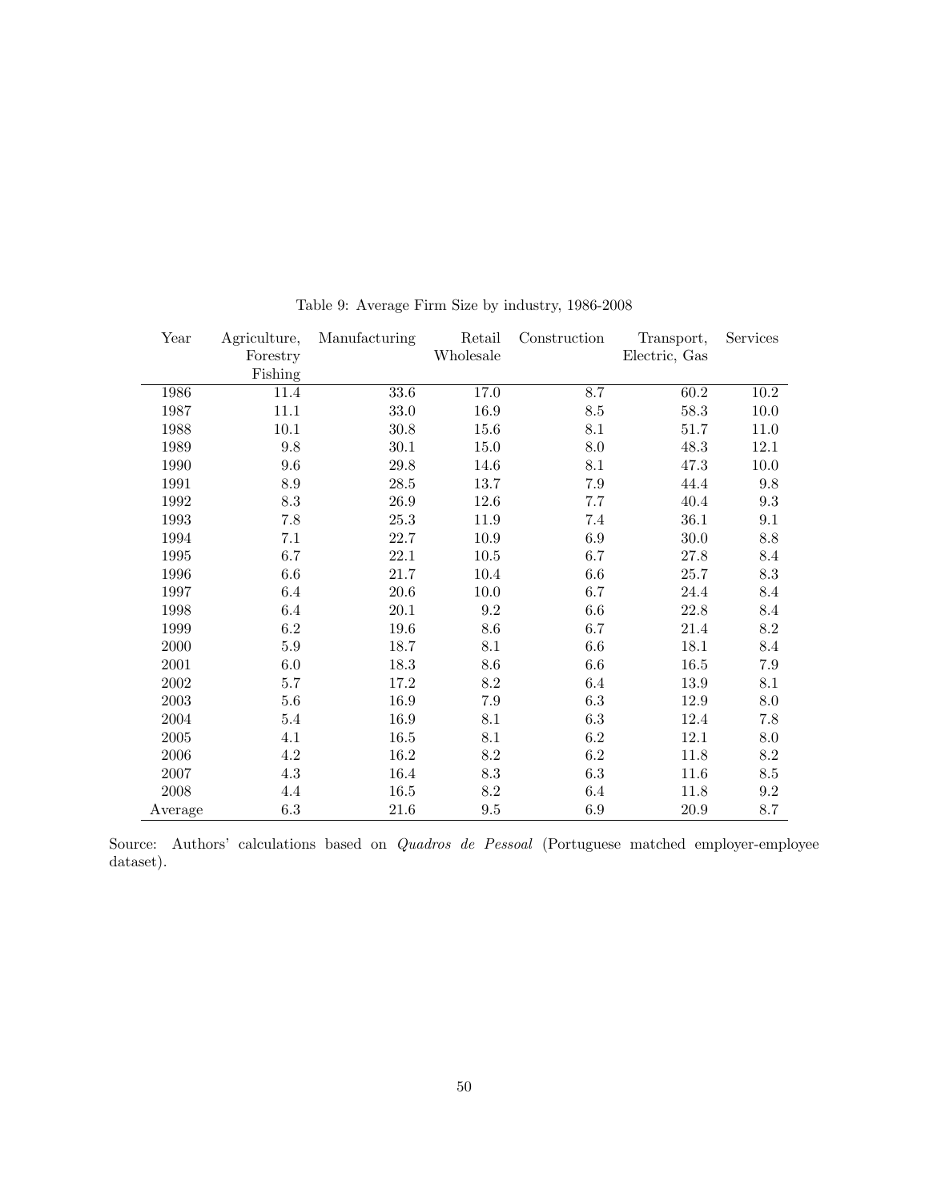Table 9: Average Firm Size by industry, 1986-2008

| Year | Agriculture, Forestry Fishing | Manufacturing | Retail Wholesale | Construction | Transport, Electric, Gas | Services |
|---|---|---|---|---|---|---|
| 1986 | 11.4 | 33.6 | 17.0 | 8.7 | 60.2 | 10.2 |
| 1987 | 11.1 | 33.0 | 16.9 | 8.5 | 58.3 | 10.0 |
| 1988 | 10.1 | 30.8 | 15.6 | 8.1 | 51.7 | 11.0 |
| 1989 | 9.8 | 30.1 | 15.0 | 8.0 | 48.3 | 12.1 |
| 1990 | 9.6 | 29.8 | 14.6 | 8.1 | 47.3 | 10.0 |
| 1991 | 8.9 | 28.5 | 13.7 | 7.9 | 44.4 | 9.8 |
| 1992 | 8.3 | 26.9 | 12.6 | 7.7 | 40.4 | 9.3 |
| 1993 | 7.8 | 25.3 | 11.9 | 7.4 | 36.1 | 9.1 |
| 1994 | 7.1 | 22.7 | 10.9 | 6.9 | 30.0 | 8.8 |
| 1995 | 6.7 | 22.1 | 10.5 | 6.7 | 27.8 | 8.4 |
| 1996 | 6.6 | 21.7 | 10.4 | 6.6 | 25.7 | 8.3 |
| 1997 | 6.4 | 20.6 | 10.0 | 6.7 | 24.4 | 8.4 |
| 1998 | 6.4 | 20.1 | 9.2 | 6.6 | 22.8 | 8.4 |
| 1999 | 6.2 | 19.6 | 8.6 | 6.7 | 21.4 | 8.2 |
| 2000 | 5.9 | 18.7 | 8.1 | 6.6 | 18.1 | 8.4 |
| 2001 | 6.0 | 18.3 | 8.6 | 6.6 | 16.5 | 7.9 |
| 2002 | 5.7 | 17.2 | 8.2 | 6.4 | 13.9 | 8.1 |
| 2003 | 5.6 | 16.9 | 7.9 | 6.3 | 12.9 | 8.0 |
| 2004 | 5.4 | 16.9 | 8.1 | 6.3 | 12.4 | 7.8 |
| 2005 | 4.1 | 16.5 | 8.1 | 6.2 | 12.1 | 8.0 |
| 2006 | 4.2 | 16.2 | 8.2 | 6.2 | 11.8 | 8.2 |
| 2007 | 4.3 | 16.4 | 8.3 | 6.3 | 11.6 | 8.5 |
| 2008 | 4.4 | 16.5 | 8.2 | 6.4 | 11.8 | 9.2 |
| Average | 6.3 | 21.6 | 9.5 | 6.9 | 20.9 | 8.7 |

Source: Authors' calculations based on *Quadros de Pessoal* (Portuguese matched employer-employee dataset).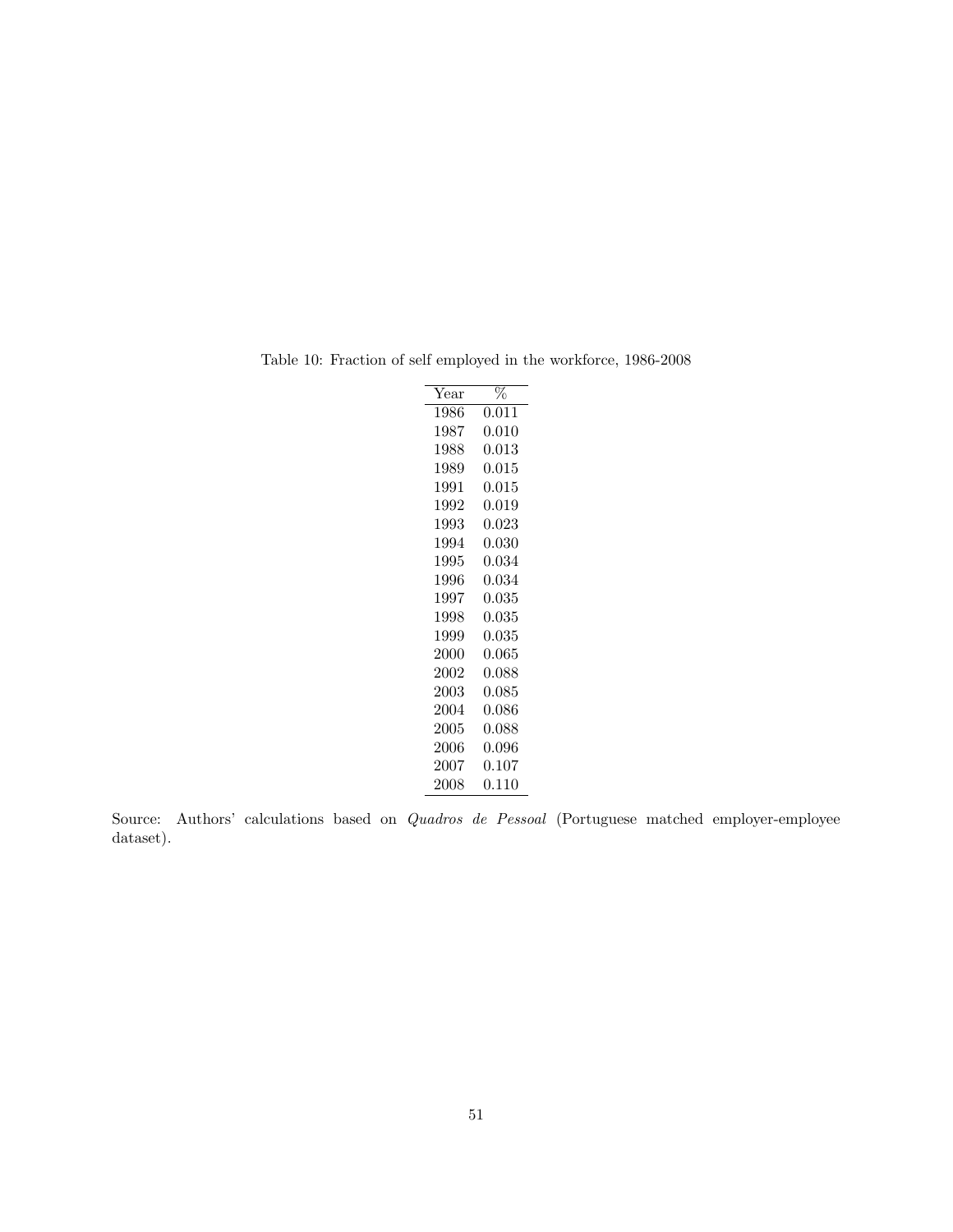Table 10: Fraction of self employed in the workforce, 1986-2008

| Year | % |
|---|---|
| 1986 | 0.011 |
| 1987 | 0.010 |
| 1988 | 0.013 |
| 1989 | 0.015 |
| 1991 | 0.015 |
| 1992 | 0.019 |
| 1993 | 0.023 |
| 1994 | 0.030 |
| 1995 | 0.034 |
| 1996 | 0.034 |
| 1997 | 0.035 |
| 1998 | 0.035 |
| 1999 | 0.035 |
| 2000 | 0.065 |
| 2002 | 0.088 |
| 2003 | 0.085 |
| 2004 | 0.086 |
| 2005 | 0.088 |
| 2006 | 0.096 |
| 2007 | 0.107 |
| 2008 | 0.110 |

Source: Authors' calculations based on *Quadros de Pessoal* (Portuguese matched employer-employee dataset).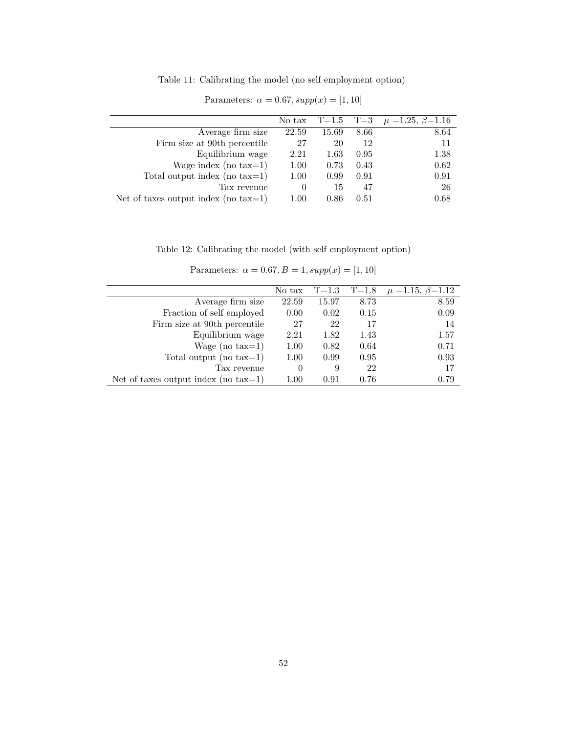Table 11: Calibrating the model (no self employment option)

Parameters: $\alpha = 0.67, supp(x) = [1, 10]$

| | No tax | T=1.5 | T=3 | $\mu$ =1.25, $\beta$=1.16 |
|---|---|---|---|---|
| Average firm size | 22.59 | 15.69 | 8.66 | 8.64 |
| Firm size at 90th percentile | 27 | 20 | 12 | 11 |
| Equilibrium wage | 2.21 | 1.63 | 0.95 | 1.38 |
| Wage index (no tax=1) | 1.00 | 0.73 | 0.43 | 0.62 |
| Total output index (no tax=1) | 1.00 | 0.99 | 0.91 | 0.91 |
| Tax revenue | 0 | 15 | 47 | 26 |
| Net of taxes output index (no tax=1) | 1.00 | 0.86 | 0.51 | 0.68 |

Table 12: Calibrating the model (with self employment option)

Parameters: $\alpha = 0.67, B = 1, supp(x) = [1, 10]$

| | No tax | T=1.3 | T=1.8 | $\mu$ =1.15, $\beta$=1.12 |
|---|---|---|---|---|
| Average firm size | 22.59 | 15.97 | 8.73 | 8.59 |
| Fraction of self employed | 0.00 | 0.02 | 0.15 | 0.09 |
| Firm size at 90th percentile | 27 | 22 | 17 | 14 |
| Equilibrium wage | 2.21 | 1.82 | 1.43 | 1.57 |
| Wage (no tax=1) | 1.00 | 0.82 | 0.64 | 0.71 |
| Total output (no tax=1) | 1.00 | 0.99 | 0.95 | 0.93 |
| Tax revenue | 0 | 9 | 22 | 17 |
| Net of taxes output index (no tax=1) | 1.00 | 0.91 | 0.76 | 0.79 |